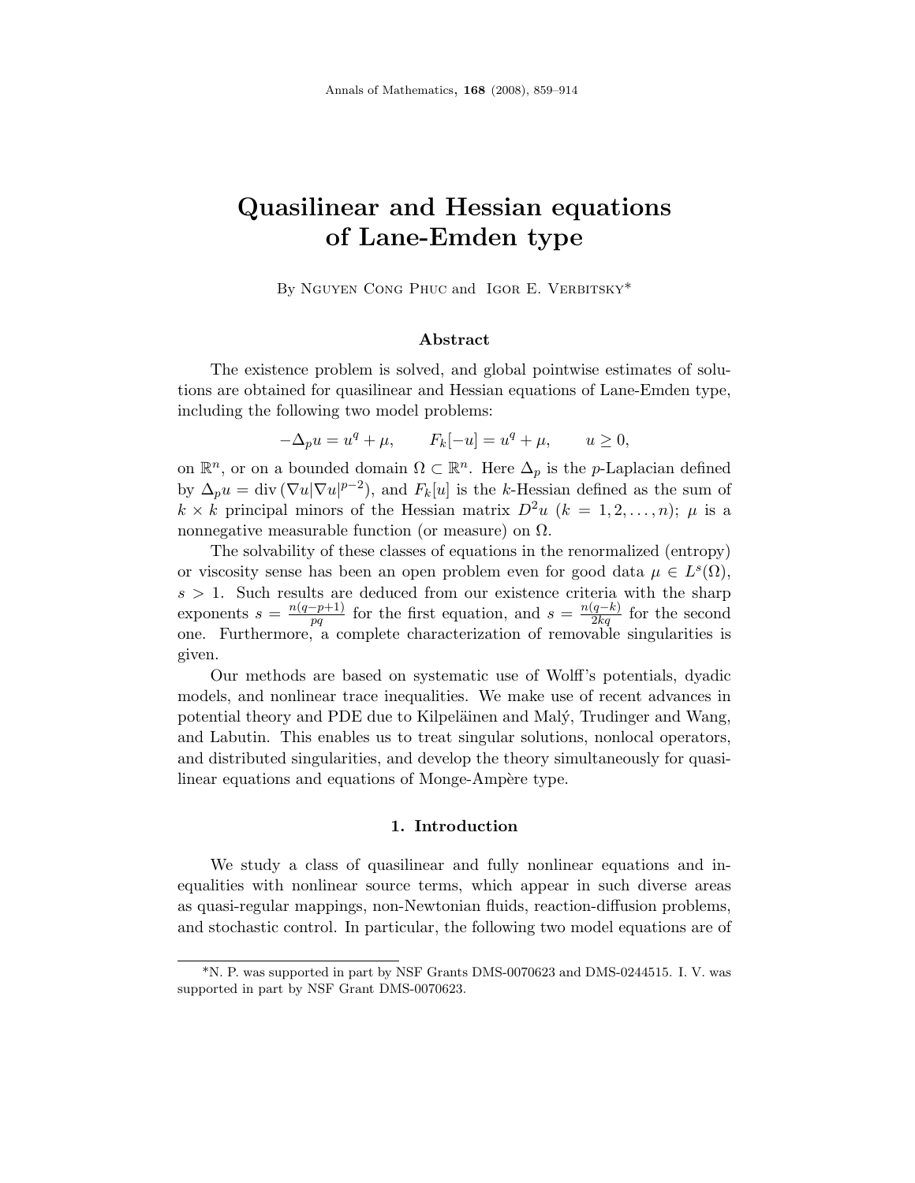# Quasilinear and Hessian equations of Lane-Emden type

By Nguyen Cong Phuc and Igor E. Verbitsky*

## Abstract

The existence problem is solved, and global pointwise estimates of solutions are obtained for quasilinear and Hessian equations of Lane-Emden type, including the following two model problems:

$$-\Delta_p u = u^q + \mu, \qquad F_k[-u] = u^q + \mu, \qquad u \geq 0,$$

on $\mathbb{R}^n$, or on a bounded domain $\Omega \subset \mathbb{R}^n$. Here $\Delta_p$ is the $p$-Laplacian defined by $\Delta_p u = \operatorname{div}(\nabla u |\nabla u|^{p-2})$, and $F_k[u]$ is the $k$-Hessian defined as the sum of $k \times k$ principal minors of the Hessian matrix $D^2 u$ ($k = 1, 2, \ldots, n$); $\mu$ is a nonnegative measurable function (or measure) on $\Omega$.

The solvability of these classes of equations in the renormalized (entropy) or viscosity sense has been an open problem even for good data $\mu \in L^s(\Omega)$, $s > 1$. Such results are deduced from our existence criteria with the sharp exponents $s = \frac{n(q-p+1)}{pq}$ for the first equation, and $s = \frac{n(q-k)}{2kq}$ for the second one. Furthermore, a complete characterization of removable singularities is given.

Our methods are based on systematic use of Wolff's potentials, dyadic models, and nonlinear trace inequalities. We make use of recent advances in potential theory and PDE due to Kilpeläinen and Malý, Trudinger and Wang, and Labutin. This enables us to treat singular solutions, nonlocal operators, and distributed singularities, and develop the theory simultaneously for quasilinear equations and equations of Monge-Ampère type.

## 1. Introduction

We study a class of quasilinear and fully nonlinear equations and inequalities with nonlinear source terms, which appear in such diverse areas as quasi-regular mappings, non-Newtonian fluids, reaction-diffusion problems, and stochastic control. In particular, the following two model equations are of

---

*N. P. was supported in part by NSF Grants DMS-0070623 and DMS-0244515. I. V. was supported in part by NSF Grant DMS-0070623.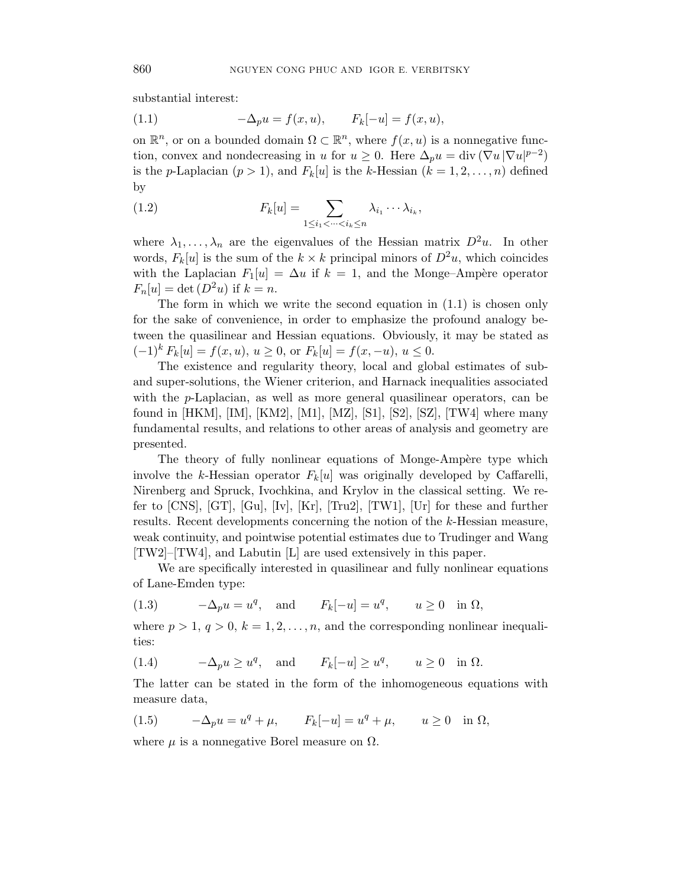substantial interest:

$$-\Delta_p u = f(x, u), \qquad F_k[-u] = f(x, u), \tag{1.1}$$

on $\mathbb{R}^n$, or on a bounded domain $\Omega \subset \mathbb{R}^n$, where $f(x, u)$ is a nonnegative function, convex and nondecreasing in $u$ for $u \geq 0$. Here $\Delta_p u = \operatorname{div}(\nabla u \, |\nabla u|^{p-2})$ is the $p$-Laplacian ($p > 1$), and $F_k[u]$ is the $k$-Hessian ($k = 1, 2, \ldots, n$) defined by

$$F_k[u] = \sum_{1 \leq i_1 < \cdots < i_k \leq n} \lambda_{i_1} \cdots \lambda_{i_k}, \tag{1.2}$$

where $\lambda_1, \ldots, \lambda_n$ are the eigenvalues of the Hessian matrix $D^2 u$. In other words, $F_k[u]$ is the sum of the $k \times k$ principal minors of $D^2 u$, which coincides with the Laplacian $F_1[u] = \Delta u$ if $k = 1$, and the Monge–Ampère operator $F_n[u] = \det(D^2 u)$ if $k = n$.

The form in which we write the second equation in (1.1) is chosen only for the sake of convenience, in order to emphasize the profound analogy between the quasilinear and Hessian equations. Obviously, it may be stated as $(-1)^k F_k[u] = f(x, u)$, $u \geq 0$, or $F_k[u] = f(x, -u)$, $u \leq 0$.

The existence and regularity theory, local and global estimates of sub- and super-solutions, the Wiener criterion, and Harnack inequalities associated with the $p$-Laplacian, as well as more general quasilinear operators, can be found in [HKM], [IM], [KM2], [M1], [MZ], [S1], [S2], [SZ], [TW4] where many fundamental results, and relations to other areas of analysis and geometry are presented.

The theory of fully nonlinear equations of Monge-Ampère type which involve the $k$-Hessian operator $F_k[u]$ was originally developed by Caffarelli, Nirenberg and Spruck, Ivochkina, and Krylov in the classical setting. We refer to [CNS], [GT], [Gu], [Iv], [Kr], [Tru2], [TW1], [Ur] for these and further results. Recent developments concerning the notion of the $k$-Hessian measure, weak continuity, and pointwise potential estimates due to Trudinger and Wang [TW2]–[TW4], and Labutin [L] are used extensively in this paper.

We are specifically interested in quasilinear and fully nonlinear equations of Lane-Emden type:

$$-\Delta_p u = u^q, \quad \text{and} \qquad F_k[-u] = u^q, \qquad u \geq 0 \quad \text{in } \Omega, \tag{1.3}$$

where $p > 1$, $q > 0$, $k = 1, 2, \ldots, n$, and the corresponding nonlinear inequalities:

$$-\Delta_p u \geq u^q, \quad \text{and} \qquad F_k[-u] \geq u^q, \qquad u \geq 0 \quad \text{in } \Omega. \tag{1.4}$$

The latter can be stated in the form of the inhomogeneous equations with measure data,

$$-\Delta_p u = u^q + \mu, \qquad F_k[-u] = u^q + \mu, \qquad u \geq 0 \quad \text{in } \Omega, \tag{1.5}$$

where $\mu$ is a nonnegative Borel measure on $\Omega$.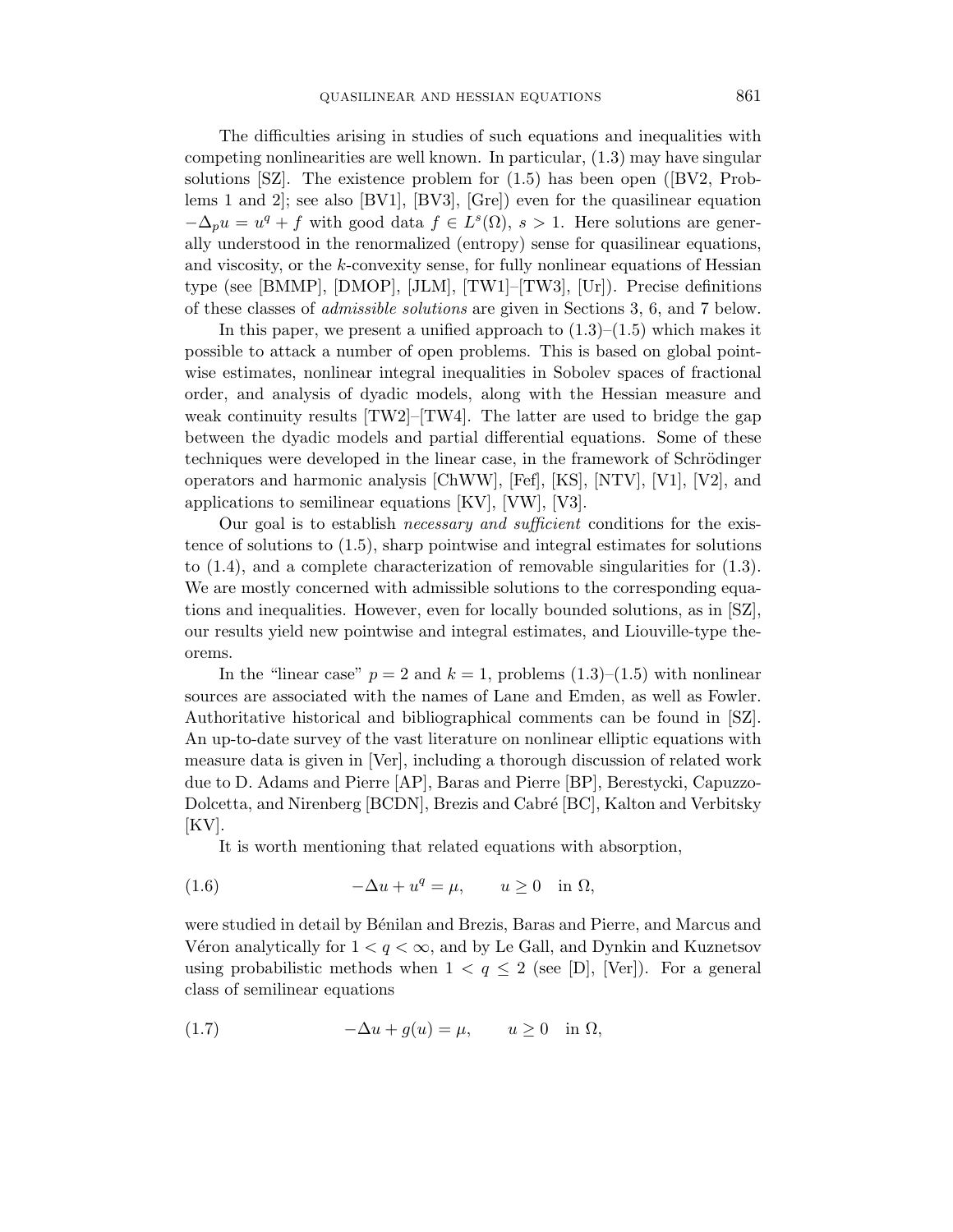The difficulties arising in studies of such equations and inequalities with competing nonlinearities are well known. In particular, (1.3) may have singular solutions [SZ]. The existence problem for (1.5) has been open ([BV2, Problems 1 and 2]; see also [BV1], [BV3], [Gre]) even for the quasilinear equation $-\Delta_p u = u^q + f$ with good data $f \in L^s(\Omega)$, $s > 1$. Here solutions are generally understood in the renormalized (entropy) sense for quasilinear equations, and viscosity, or the $k$-convexity sense, for fully nonlinear equations of Hessian type (see [BMMP], [DMOP], [JLM], [TW1]–[TW3], [Ur]). Precise definitions of these classes of *admissible solutions* are given in Sections 3, 6, and 7 below.

In this paper, we present a unified approach to (1.3)–(1.5) which makes it possible to attack a number of open problems. This is based on global pointwise estimates, nonlinear integral inequalities in Sobolev spaces of fractional order, and analysis of dyadic models, along with the Hessian measure and weak continuity results [TW2]–[TW4]. The latter are used to bridge the gap between the dyadic models and partial differential equations. Some of these techniques were developed in the linear case, in the framework of Schrödinger operators and harmonic analysis [ChWW], [Fef], [KS], [NTV], [V1], [V2], and applications to semilinear equations [KV], [VW], [V3].

Our goal is to establish *necessary and sufficient* conditions for the existence of solutions to (1.5), sharp pointwise and integral estimates for solutions to (1.4), and a complete characterization of removable singularities for (1.3). We are mostly concerned with admissible solutions to the corresponding equations and inequalities. However, even for locally bounded solutions, as in [SZ], our results yield new pointwise and integral estimates, and Liouville-type theorems.

In the "linear case" $p = 2$ and $k = 1$, problems (1.3)–(1.5) with nonlinear sources are associated with the names of Lane and Emden, as well as Fowler. Authoritative historical and bibliographical comments can be found in [SZ]. An up-to-date survey of the vast literature on nonlinear elliptic equations with measure data is given in [Ver], including a thorough discussion of related work due to D. Adams and Pierre [AP], Baras and Pierre [BP], Berestycki, Capuzzo-Dolcetta, and Nirenberg [BCDN], Brezis and Cabré [BC], Kalton and Verbitsky [KV].

It is worth mentioning that related equations with absorption,

$$-\Delta u + u^q = \mu, \qquad u \geq 0 \quad \text{in } \Omega, \tag{1.6}$$

were studied in detail by Bénilan and Brezis, Baras and Pierre, and Marcus and Véron analytically for $1 < q < \infty$, and by Le Gall, and Dynkin and Kuznetsov using probabilistic methods when $1 < q \leq 2$ (see [D], [Ver]). For a general class of semilinear equations

$$-\Delta u + g(u) = \mu, \qquad u \geq 0 \quad \text{in } \Omega, \tag{1.7}$$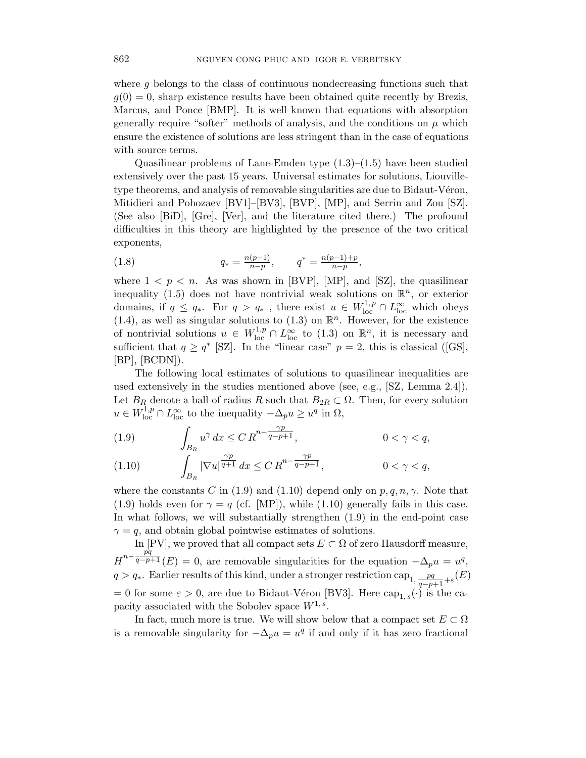where $g$ belongs to the class of continuous nondecreasing functions such that $g(0) = 0$, sharp existence results have been obtained quite recently by Brezis, Marcus, and Ponce [BMP]. It is well known that equations with absorption generally require "softer" methods of analysis, and the conditions on $\mu$ which ensure the existence of solutions are less stringent than in the case of equations with source terms.

Quasilinear problems of Lane-Emden type (1.3)–(1.5) have been studied extensively over the past 15 years. Universal estimates for solutions, Liouville-type theorems, and analysis of removable singularities are due to Bidaut-Véron, Mitidieri and Pohozaev [BV1]–[BV3], [BVP], [MP], and Serrin and Zou [SZ]. (See also [BiD], [Gre], [Ver], and the literature cited there.) The profound difficulties in this theory are highlighted by the presence of the two critical exponents,

$$q_* = \tfrac{n(p-1)}{n-p}, \qquad q^* = \tfrac{n(p-1)+p}{n-p}, \tag{1.8}$$

where $1 < p < n$. As was shown in [BVP], [MP], and [SZ], the quasilinear inequality (1.5) does not have nontrivial weak solutions on $\mathbb{R}^n$, or exterior domains, if $q \le q_*$. For $q > q_*$ , there exist $u \in W^{1,p}_{\mathrm{loc}} \cap L^\infty_{\mathrm{loc}}$ which obeys (1.4), as well as singular solutions to (1.3) on $\mathbb{R}^n$. However, for the existence of nontrivial solutions $u \in W^{1,p}_{\mathrm{loc}} \cap L^\infty_{\mathrm{loc}}$ to (1.3) on $\mathbb{R}^n$, it is necessary and sufficient that $q \ge q^*$ [SZ]. In the "linear case" $p = 2$, this is classical ([GS], [BP], [BCDN]).

The following local estimates of solutions to quasilinear inequalities are used extensively in the studies mentioned above (see, e.g., [SZ, Lemma 2.4]). Let $B_R$ denote a ball of radius $R$ such that $B_{2R} \subset \Omega$. Then, for every solution $u \in W^{1,p}_{\mathrm{loc}} \cap L^\infty_{\mathrm{loc}}$ to the inequality $-\Delta_p u \ge u^q$ in $\Omega$,

$$\int_{B_R} u^\gamma \, dx \le C\, R^{n - \frac{\gamma p}{q-p+1}}, \qquad 0 < \gamma < q, \tag{1.9}$$

$$\int_{B_R} |\nabla u|^{\frac{\gamma p}{q+1}} \, dx \le C\, R^{n - \frac{\gamma p}{q-p+1}}, \qquad 0 < \gamma < q, \tag{1.10}$$

where the constants $C$ in (1.9) and (1.10) depend only on $p, q, n, \gamma$. Note that (1.9) holds even for $\gamma = q$ (cf. [MP]), while (1.10) generally fails in this case. In what follows, we will substantially strengthen (1.9) in the end-point case $\gamma = q$, and obtain global pointwise estimates of solutions.

In [PV], we proved that all compact sets $E \subset \Omega$ of zero Hausdorff measure, $H^{n - \frac{pq}{q-p+1}}(E) = 0$, are removable singularities for the equation $-\Delta_p u = u^q$, $q > q_*$. Earlier results of this kind, under a stronger restriction $\mathrm{cap}_{1,\, \frac{pq}{q-p+1}+\varepsilon}(E) = 0$ for some $\varepsilon > 0$, are due to Bidaut-Véron [BV3]. Here $\mathrm{cap}_{1,\,s}(\cdot)$ is the capacity associated with the Sobolev space $W^{1,\,s}$.

In fact, much more is true. We will show below that a compact set $E \subset \Omega$ is a removable singularity for $-\Delta_p u = u^q$ if and only if it has zero fractional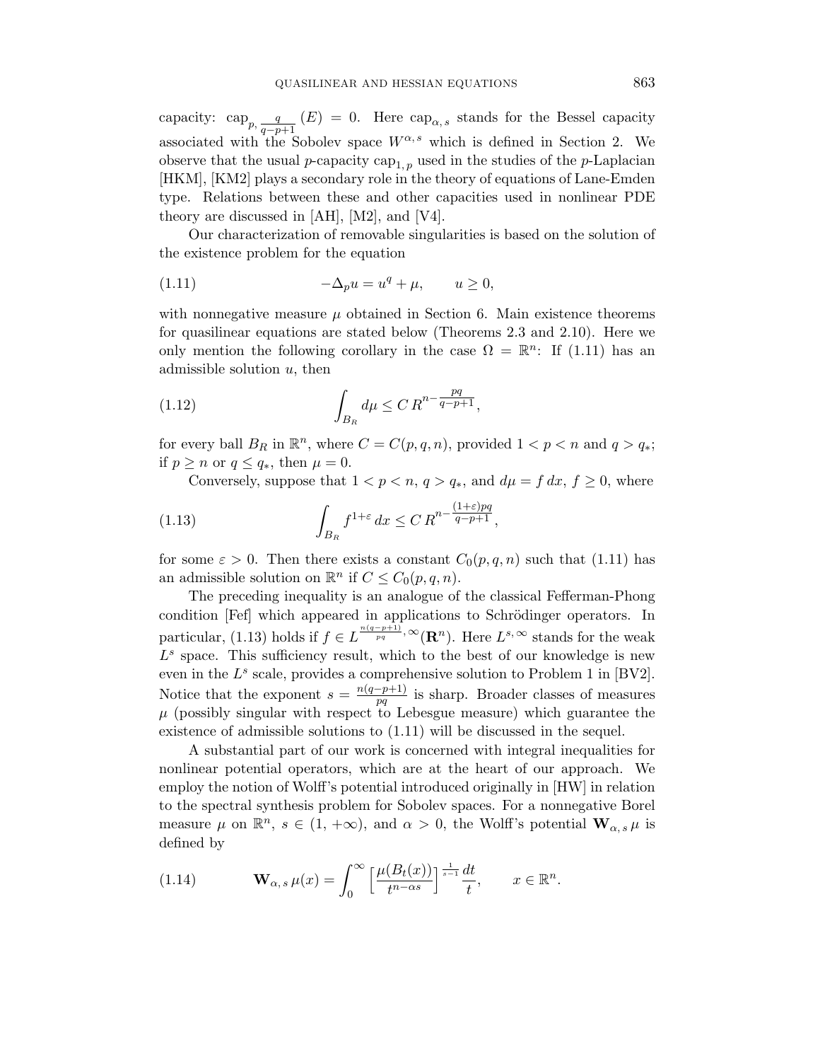capacity: $\text{cap}_{p,\,\frac{q}{q-p+1}}(E) = 0$. Here $\text{cap}_{\alpha,\,s}$ stands for the Bessel capacity associated with the Sobolev space $W^{\alpha,\,s}$ which is defined in Section 2. We observe that the usual $p$-capacity $\text{cap}_{1,\,p}$ used in the studies of the $p$-Laplacian [HKM], [KM2] plays a secondary role in the theory of equations of Lane-Emden type. Relations between these and other capacities used in nonlinear PDE theory are discussed in [AH], [M2], and [V4].

Our characterization of removable singularities is based on the solution of the existence problem for the equation

$$-\Delta_p u = u^q + \mu, \qquad u \geq 0, \tag{1.11}$$

with nonnegative measure $\mu$ obtained in Section 6. Main existence theorems for quasilinear equations are stated below (Theorems 2.3 and 2.10). Here we only mention the following corollary in the case $\Omega = \mathbb{R}^n$: If (1.11) has an admissible solution $u$, then

$$\int_{B_R} d\mu \leq C\, R^{n - \frac{pq}{q-p+1}}, \tag{1.12}$$

for every ball $B_R$ in $\mathbb{R}^n$, where $C = C(p, q, n)$, provided $1 < p < n$ and $q > q_*$; if $p \geq n$ or $q \leq q_*$, then $\mu = 0$.

Conversely, suppose that $1 < p < n$, $q > q_*$, and $d\mu = f\, dx$, $f \geq 0$, where

$$\int_{B_R} f^{1+\varepsilon}\, dx \leq C\, R^{n - \frac{(1+\varepsilon)pq}{q-p+1}}, \tag{1.13}$$

for some $\varepsilon > 0$. Then there exists a constant $C_0(p, q, n)$ such that (1.11) has an admissible solution on $\mathbb{R}^n$ if $C \leq C_0(p, q, n)$.

The preceding inequality is an analogue of the classical Fefferman-Phong condition [Fef] which appeared in applications to Schrödinger operators. In particular, (1.13) holds if $f \in L^{\frac{n(q-p+1)}{pq},\,\infty}(\mathbf{R}^n)$. Here $L^{s,\,\infty}$ stands for the weak $L^s$ space. This sufficiency result, which to the best of our knowledge is new even in the $L^s$ scale, provides a comprehensive solution to Problem 1 in [BV2]. Notice that the exponent $s = \frac{n(q-p+1)}{pq}$ is sharp. Broader classes of measures $\mu$ (possibly singular with respect to Lebesgue measure) which guarantee the existence of admissible solutions to (1.11) will be discussed in the sequel.

A substantial part of our work is concerned with integral inequalities for nonlinear potential operators, which are at the heart of our approach. We employ the notion of Wolff's potential introduced originally in [HW] in relation to the spectral synthesis problem for Sobolev spaces. For a nonnegative Borel measure $\mu$ on $\mathbb{R}^n$, $s \in (1, +\infty)$, and $\alpha > 0$, the Wolff's potential $\mathbf{W}_{\alpha,\,s}\,\mu$ is defined by

$$\mathbf{W}_{\alpha,\,s}\,\mu(x) = \int_0^\infty \Big[\frac{\mu(B_t(x))}{t^{n-\alpha s}}\Big]^{\frac{1}{s-1}} \frac{dt}{t}, \qquad x \in \mathbb{R}^n. \tag{1.14}$$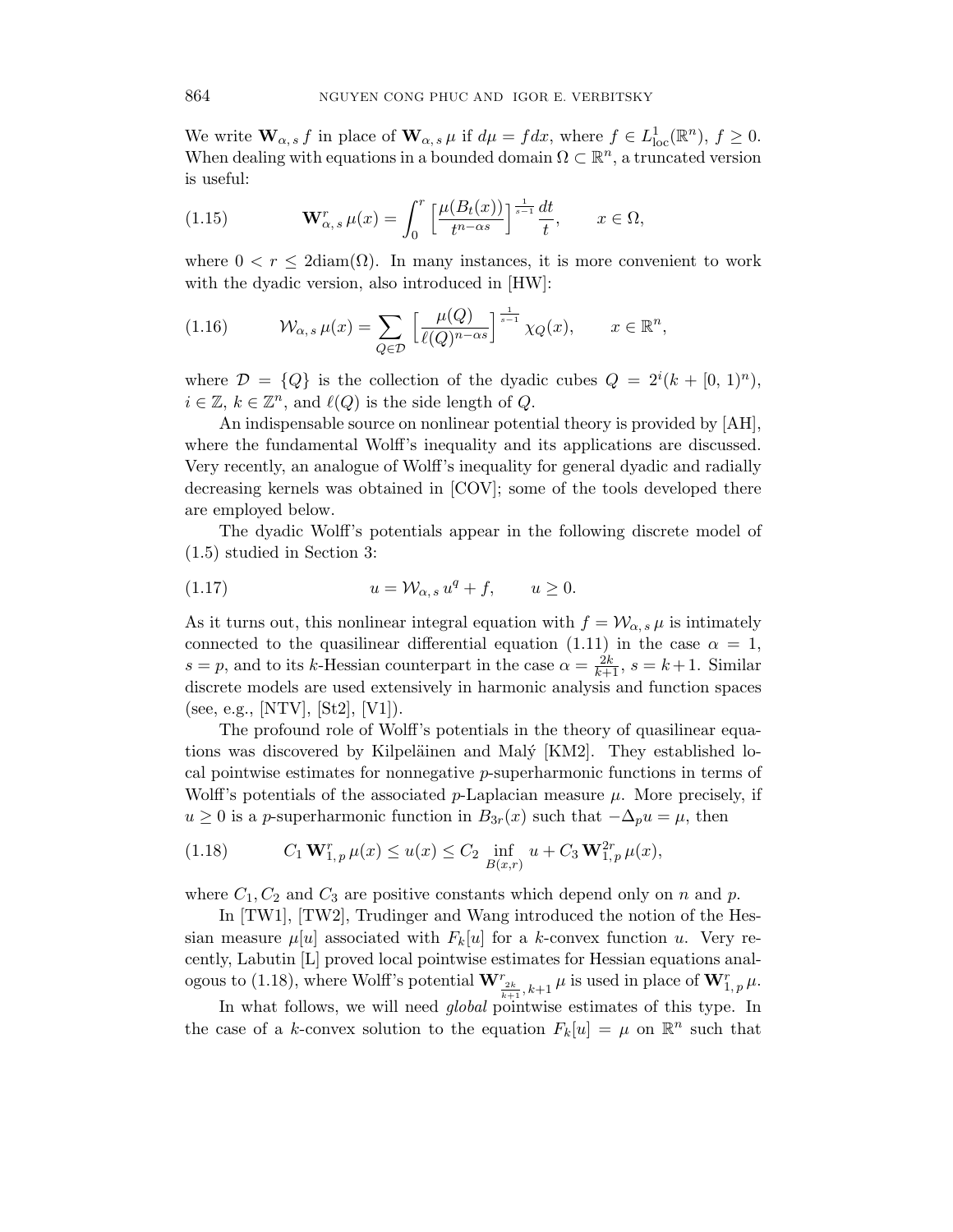We write $\mathbf{W}_{\alpha,\, s}\, f$ in place of $\mathbf{W}_{\alpha,\, s}\, \mu$ if $d\mu = f dx$, where $f \in L^1_{\rm loc}(\mathbb{R}^n)$, $f \geq 0$. When dealing with equations in a bounded domain $\Omega \subset \mathbb{R}^n$, a truncated version is useful:

$$
\mathbf{W}^r_{\alpha,\, s}\, \mu(x) = \int_0^r \Big[\frac{\mu(B_t(x))}{t^{n-\alpha s}}\Big]^{\frac{1}{s-1}} \frac{dt}{t}, \qquad x \in \Omega, \tag{1.15}
$$

where $0 < r \leq 2\mathrm{diam}(\Omega)$. In many instances, it is more convenient to work with the dyadic version, also introduced in [HW]:

$$
\mathcal{W}_{\alpha,\, s}\, \mu(x) = \sum_{Q \in \mathcal{D}} \Big[\frac{\mu(Q)}{\ell(Q)^{n-\alpha s}}\Big]^{\frac{1}{s-1}} \chi_Q(x), \qquad x \in \mathbb{R}^n, \tag{1.16}
$$

where $\mathcal{D} = \{Q\}$ is the collection of the dyadic cubes $Q = 2^i(k + [0,\, 1)^n)$, $i \in \mathbb{Z}$, $k \in \mathbb{Z}^n$, and $\ell(Q)$ is the side length of $Q$.

An indispensable source on nonlinear potential theory is provided by [AH], where the fundamental Wolff's inequality and its applications are discussed. Very recently, an analogue of Wolff's inequality for general dyadic and radially decreasing kernels was obtained in [COV]; some of the tools developed there are employed below.

The dyadic Wolff's potentials appear in the following discrete model of (1.5) studied in Section 3:

$$
u = \mathcal{W}_{\alpha,\, s}\, u^q + f, \qquad u \geq 0. \tag{1.17}
$$

As it turns out, this nonlinear integral equation with $f = \mathcal{W}_{\alpha,\, s}\, \mu$ is intimately connected to the quasilinear differential equation (1.11) in the case $\alpha = 1$, $s = p$, and to its $k$-Hessian counterpart in the case $\alpha = \frac{2k}{k+1}$, $s = k+1$. Similar discrete models are used extensively in harmonic analysis and function spaces (see, e.g., [NTV], [St2], [V1]).

The profound role of Wolff's potentials in the theory of quasilinear equations was discovered by Kilpeläinen and Malý [KM2]. They established local pointwise estimates for nonnegative $p$-superharmonic functions in terms of Wolff's potentials of the associated $p$-Laplacian measure $\mu$. More precisely, if $u \geq 0$ is a $p$-superharmonic function in $B_{3r}(x)$ such that $-\Delta_p u = \mu$, then

$$
C_1\, \mathbf{W}^r_{1,\, p}\, \mu(x) \leq u(x) \leq C_2 \inf_{B(x,r)} u + C_3\, \mathbf{W}^{2r}_{1,\, p}\, \mu(x), \tag{1.18}
$$

where $C_1, C_2$ and $C_3$ are positive constants which depend only on $n$ and $p$.

In [TW1], [TW2], Trudinger and Wang introduced the notion of the Hessian measure $\mu[u]$ associated with $F_k[u]$ for a $k$-convex function $u$. Very recently, Labutin [L] proved local pointwise estimates for Hessian equations analogous to (1.18), where Wolff's potential $\mathbf{W}^r_{\frac{2k}{k+1},\, k+1}\, \mu$ is used in place of $\mathbf{W}^r_{1,\, p}\, \mu$.

In what follows, we will need *global* pointwise estimates of this type. In the case of a $k$-convex solution to the equation $F_k[u] = \mu$ on $\mathbb{R}^n$ such that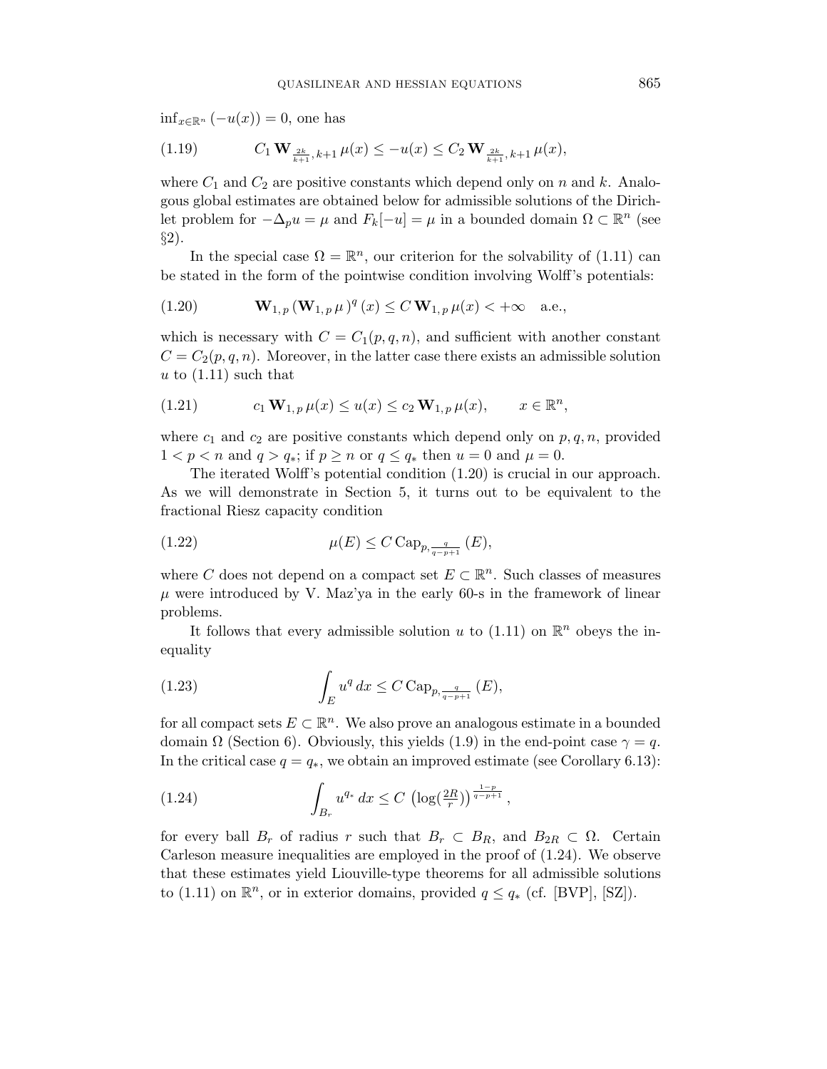$\inf_{x\in\mathbb{R}^n}(-u(x)) = 0$, one has

$$C_1 \, \mathbf{W}_{\frac{2k}{k+1},\, k+1}\, \mu(x) \le -u(x) \le C_2 \, \mathbf{W}_{\frac{2k}{k+1},\, k+1}\, \mu(x), \tag{1.19}$$

where $C_1$ and $C_2$ are positive constants which depend only on $n$ and $k$. Analogous global estimates are obtained below for admissible solutions of the Dirichlet problem for $-\Delta_p u = \mu$ and $F_k[-u] = \mu$ in a bounded domain $\Omega \subset \mathbb{R}^n$ (see §2).

In the special case $\Omega = \mathbb{R}^n$, our criterion for the solvability of (1.11) can be stated in the form of the pointwise condition involving Wolff's potentials:

$$\mathbf{W}_{1,\,p}\,(\mathbf{W}_{1,\,p}\,\mu\,)^q\,(x) \le C\,\mathbf{W}_{1,\,p}\,\mu(x) < +\infty \quad \text{a.e.}, \tag{1.20}$$

which is necessary with $C = C_1(p, q, n)$, and sufficient with another constant $C = C_2(p, q, n)$. Moreover, in the latter case there exists an admissible solution $u$ to (1.11) such that

$$c_1\,\mathbf{W}_{1,\,p}\,\mu(x) \le u(x) \le c_2\,\mathbf{W}_{1,\,p}\,\mu(x), \qquad x \in \mathbb{R}^n, \tag{1.21}$$

where $c_1$ and $c_2$ are positive constants which depend only on $p, q, n$, provided $1 < p < n$ and $q > q_*$; if $p \ge n$ or $q \le q_*$ then $u = 0$ and $\mu = 0$.

The iterated Wolff's potential condition (1.20) is crucial in our approach. As we will demonstrate in Section 5, it turns out to be equivalent to the fractional Riesz capacity condition

$$\mu(E) \le C\,\mathrm{Cap}_{p,\,\frac{q}{q-p+1}}\,(E), \tag{1.22}$$

where $C$ does not depend on a compact set $E \subset \mathbb{R}^n$. Such classes of measures $\mu$ were introduced by V. Maz'ya in the early 60-s in the framework of linear problems.

It follows that every admissible solution $u$ to (1.11) on $\mathbb{R}^n$ obeys the inequality

$$\int_E u^q \, dx \le C\,\mathrm{Cap}_{p,\,\frac{q}{q-p+1}}\,(E), \tag{1.23}$$

for all compact sets $E \subset \mathbb{R}^n$. We also prove an analogous estimate in a bounded domain $\Omega$ (Section 6). Obviously, this yields (1.9) in the end-point case $\gamma = q$. In the critical case $q = q_*$, we obtain an improved estimate (see Corollary 6.13):

$$\int_{B_r} u^{q_*} \, dx \le C\,\left(\log(\tfrac{2R}{r})\right)^{\frac{1-p}{q-p+1}}, \tag{1.24}$$

for every ball $B_r$ of radius $r$ such that $B_r \subset B_R$, and $B_{2R} \subset \Omega$. Certain Carleson measure inequalities are employed in the proof of (1.24). We observe that these estimates yield Liouville-type theorems for all admissible solutions to (1.11) on $\mathbb{R}^n$, or in exterior domains, provided $q \le q_*$ (cf. [BVP], [SZ]).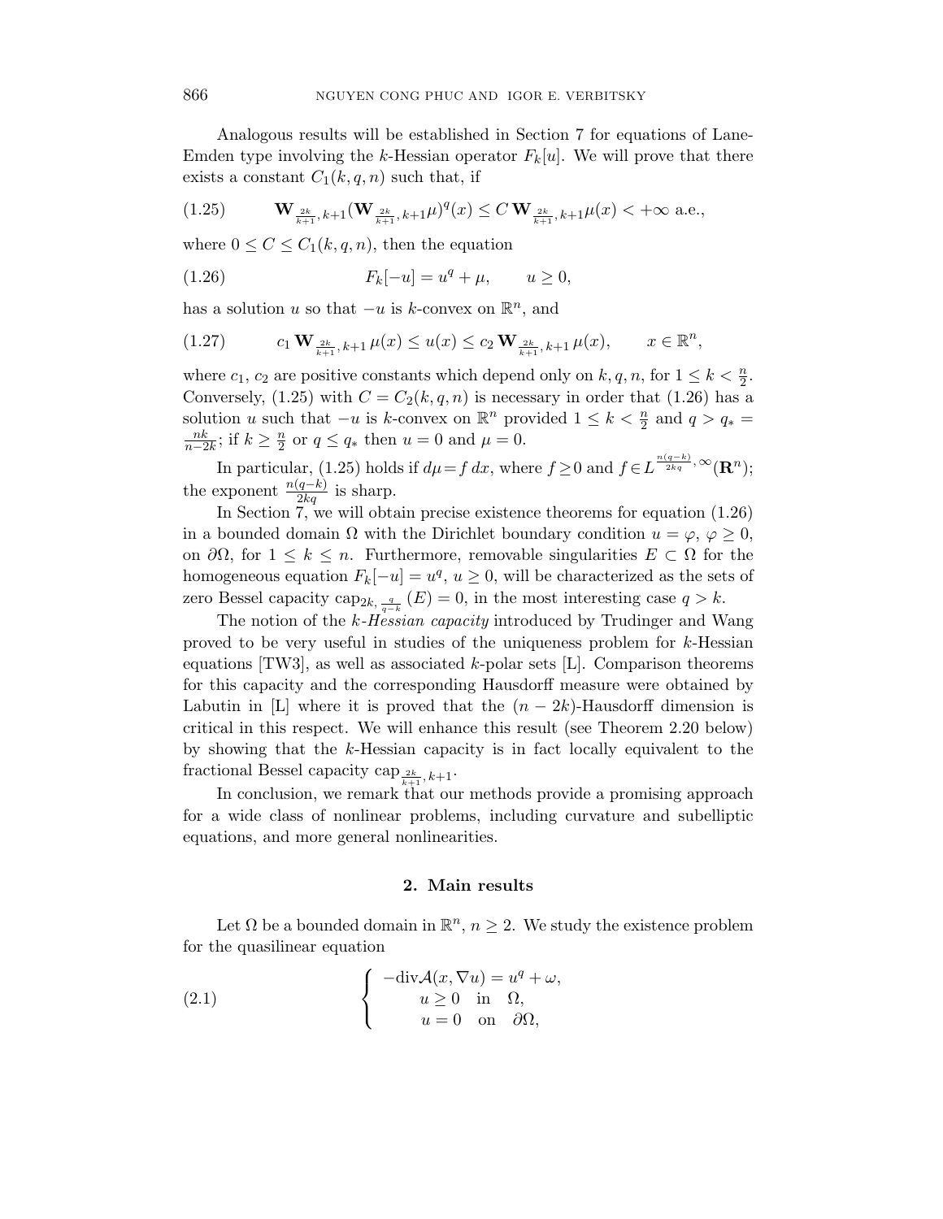Analogous results will be established in Section 7 for equations of Lane-Emden type involving the $k$-Hessian operator $F_k[u]$. We will prove that there exists a constant $C_1(k,q,n)$ such that, if

$$\mathbf{W}_{\frac{2k}{k+1},k+1}(\mathbf{W}_{\frac{2k}{k+1},k+1}\mu)^q(x) \le C\,\mathbf{W}_{\frac{2k}{k+1},k+1}\mu(x) < +\infty \text{ a.e.,} \tag{1.25}$$

where $0 \le C \le C_1(k,q,n)$, then the equation

$$F_k[-u] = u^q + \mu, \qquad u \ge 0, \tag{1.26}$$

has a solution $u$ so that $-u$ is $k$-convex on $\mathbb{R}^n$, and

$$c_1\,\mathbf{W}_{\frac{2k}{k+1},k+1}\,\mu(x) \le u(x) \le c_2\,\mathbf{W}_{\frac{2k}{k+1},k+1}\,\mu(x), \qquad x \in \mathbb{R}^n, \tag{1.27}$$

where $c_1$, $c_2$ are positive constants which depend only on $k,q,n$, for $1 \le k < \frac{n}{2}$. Conversely, (1.25) with $C = C_2(k,q,n)$ is necessary in order that (1.26) has a solution $u$ such that $-u$ is $k$-convex on $\mathbb{R}^n$ provided $1 \le k < \frac{n}{2}$ and $q > q_* = \frac{nk}{n-2k}$; if $k \ge \frac{n}{2}$ or $q \le q_*$ then $u = 0$ and $\mu = 0$.

In particular, (1.25) holds if $d\mu = f\,dx$, where $f \ge 0$ and $f \in L^{\frac{n(q-k)}{2kq},\infty}(\mathbf{R}^n)$; the exponent $\frac{n(q-k)}{2kq}$ is sharp.

In Section 7, we will obtain precise existence theorems for equation (1.26) in a bounded domain $\Omega$ with the Dirichlet boundary condition $u = \varphi$, $\varphi \ge 0$, on $\partial\Omega$, for $1 \le k \le n$. Furthermore, removable singularities $E \subset \Omega$ for the homogeneous equation $F_k[-u] = u^q$, $u \ge 0$, will be characterized as the sets of zero Bessel capacity $\mathrm{cap}_{2k,\frac{q}{q-k}}(E) = 0$, in the most interesting case $q > k$.

The notion of the *k-Hessian capacity* introduced by Trudinger and Wang proved to be very useful in studies of the uniqueness problem for $k$-Hessian equations [TW3], as well as associated $k$-polar sets [L]. Comparison theorems for this capacity and the corresponding Hausdorff measure were obtained by Labutin in [L] where it is proved that the $(n-2k)$-Hausdorff dimension is critical in this respect. We will enhance this result (see Theorem 2.20 below) by showing that the $k$-Hessian capacity is in fact locally equivalent to the fractional Bessel capacity $\mathrm{cap}_{\frac{2k}{k+1},k+1}$.

In conclusion, we remark that our methods provide a promising approach for a wide class of nonlinear problems, including curvature and subelliptic equations, and more general nonlinearities.

## 2. Main results

Let $\Omega$ be a bounded domain in $\mathbb{R}^n$, $n \ge 2$. We study the existence problem for the quasilinear equation

$$\begin{cases} -\mathrm{div}\mathcal{A}(x,\nabla u) = u^q + \omega, \\ \qquad u \ge 0 \quad \text{in} \quad \Omega, \\ \qquad u = 0 \quad \text{on} \quad \partial\Omega, \end{cases} \tag{2.1}$$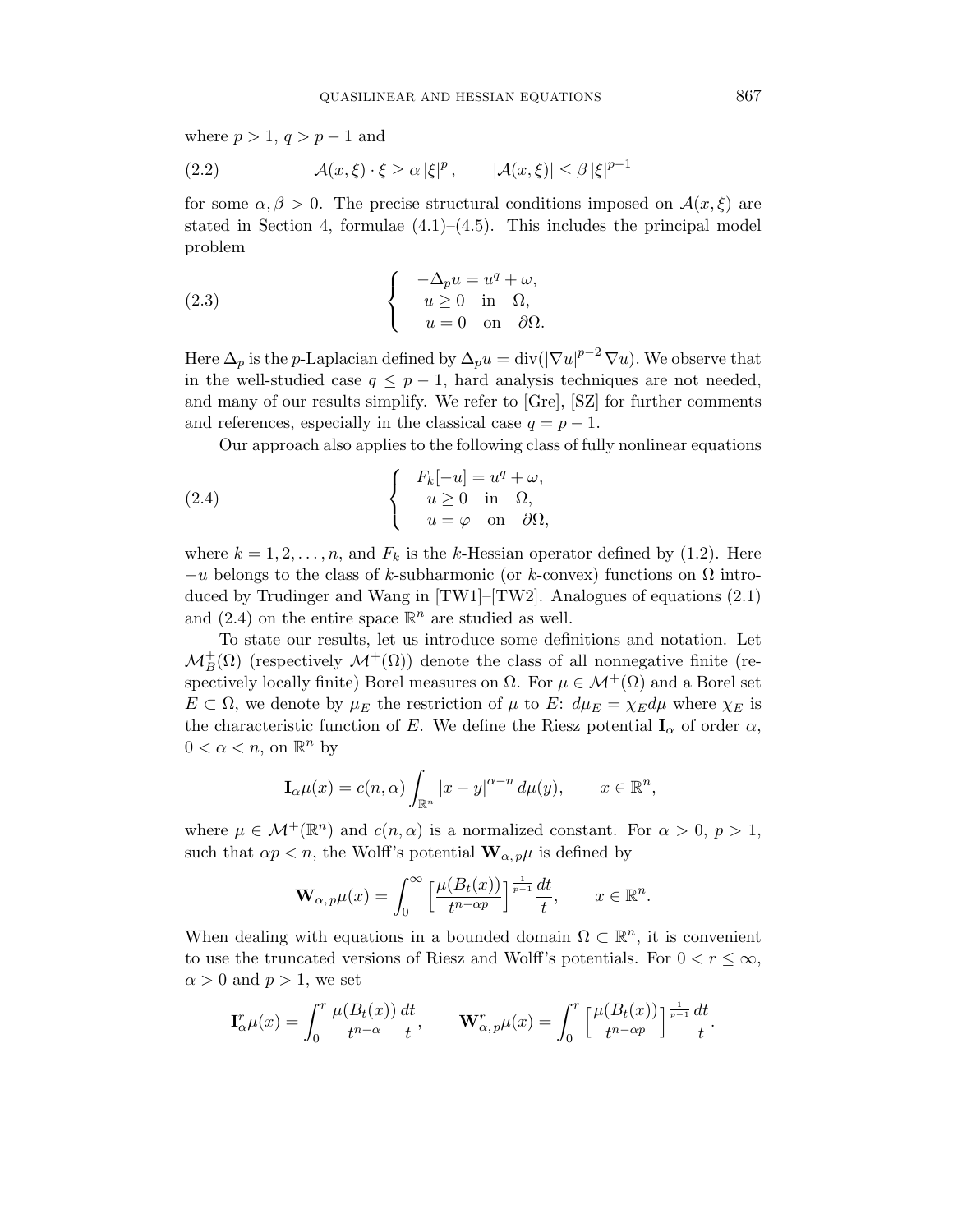where $p > 1$, $q > p - 1$ and

$$\mathcal{A}(x,\xi)\cdot\xi \geq \alpha\,|\xi|^p\,, \qquad |\mathcal{A}(x,\xi)| \leq \beta\,|\xi|^{p-1} \tag{2.2}$$

for some $\alpha, \beta > 0$. The precise structural conditions imposed on $\mathcal{A}(x,\xi)$ are stated in Section 4, formulae (4.1)–(4.5). This includes the principal model problem

$$\begin{cases} -\Delta_p u = u^q + \omega, \\ \ u \geq 0 \quad \text{in} \quad \Omega, \\ \ u = 0 \quad \text{on} \quad \partial\Omega. \end{cases} \tag{2.3}$$

Here $\Delta_p$ is the $p$-Laplacian defined by $\Delta_p u = \operatorname{div}(|\nabla u|^{p-2}\,\nabla u)$. We observe that in the well-studied case $q \leq p - 1$, hard analysis techniques are not needed, and many of our results simplify. We refer to [Gre], [SZ] for further comments and references, especially in the classical case $q = p - 1$.

Our approach also applies to the following class of fully nonlinear equations

$$\begin{cases} F_k[-u] = u^q + \omega, \\ \ u \geq 0 \quad \text{in} \quad \Omega, \\ \ u = \varphi \quad \text{on} \quad \partial\Omega, \end{cases} \tag{2.4}$$

where $k = 1, 2, \ldots, n$, and $F_k$ is the $k$-Hessian operator defined by (1.2). Here $-u$ belongs to the class of $k$-subharmonic (or $k$-convex) functions on $\Omega$ introduced by Trudinger and Wang in [TW1]–[TW2]. Analogues of equations (2.1) and (2.4) on the entire space $\mathbb{R}^n$ are studied as well.

To state our results, let us introduce some definitions and notation. Let $\mathcal{M}^+_B(\Omega)$ (respectively $\mathcal{M}^+(\Omega)$) denote the class of all nonnegative finite (respectively locally finite) Borel measures on $\Omega$. For $\mu \in \mathcal{M}^+(\Omega)$ and a Borel set $E \subset \Omega$, we denote by $\mu_E$ the restriction of $\mu$ to $E$: $d\mu_E = \chi_E d\mu$ where $\chi_E$ is the characteristic function of $E$. We define the Riesz potential $\mathbf{I}_\alpha$ of order $\alpha$, $0 < \alpha < n$, on $\mathbb{R}^n$ by

$$\mathbf{I}_\alpha\mu(x) = c(n,\alpha)\int_{\mathbb{R}^n} |x-y|^{\alpha-n}\,d\mu(y), \qquad x \in \mathbb{R}^n,$$

where $\mu \in \mathcal{M}^+(\mathbb{R}^n)$ and $c(n,\alpha)$ is a normalized constant. For $\alpha > 0$, $p > 1$, such that $\alpha p < n$, the Wolff's potential $\mathbf{W}_{\alpha,\,p}\mu$ is defined by

$$\mathbf{W}_{\alpha,\,p}\mu(x) = \int_0^\infty \Big[\frac{\mu(B_t(x))}{t^{n-\alpha p}}\Big]^{\frac{1}{p-1}}\frac{dt}{t}, \qquad x \in \mathbb{R}^n.$$

When dealing with equations in a bounded domain $\Omega \subset \mathbb{R}^n$, it is convenient to use the truncated versions of Riesz and Wolff's potentials. For $0 < r \leq \infty$, $\alpha > 0$ and $p > 1$, we set

$$\mathbf{I}^r_\alpha\mu(x) = \int_0^r \frac{\mu(B_t(x))}{t^{n-\alpha}}\frac{dt}{t}, \qquad \mathbf{W}^r_{\alpha,\,p}\mu(x) = \int_0^r \Big[\frac{\mu(B_t(x))}{t^{n-\alpha p}}\Big]^{\frac{1}{p-1}}\frac{dt}{t}.$$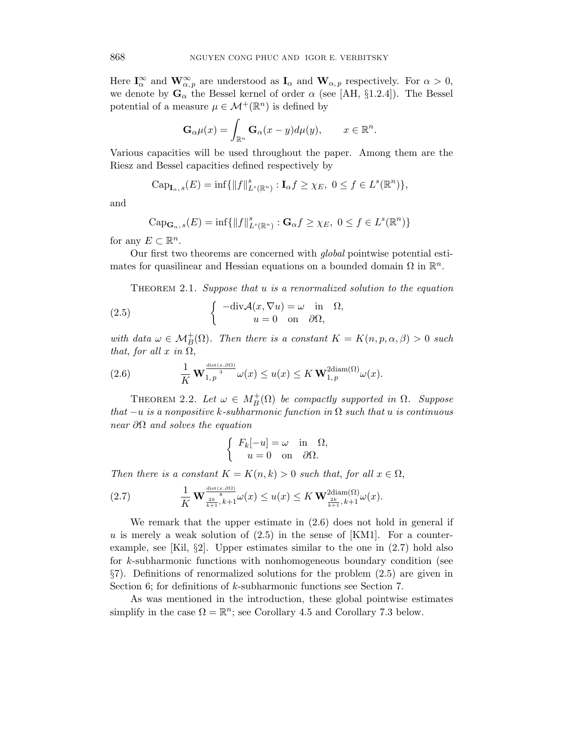Here $\mathbf{I}_\alpha^\infty$ and $\mathbf{W}_{\alpha,p}^\infty$ are understood as $\mathbf{I}_\alpha$ and $\mathbf{W}_{\alpha,\,p}$ respectively. For $\alpha > 0$, we denote by $\mathbf{G}_\alpha$ the Bessel kernel of order $\alpha$ (see [AH, §1.2.4]). The Bessel potential of a measure $\mu \in \mathcal{M}^+(\mathbb{R}^n)$ is defined by

$$\mathbf{G}_\alpha \mu(x) = \int_{\mathbb{R}^n} \mathbf{G}_\alpha(x-y) d\mu(y), \qquad x \in \mathbb{R}^n.$$

Various capacities will be used throughout the paper. Among them are the Riesz and Bessel capacities defined respectively by

$$\mathrm{Cap}_{\mathbf{I}_\alpha,\,s}(E) = \inf\{\|f\|^s_{L^s(\mathbb{R}^n)} : \mathbf{I}_\alpha f \geq \chi_E,\ 0 \leq f \in L^s(\mathbb{R}^n)\},$$

and

$$\mathrm{Cap}_{\mathbf{G}_\alpha,\,s}(E) = \inf\{\|f\|^s_{L^s(\mathbb{R}^n)} : \mathbf{G}_\alpha f \geq \chi_E,\ 0 \leq f \in L^s(\mathbb{R}^n)\}$$

for any $E \subset \mathbb{R}^n$.

Our first two theorems are concerned with *global* pointwise potential estimates for quasilinear and Hessian equations on a bounded domain $\Omega$ in $\mathbb{R}^n$.

Theorem 2.1. *Suppose that $u$ is a renormalized solution to the equation*

$$\begin{cases} -\mathrm{div}\mathcal{A}(x, \nabla u) = \omega & \text{in} \quad \Omega, \\ \qquad u = 0 & \text{on} \quad \partial\Omega, \end{cases} \tag{2.5}$$

*with data $\omega \in \mathcal{M}^+_B(\Omega)$. Then there is a constant $K = K(n, p, \alpha, \beta) > 0$ such that, for all $x$ in $\Omega$,*

$$\frac{1}{K}\,\mathbf{W}_{1,\,p}^{\frac{\mathrm{dist}(x,\partial\Omega)}{3}}\omega(x) \leq u(x) \leq K\,\mathbf{W}_{1,\,p}^{2\mathrm{diam}(\Omega)}\omega(x). \tag{2.6}$$

Theorem 2.2. *Let $\omega \in M^+_B(\Omega)$ be compactly supported in $\Omega$. Suppose that $-u$ is a nonpositive $k$-subharmonic function in $\Omega$ such that $u$ is continuous near $\partial\Omega$ and solves the equation*

$$\begin{cases} F_k[-u] = \omega & \text{in} \quad \Omega, \\ \quad u = 0 & \text{on} \quad \partial\Omega. \end{cases}$$

*Then there is a constant $K = K(n, k) > 0$ such that, for all $x \in \Omega$,*

$$\frac{1}{K}\,\mathbf{W}_{\frac{2k}{k+1},\,k+1}^{\frac{\mathrm{dist}(x,\partial\Omega)}{8}}\omega(x) \leq u(x) \leq K\,\mathbf{W}_{\frac{2k}{k+1},\,k+1}^{2\mathrm{diam}(\Omega)}\omega(x). \tag{2.7}$$

We remark that the upper estimate in (2.6) does not hold in general if $u$ is merely a weak solution of (2.5) in the sense of [KM1]. For a counterexample, see [Kil, §2]. Upper estimates similar to the one in (2.7) hold also for $k$-subharmonic functions with nonhomogeneous boundary condition (see §7). Definitions of renormalized solutions for the problem (2.5) are given in Section 6; for definitions of $k$-subharmonic functions see Section 7.

As was mentioned in the introduction, these global pointwise estimates simplify in the case $\Omega = \mathbb{R}^n$; see Corollary 4.5 and Corollary 7.3 below.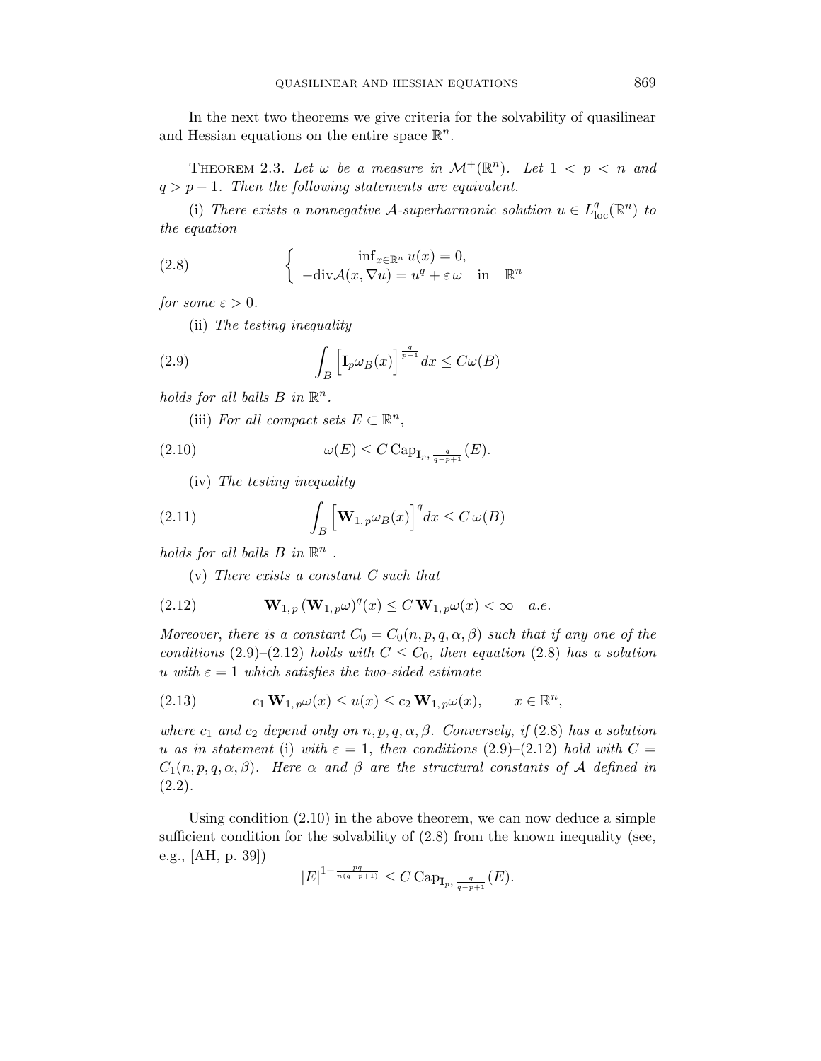In the next two theorems we give criteria for the solvability of quasilinear and Hessian equations on the entire space $\mathbb{R}^n$.

**Theorem 2.3.** *Let $\omega$ be a measure in $\mathcal{M}^+(\mathbb{R}^n)$. Let $1 < p < n$ and $q > p-1$. Then the following statements are equivalent.*

(i) *There exists a nonnegative $\mathcal{A}$-superharmonic solution $u \in L^q_{\rm loc}(\mathbb{R}^n)$ to the equation*

$$
\begin{cases} \inf_{x\in\mathbb{R}^n} u(x) = 0, \\ -\mathrm{div}\mathcal{A}(x,\nabla u) = u^q + \varepsilon\,\omega \quad \text{in} \quad \mathbb{R}^n \end{cases} \tag{2.8}
$$

*for some $\varepsilon > 0$.*

(ii) *The testing inequality*

$$
\int_B \Big[\mathbf{I}_p\omega_B(x)\Big]^{\frac{q}{p-1}} dx \le C\omega(B) \tag{2.9}
$$

*holds for all balls $B$ in $\mathbb{R}^n$.*

(iii) *For all compact sets $E \subset \mathbb{R}^n$,*

$$
\omega(E) \le C\,\mathrm{Cap}_{\mathbf{I}_p,\,\frac{q}{q-p+1}}(E). \tag{2.10}
$$

(iv) *The testing inequality*

$$
\int_B \Big[\mathbf{W}_{1,\,p}\omega_B(x)\Big]^{q} dx \le C\,\omega(B) \tag{2.11}
$$

*holds for all balls $B$ in $\mathbb{R}^n$ .*

(v) *There exists a constant $C$ such that*

$$
\mathbf{W}_{1,\,p}\,(\mathbf{W}_{1,\,p}\omega)^q(x) \le C\,\mathbf{W}_{1,\,p}\omega(x) < \infty \quad a.e. \tag{2.12}
$$

*Moreover, there is a constant $C_0 = C_0(n,p,q,\alpha,\beta)$ such that if any one of the conditions* (2.9)–(2.12) *holds with $C \le C_0$, then equation* (2.8) *has a solution $u$ with $\varepsilon = 1$ which satisfies the two-sided estimate*

$$
c_1\,\mathbf{W}_{1,\,p}\omega(x) \le u(x) \le c_2\,\mathbf{W}_{1,\,p}\omega(x), \qquad x \in \mathbb{R}^n, \tag{2.13}
$$

*where $c_1$ and $c_2$ depend only on $n,p,q,\alpha,\beta$. Conversely, if* (2.8) *has a solution $u$ as in statement* (i) *with $\varepsilon = 1$, then conditions* (2.9)–(2.12) *hold with $C = C_1(n,p,q,\alpha,\beta)$. Here $\alpha$ and $\beta$ are the structural constants of $\mathcal{A}$ defined in* (2.2).

Using condition (2.10) in the above theorem, we can now deduce a simple sufficient condition for the solvability of (2.8) from the known inequality (see, e.g., [AH, p. 39])

$$
|E|^{1-\frac{pq}{n(q-p+1)}} \le C\,\mathrm{Cap}_{\mathbf{I}_p,\,\frac{q}{q-p+1}}(E).
$$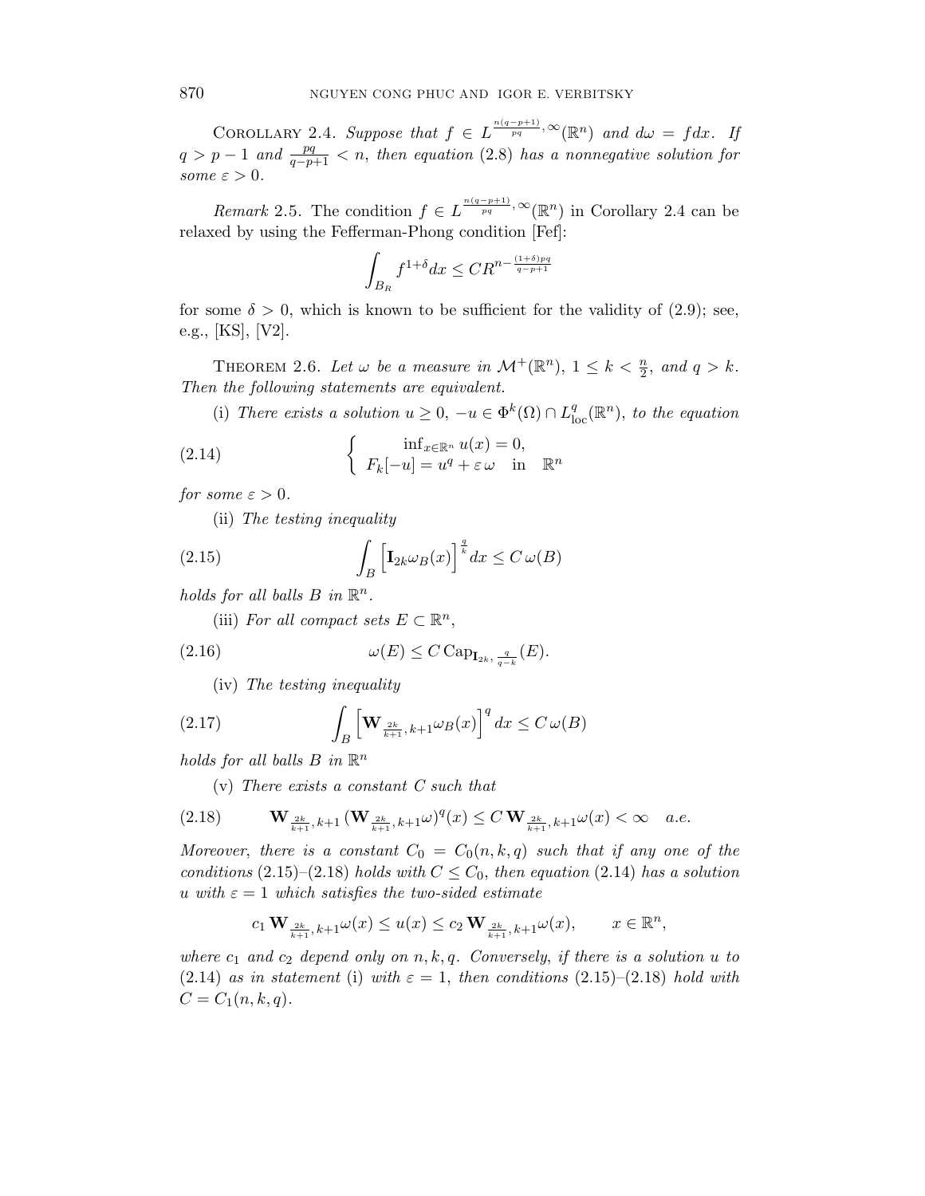Corollary 2.4. *Suppose that $f \in L^{\frac{n(q-p+1)}{pq},\infty}(\mathbb{R}^n)$ and $d\omega = f dx$. If $q > p-1$ and $\frac{pq}{q-p+1} < n$, then equation* (2.8) *has a nonnegative solution for some $\varepsilon > 0$.*

*Remark* 2.5. The condition $f \in L^{\frac{n(q-p+1)}{pq},\infty}(\mathbb{R}^n)$ in Corollary 2.4 can be relaxed by using the Fefferman-Phong condition [Fef]:

$$\int_{B_R} f^{1+\delta} dx \le C R^{n - \frac{(1+\delta)pq}{q-p+1}}$$

for some $\delta > 0$, which is known to be sufficient for the validity of (2.9); see, e.g., [KS], [V2].

Theorem 2.6. *Let $\omega$ be a measure in $\mathcal{M}^+(\mathbb{R}^n)$, $1 \le k < \frac{n}{2}$, and $q > k$. Then the following statements are equivalent.*

(i) *There exists a solution $u \ge 0$, $-u \in \Phi^k(\Omega) \cap L^q_{\rm loc}(\mathbb{R}^n)$, to the equation*

$$\left\{ \begin{array}{c} \inf_{x\in\mathbb{R}^n} u(x) = 0, \\ F_k[-u] = u^q + \varepsilon\, \omega \quad \text{in} \quad \mathbb{R}^n \end{array} \right. \tag{2.14}$$

*for some $\varepsilon > 0$.*

(ii) *The testing inequality*

$$\int_B \Big[ \mathbf{I}_{2k}\omega_B(x) \Big]^{\frac{q}{k}} dx \le C\, \omega(B) \tag{2.15}$$

*holds for all balls $B$ in $\mathbb{R}^n$.*

(iii) *For all compact sets $E \subset \mathbb{R}^n$,*

$$\omega(E) \le C\, \mathrm{Cap}_{\mathbf{I}_{2k},\, \frac{q}{q-k}}(E). \tag{2.16}$$

(iv) *The testing inequality*

$$\int_B \Big[ \mathbf{W}_{\frac{2k}{k+1},\, k+1}\omega_B(x) \Big]^{q} dx \le C\, \omega(B) \tag{2.17}$$

*holds for all balls $B$ in $\mathbb{R}^n$*

(v) *There exists a constant $C$ such that*

$$\mathbf{W}_{\frac{2k}{k+1},\, k+1} (\mathbf{W}_{\frac{2k}{k+1},\, k+1}\omega)^q(x) \le C\, \mathbf{W}_{\frac{2k}{k+1},\, k+1}\omega(x) < \infty \quad a.e. \tag{2.18}$$

*Moreover, there is a constant $C_0 = C_0(n,k,q)$ such that if any one of the conditions* (2.15)–(2.18) *holds with $C \le C_0$, then equation* (2.14) *has a solution $u$ with $\varepsilon = 1$ which satisfies the two-sided estimate*

$$c_1\, \mathbf{W}_{\frac{2k}{k+1},\, k+1}\omega(x) \le u(x) \le c_2\, \mathbf{W}_{\frac{2k}{k+1},\, k+1}\omega(x), \qquad x \in \mathbb{R}^n,$$

*where $c_1$ and $c_2$ depend only on $n,k,q$. Conversely, if there is a solution $u$ to* (2.14) *as in statement* (i) *with $\varepsilon = 1$, then conditions* (2.15)–(2.18) *hold with $C = C_1(n,k,q)$.*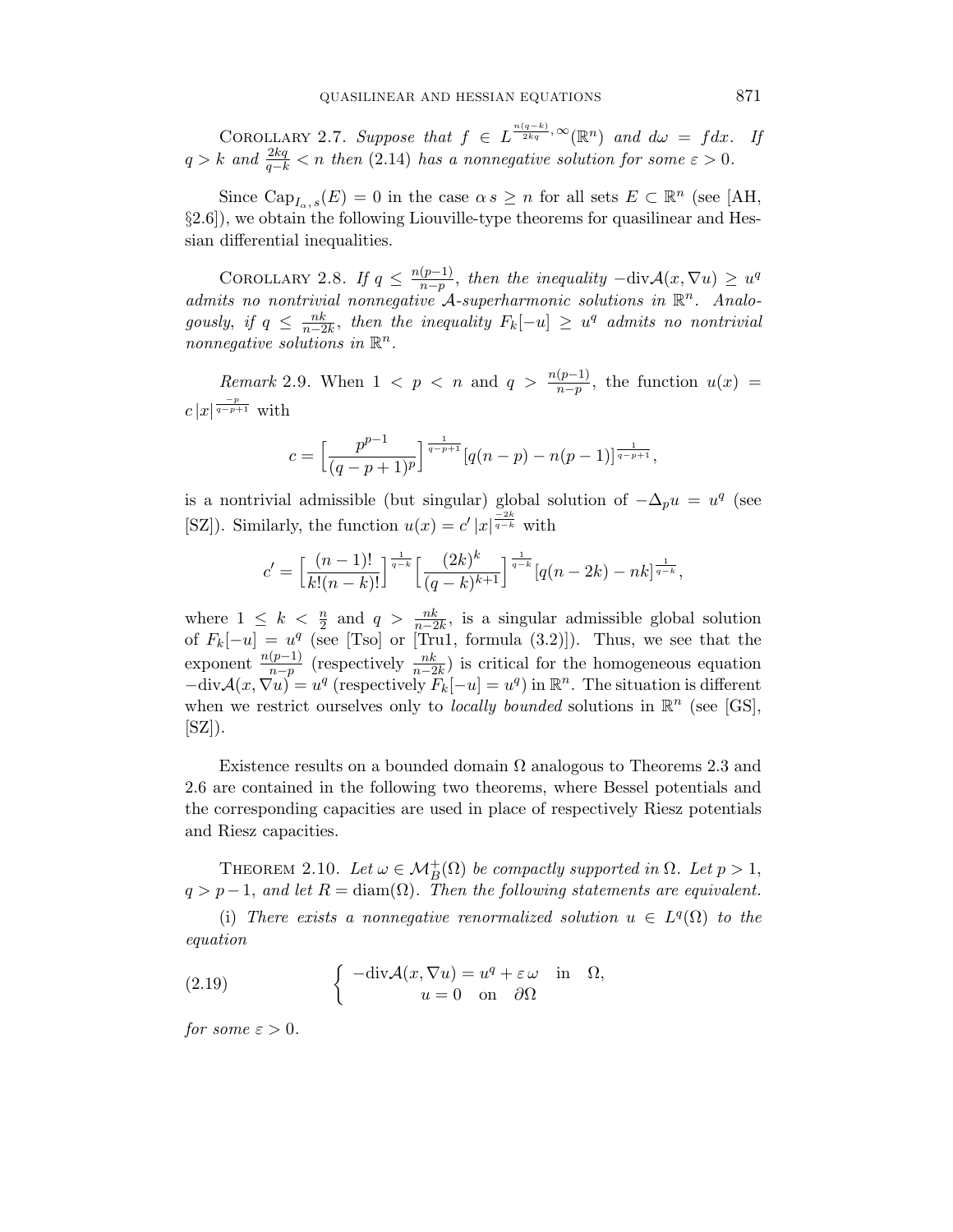Corollary 2.7. *Suppose that $f \in L^{\frac{n(q-k)}{2kq},\infty}(\mathbb{R}^n)$ and $d\omega = f dx$. If $q > k$ and $\frac{2kq}{q-k} < n$ then* (2.14) *has a nonnegative solution for some $\varepsilon > 0$.*

Since $\mathrm{Cap}_{I_\alpha, s}(E) = 0$ in the case $\alpha\, s \geq n$ for all sets $E \subset \mathbb{R}^n$ (see [AH, §2.6]), we obtain the following Liouville-type theorems for quasilinear and Hessian differential inequalities.

Corollary 2.8. *If $q \leq \frac{n(p-1)}{n-p}$, then the inequality $-\mathrm{div}\mathcal{A}(x, \nabla u) \geq u^q$ admits no nontrivial nonnegative $\mathcal{A}$-superharmonic solutions in $\mathbb{R}^n$. Analogously, if $q \leq \frac{nk}{n-2k}$, then the inequality $F_k[-u] \geq u^q$ admits no nontrivial nonnegative solutions in $\mathbb{R}^n$.*

*Remark* 2.9. When $1 < p < n$ and $q > \frac{n(p-1)}{n-p}$, the function $u(x) = c\, |x|^{\frac{-p}{q-p+1}}$ with

$$c = \Big[\frac{p^{p-1}}{(q-p+1)^p}\Big]^{\frac{1}{q-p+1}} [q(n-p) - n(p-1)]^{\frac{1}{q-p+1}},$$

is a nontrivial admissible (but singular) global solution of $-\Delta_p u = u^q$ (see [SZ]). Similarly, the function $u(x) = c'\, |x|^{\frac{-2k}{q-k}}$ with

$$c' = \Big[\frac{(n-1)!}{k!(n-k)!}\Big]^{\frac{1}{q-k}} \Big[\frac{(2k)^k}{(q-k)^{k+1}}\Big]^{\frac{1}{q-k}} [q(n-2k) - nk]^{\frac{1}{q-k}},$$

where $1 \leq k < \frac{n}{2}$ and $q > \frac{nk}{n-2k}$, is a singular admissible global solution of $F_k[-u] = u^q$ (see [Tso] or [Tru1, formula (3.2)]). Thus, we see that the exponent $\frac{n(p-1)}{n-p}$ (respectively $\frac{nk}{n-2k}$) is critical for the homogeneous equation $-\mathrm{div}\mathcal{A}(x, \nabla u) = u^q$ (respectively $F_k[-u] = u^q$) in $\mathbb{R}^n$. The situation is different when we restrict ourselves only to *locally bounded* solutions in $\mathbb{R}^n$ (see [GS], [SZ]).

Existence results on a bounded domain $\Omega$ analogous to Theorems 2.3 and 2.6 are contained in the following two theorems, where Bessel potentials and the corresponding capacities are used in place of respectively Riesz potentials and Riesz capacities.

Theorem 2.10. *Let $\omega \in \mathcal{M}^+_B(\Omega)$ be compactly supported in $\Omega$. Let $p > 1$, $q > p - 1$, and let $R = \mathrm{diam}(\Omega)$. Then the following statements are equivalent.*

(i) *There exists a nonnegative renormalized solution $u \in L^q(\Omega)$ to the equation*

$$\left\{ \begin{array}{c} -\mathrm{div}\mathcal{A}(x, \nabla u) = u^q + \varepsilon\, \omega \quad \text{in} \quad \Omega, \\ u = 0 \quad \text{on} \quad \partial\Omega \end{array} \right. \tag{2.19}$$

*for some $\varepsilon > 0$.*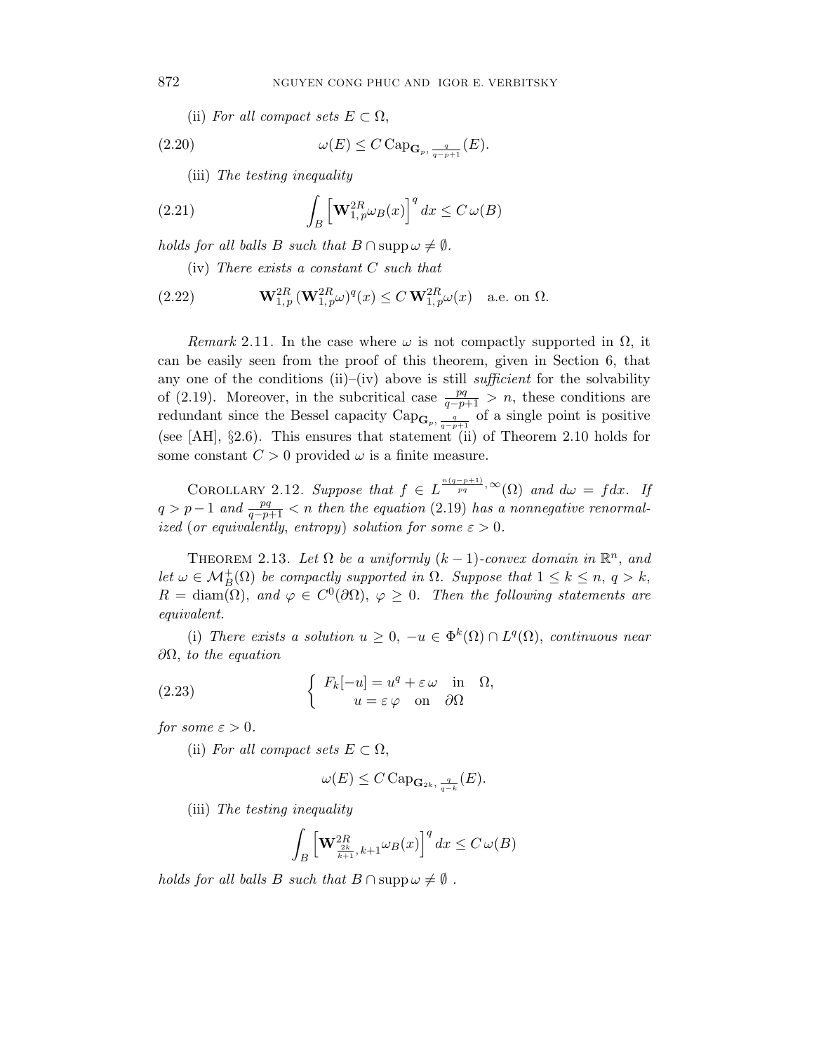(ii) *For all compact sets* $E \subset \Omega$,

$$\omega(E) \le C \,\mathrm{Cap}_{\mathbf{G}_p,\, \frac{q}{q-p+1}}(E). \tag{2.20}$$

(iii) *The testing inequality*

$$\int_B \left[\mathbf{W}^{2R}_{1,\,p}\omega_B(x)\right]^q dx \le C\,\omega(B) \tag{2.21}$$

*holds for all balls* $B$ *such that* $B \cap \operatorname{supp}\omega \neq \emptyset$.

(iv) *There exists a constant* $C$ *such that*

$$\mathbf{W}^{2R}_{1,\,p}\,(\mathbf{W}^{2R}_{1,\,p}\omega)^q(x) \le C\,\mathbf{W}^{2R}_{1,\,p}\omega(x) \quad \text{a.e. on } \Omega. \tag{2.22}$$

*Remark* 2.11. In the case where $\omega$ is not compactly supported in $\Omega$, it can be easily seen from the proof of this theorem, given in Section 6, that any one of the conditions (ii)–(iv) above is still *sufficient* for the solvability of (2.19). Moreover, in the subcritical case $\frac{pq}{q-p+1} > n$, these conditions are redundant since the Bessel capacity $\mathrm{Cap}_{\mathbf{G}_p,\, \frac{q}{q-p+1}}$ of a single point is positive (see [AH], §2.6). This ensures that statement (ii) of Theorem 2.10 holds for some constant $C > 0$ provided $\omega$ is a finite measure.

Corollary 2.12. *Suppose that* $f \in L^{\frac{n(q-p+1)}{pq},\infty}(\Omega)$ *and* $d\omega = f dx$. *If* $q > p-1$ *and* $\frac{pq}{q-p+1} < n$ *then the equation* (2.19) *has a nonnegative renormalized* (*or equivalently, entropy*) *solution for some* $\varepsilon > 0$.

Theorem 2.13. *Let* $\Omega$ *be a uniformly* $(k-1)$*-convex domain in* $\mathbb{R}^n$, *and let* $\omega \in \mathcal{M}^+_B(\Omega)$ *be compactly supported in* $\Omega$. *Suppose that* $1 \le k \le n$, $q > k$, $R = \operatorname{diam}(\Omega)$, *and* $\varphi \in C^0(\partial\Omega)$, $\varphi \ge 0$. *Then the following statements are equivalent.*

(i) *There exists a solution* $u \ge 0$, $-u \in \Phi^k(\Omega) \cap L^q(\Omega)$, *continuous near* $\partial\Omega$, *to the equation*

$$\begin{cases} F_k[-u] = u^q + \varepsilon\,\omega & \text{in} \quad \Omega, \\ \quad\;\; u = \varepsilon\,\varphi & \text{on} \quad \partial\Omega \end{cases} \tag{2.23}$$

*for some* $\varepsilon > 0$.

(ii) *For all compact sets* $E \subset \Omega$,

$$\omega(E) \le C \,\mathrm{Cap}_{\mathbf{G}_{2k},\, \frac{q}{q-k}}(E).$$

(iii) *The testing inequality*

$$\int_B \left[\mathbf{W}^{2R}_{\frac{2k}{k+1},\,k+1}\omega_B(x)\right]^q dx \le C\,\omega(B)$$

*holds for all balls* $B$ *such that* $B \cap \operatorname{supp}\omega \neq \emptyset$ .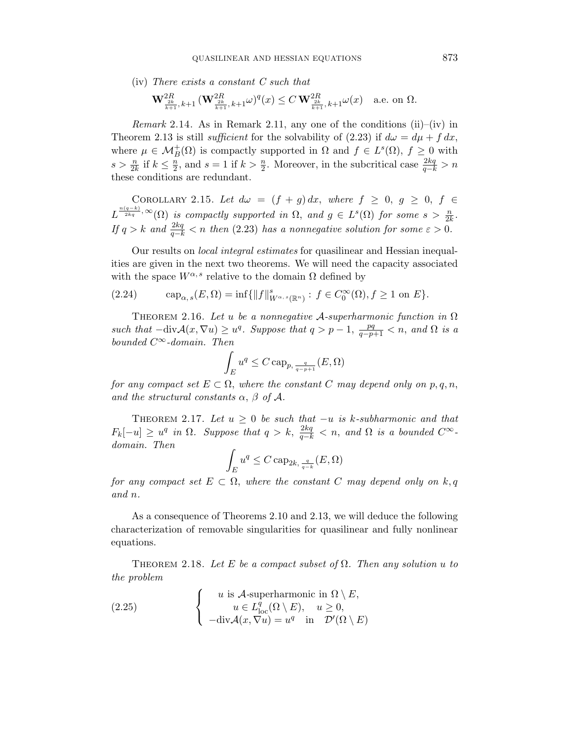(iv) *There exists a constant $C$ such that*

$$\mathbf{W}^{2R}_{\frac{2k}{k+1},\,k+1}\,(\mathbf{W}^{2R}_{\frac{2k}{k+1},\,k+1}\omega)^q(x) \le C\,\mathbf{W}^{2R}_{\frac{2k}{k+1},\,k+1}\omega(x) \quad \text{a.e. on } \Omega.$$

*Remark* 2.14. As in Remark 2.11, any one of the conditions (ii)–(iv) in Theorem 2.13 is still *sufficient* for the solvability of (2.23) if $d\omega = d\mu + f\,dx$, where $\mu \in \mathcal{M}^+_B(\Omega)$ is compactly supported in $\Omega$ and $f \in L^s(\Omega)$, $f \ge 0$ with $s > \frac{n}{2k}$ if $k \le \frac{n}{2}$, and $s = 1$ if $k > \frac{n}{2}$. Moreover, in the subcritical case $\frac{2kq}{q-k} > n$ these conditions are redundant.

Corollary 2.15. *Let $d\omega = (f+g)\,dx$, where $f \ge 0$, $g \ge 0$, $f \in L^{\frac{n(q-k)}{2kq},\infty}(\Omega)$ is compactly supported in $\Omega$, and $g \in L^s(\Omega)$ for some $s > \frac{n}{2k}$. If $q > k$ and $\frac{2kq}{q-k} < n$ then (2.23) has a nonnegative solution for some $\varepsilon > 0$.*

Our results on *local integral estimates* for quasilinear and Hessian inequalities are given in the next two theorems. We will need the capacity associated with the space $W^{\alpha,s}$ relative to the domain $\Omega$ defined by

$$\text{cap}_{\alpha,\,s}(E,\Omega) = \inf\{\|f\|^s_{W^{\alpha,\,s}(\mathbb{R}^n)} : \, f \in C^\infty_0(\Omega), f \ge 1 \text{ on } E\}. \tag{2.24}$$

Theorem 2.16. *Let $u$ be a nonnegative $\mathcal{A}$-superharmonic function in $\Omega$ such that $-\text{div}\mathcal{A}(x,\nabla u) \ge u^q$. Suppose that $q > p-1$, $\frac{pq}{q-p+1} < n$, and $\Omega$ is a bounded $C^\infty$-domain. Then*

$$\int_E u^q \le C\,\text{cap}_{p,\,\frac{q}{q-p+1}}(E,\Omega)$$

*for any compact set $E \subset \Omega$, where the constant $C$ may depend only on $p, q, n$, and the structural constants $\alpha$, $\beta$ of $\mathcal{A}$.*

Theorem 2.17. *Let $u \ge 0$ be such that $-u$ is $k$-subharmonic and that $F_k[-u] \ge u^q$ in $\Omega$. Suppose that $q > k$, $\frac{2kq}{q-k} < n$, and $\Omega$ is a bounded $C^\infty$-domain. Then*

$$\int_E u^q \le C\,\text{cap}_{2k,\,\frac{q}{q-k}}(E,\Omega)$$

*for any compact set $E \subset \Omega$, where the constant $C$ may depend only on $k, q$ and $n$.*

As a consequence of Theorems 2.10 and 2.13, we will deduce the following characterization of removable singularities for quasilinear and fully nonlinear equations.

Theorem 2.18. *Let $E$ be a compact subset of $\Omega$. Then any solution $u$ to the problem*

$$\left\{ \begin{array}{c} u \text{ is } \mathcal{A}\text{-superharmonic in } \Omega\setminus E, \\ u \in L^q_{\text{loc}}(\Omega\setminus E), \quad u \ge 0, \\ -\text{div}\mathcal{A}(x,\nabla u) = u^q \quad \text{in} \quad \mathcal{D}'(\Omega\setminus E) \end{array} \right. \tag{2.25}$$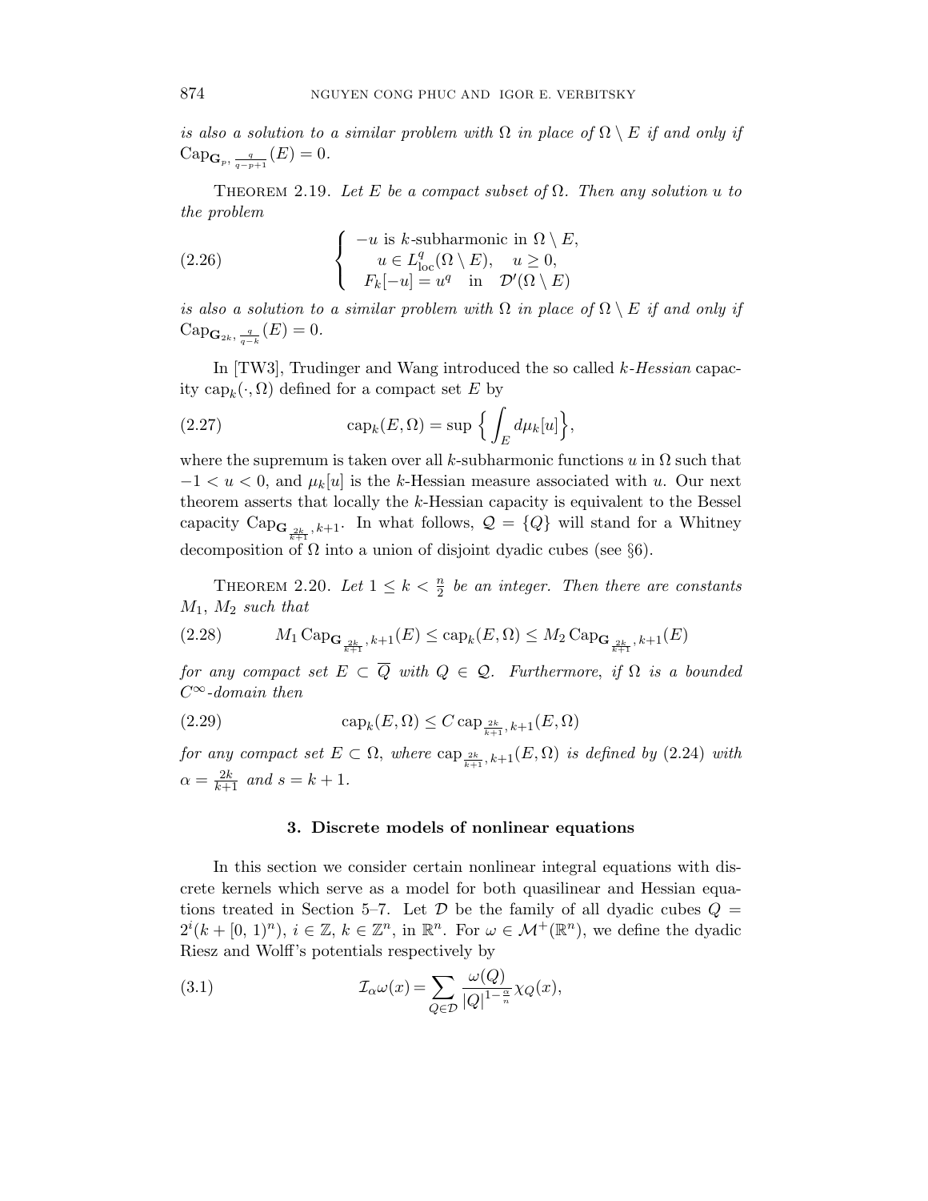*is also a solution to a similar problem with* $\Omega$ *in place of* $\Omega \setminus E$ *if and only if* $\mathrm{Cap}_{\mathbf{G}_p, \frac{q}{q-p+1}}(E) = 0$.

Theorem 2.19. *Let* $E$ *be a compact subset of* $\Omega$. *Then any solution* $u$ *to the problem*

$$
\left\{\begin{array}{c} -u \text{ is } k\text{-subharmonic in } \Omega \setminus E, \\ u \in L^q_{\mathrm{loc}}(\Omega \setminus E), \quad u \geq 0, \\ F_k[-u] = u^q \quad \text{in} \quad \mathcal{D}'(\Omega \setminus E) \end{array}\right. \tag{2.26}
$$

*is also a solution to a similar problem with* $\Omega$ *in place of* $\Omega \setminus E$ *if and only if* $\mathrm{Cap}_{\mathbf{G}_{2k}, \frac{q}{q-k}}(E) = 0$.

In [TW3], Trudinger and Wang introduced the so called $k$-*Hessian* capacity $\mathrm{cap}_k(\cdot, \Omega)$ defined for a compact set $E$ by

$$
\mathrm{cap}_k(E, \Omega) = \sup \Big\{ \int_E d\mu_k[u] \Big\}, \tag{2.27}
$$

where the supremum is taken over all $k$-subharmonic functions $u$ in $\Omega$ such that $-1 < u < 0$, and $\mu_k[u]$ is the $k$-Hessian measure associated with $u$. Our next theorem asserts that locally the $k$-Hessian capacity is equivalent to the Bessel capacity $\mathrm{Cap}_{\mathbf{G}_{\frac{2k}{k+1}}, k+1}$. In what follows, $\mathcal{Q} = \{Q\}$ will stand for a Whitney decomposition of $\Omega$ into a union of disjoint dyadic cubes (see §6).

Theorem 2.20. *Let* $1 \leq k < \frac{n}{2}$ *be an integer. Then there are constants* $M_1$, $M_2$ *such that*

$$
M_1 \,\mathrm{Cap}_{\mathbf{G}_{\frac{2k}{k+1}}, k+1}(E) \leq \mathrm{cap}_k(E, \Omega) \leq M_2 \,\mathrm{Cap}_{\mathbf{G}_{\frac{2k}{k+1}}, k+1}(E) \tag{2.28}
$$

*for any compact set* $E \subset \overline{Q}$ *with* $Q \in \mathcal{Q}$. *Furthermore, if* $\Omega$ *is a bounded* $C^\infty$*-domain then*

$$
\mathrm{cap}_k(E, \Omega) \leq C \,\mathrm{cap}_{\frac{2k}{k+1}, k+1}(E, \Omega) \tag{2.29}
$$

*for any compact set* $E \subset \Omega$, *where* $\mathrm{cap}_{\frac{2k}{k+1}, k+1}(E, \Omega)$ *is defined by* (2.24) *with* $\alpha = \frac{2k}{k+1}$ *and* $s = k + 1$.

## 3. Discrete models of nonlinear equations

In this section we consider certain nonlinear integral equations with discrete kernels which serve as a model for both quasilinear and Hessian equations treated in Section 5–7. Let $\mathcal{D}$ be the family of all dyadic cubes $Q = 2^i(k + [0, 1)^n)$, $i \in \mathbb{Z}$, $k \in \mathbb{Z}^n$, in $\mathbb{R}^n$. For $\omega \in \mathcal{M}^+(\mathbb{R}^n)$, we define the dyadic Riesz and Wolff's potentials respectively by

$$
\mathcal{I}_\alpha \omega(x) = \sum_{Q \in \mathcal{D}} \frac{\omega(Q)}{|Q|^{1-\frac{\alpha}{n}}} \chi_Q(x), \tag{3.1}
$$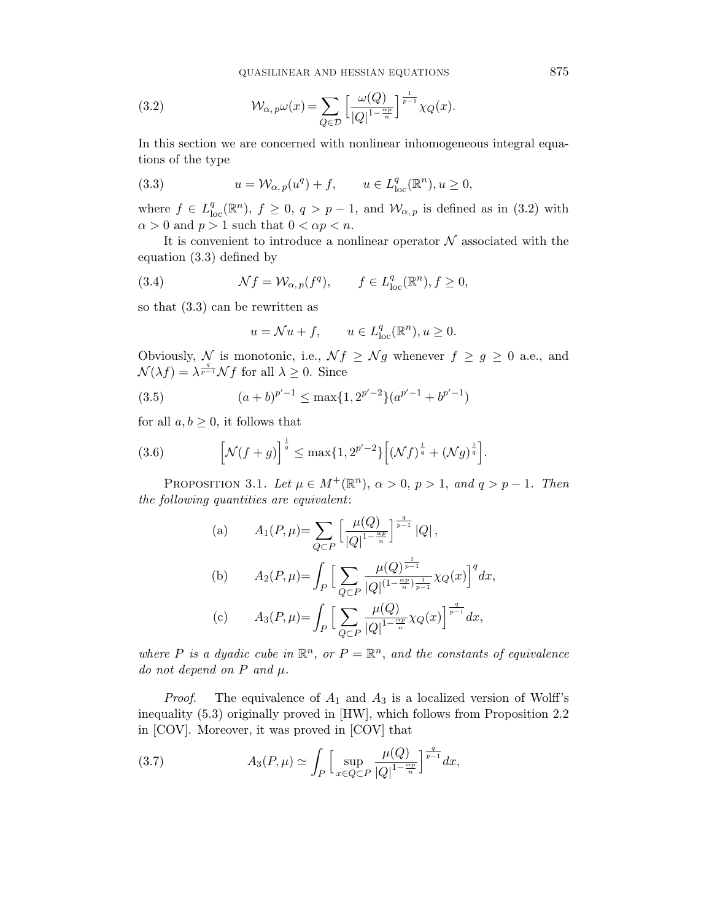$$\mathcal{W}_{\alpha,\, p}\omega(x) = \sum_{Q \in \mathcal{D}} \Big[ \frac{\omega(Q)}{|Q|^{1-\frac{\alpha p}{n}}} \Big]^{\frac{1}{p-1}} \chi_Q(x). \tag{3.2}$$

In this section we are concerned with nonlinear inhomogeneous integral equations of the type

$$u = \mathcal{W}_{\alpha,\, p}(u^q) + f, \qquad u \in L^q_{\rm loc}(\mathbb{R}^n), u \geq 0, \tag{3.3}$$

where $f \in L^q_{\rm loc}(\mathbb{R}^n)$, $f \geq 0$, $q > p-1$, and $\mathcal{W}_{\alpha,\, p}$ is defined as in (3.2) with $\alpha > 0$ and $p > 1$ such that $0 < \alpha p < n$.

It is convenient to introduce a nonlinear operator $\mathcal{N}$ associated with the equation (3.3) defined by

$$\mathcal{N} f = \mathcal{W}_{\alpha,\, p}(f^q), \qquad f \in L^q_{\rm loc}(\mathbb{R}^n), f \geq 0, \tag{3.4}$$

so that (3.3) can be rewritten as

$$u = \mathcal{N} u + f, \qquad u \in L^q_{\rm loc}(\mathbb{R}^n), u \geq 0.$$

Obviously, $\mathcal{N}$ is monotonic, i.e., $\mathcal{N} f \geq \mathcal{N} g$ whenever $f \geq g \geq 0$ a.e., and $\mathcal{N}(\lambda f) = \lambda^{\frac{q}{p-1}} \mathcal{N} f$ for all $\lambda \geq 0$. Since

$$(a+b)^{p'-1} \leq \max\{1, 2^{p'-2}\}(a^{p'-1} + b^{p'-1}) \tag{3.5}$$

for all $a, b \geq 0$, it follows that

$$\Big[\mathcal{N}(f+g)\Big]^{\frac{1}{q}} \leq \max\{1, 2^{p'-2}\}\Big[(\mathcal{N} f)^{\frac{1}{q}} + (\mathcal{N} g)^{\frac{1}{q}}\Big]. \tag{3.6}$$

Proposition 3.1. *Let $\mu \in M^+(\mathbb{R}^n)$, $\alpha > 0$, $p > 1$, and $q > p-1$. Then the following quantities are equivalent*:

$$\text{(a)} \qquad A_1(P, \mu) = \sum_{Q \subset P} \Big[ \frac{\mu(Q)}{|Q|^{1-\frac{\alpha p}{n}}} \Big]^{\frac{q}{p-1}} |Q|,$$

$$\text{(b)} \qquad A_2(P, \mu) = \int_P \Big[ \sum_{Q \subset P} \frac{\mu(Q)^{\frac{1}{p-1}}}{|Q|^{(1-\frac{\alpha p}{n})\frac{1}{p-1}}} \chi_Q(x) \Big]^q dx,$$

$$\text{(c)} \qquad A_3(P, \mu) = \int_P \Big[ \sum_{Q \subset P} \frac{\mu(Q)}{|Q|^{1-\frac{\alpha p}{n}}} \chi_Q(x) \Big]^{\frac{q}{p-1}} dx,$$

*where $P$ is a dyadic cube in $\mathbb{R}^n$, or $P = \mathbb{R}^n$, and the constants of equivalence do not depend on $P$ and $\mu$.*

*Proof.* The equivalence of $A_1$ and $A_3$ is a localized version of Wolff's inequality (5.3) originally proved in [HW], which follows from Proposition 2.2 in [COV]. Moreover, it was proved in [COV] that

$$A_3(P, \mu) \simeq \int_P \Big[ \sup_{x \in Q \subset P} \frac{\mu(Q)}{|Q|^{1-\frac{\alpha p}{n}}} \Big]^{\frac{q}{p-1}} dx, \tag{3.7}$$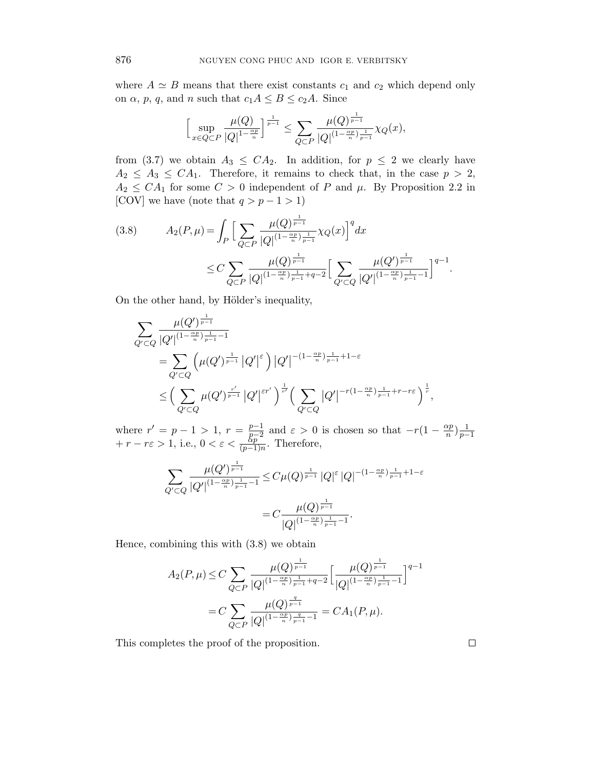where $A \simeq B$ means that there exist constants $c_1$ and $c_2$ which depend only on $\alpha$, $p$, $q$, and $n$ such that $c_1 A \leq B \leq c_2 A$. Since

$$\Big[ \sup_{x \in Q \subset P} \frac{\mu(Q)}{|Q|^{1-\frac{\alpha p}{n}}} \Big]^{\frac{1}{p-1}} \leq \sum_{Q \subset P} \frac{\mu(Q)^{\frac{1}{p-1}}}{|Q|^{(1-\frac{\alpha p}{n})\frac{1}{p-1}}} \chi_Q(x),$$

from (3.7) we obtain $A_3 \leq C A_2$. In addition, for $p \leq 2$ we clearly have $A_2 \leq A_3 \leq C A_1$. Therefore, it remains to check that, in the case $p > 2$, $A_2 \leq C A_1$ for some $C > 0$ independent of $P$ and $\mu$. By Proposition 2.2 in [COV] we have (note that $q > p-1 > 1$)

$$\begin{aligned}
(3.8) \qquad A_2(P, \mu) &= \int_P \Big[ \sum_{Q \subset P} \frac{\mu(Q)^{\frac{1}{p-1}}}{|Q|^{(1-\frac{\alpha p}{n})\frac{1}{p-1}}} \chi_Q(x) \Big]^q dx \\
&\leq C \sum_{Q \subset P} \frac{\mu(Q)^{\frac{1}{p-1}}}{|Q|^{(1-\frac{\alpha p}{n})\frac{1}{p-1}+q-2}} \Big[ \sum_{Q' \subset Q} \frac{\mu(Q')^{\frac{1}{p-1}}}{|Q'|^{(1-\frac{\alpha p}{n})\frac{1}{p-1}-1}} \Big]^{q-1}.
\end{aligned}$$

On the other hand, by Hölder's inequality,

$$\begin{aligned}
&\sum_{Q' \subset Q} \frac{\mu(Q')^{\frac{1}{p-1}}}{|Q'|^{(1-\frac{\alpha p}{n})\frac{1}{p-1}-1}} \\
&\quad = \sum_{Q' \subset Q} \Big( \mu(Q')^{\frac{1}{p-1}} |Q'|^{\varepsilon} \Big) |Q'|^{-(1-\frac{\alpha p}{n})\frac{1}{p-1}+1-\varepsilon} \\
&\quad \leq \Big( \sum_{Q' \subset Q} \mu(Q')^{\frac{r'}{p-1}} |Q'|^{\varepsilon r'} \Big)^{\frac{1}{r'}} \Big( \sum_{Q' \subset Q} |Q'|^{-r(1-\frac{\alpha p}{n})\frac{1}{p-1}+r-r\varepsilon} \Big)^{\frac{1}{r}},
\end{aligned}$$

where $r' = p-1 > 1$, $r = \frac{p-1}{p-2}$ and $\varepsilon > 0$ is chosen so that $-r(1-\frac{\alpha p}{n})\frac{1}{p-1} + r - r\varepsilon > 1$, i.e., $0 < \varepsilon < \frac{\alpha p}{(p-1)n}$. Therefore,

$$\begin{aligned}
\sum_{Q' \subset Q} \frac{\mu(Q')^{\frac{1}{p-1}}}{|Q'|^{(1-\frac{\alpha p}{n})\frac{1}{p-1}-1}} &\leq C \mu(Q)^{\frac{1}{p-1}} |Q|^{\varepsilon} |Q|^{-(1-\frac{\alpha p}{n})\frac{1}{p-1}+1-\varepsilon} \\
&= C \frac{\mu(Q)^{\frac{1}{p-1}}}{|Q|^{(1-\frac{\alpha p}{n})\frac{1}{p-1}-1}}.
\end{aligned}$$

Hence, combining this with (3.8) we obtain

$$\begin{aligned}
A_2(P, \mu) &\leq C \sum_{Q \subset P} \frac{\mu(Q)^{\frac{1}{p-1}}}{|Q|^{(1-\frac{\alpha p}{n})\frac{1}{p-1}+q-2}} \Big[ \frac{\mu(Q)^{\frac{1}{p-1}}}{|Q|^{(1-\frac{\alpha p}{n})\frac{1}{p-1}-1}} \Big]^{q-1} \\
&= C \sum_{Q \subset P} \frac{\mu(Q)^{\frac{q}{p-1}}}{|Q|^{(1-\frac{\alpha p}{n})\frac{q}{p-1}-1}} = C A_1(P, \mu).
\end{aligned}$$

This completes the proof of the proposition. □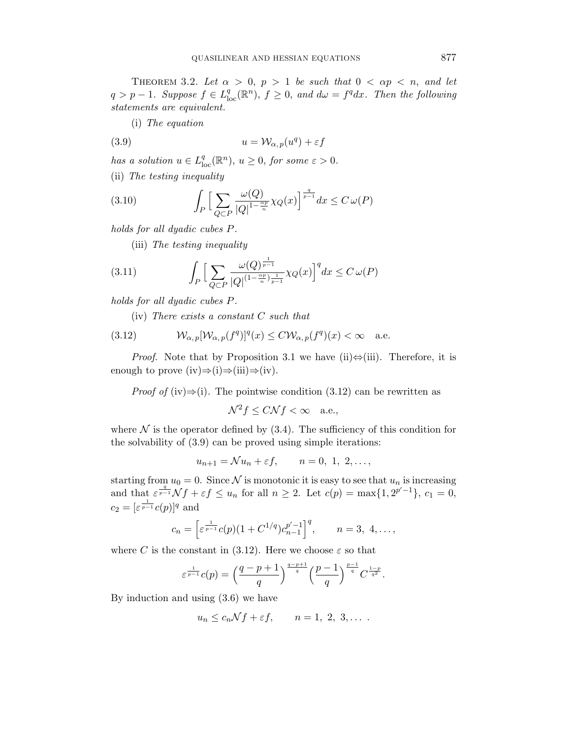THEOREM 3.2. *Let $\alpha > 0$, $p > 1$ be such that $0 < \alpha p < n$, and let $q > p - 1$. Suppose $f \in L^q_{\rm loc}(\mathbb{R}^n)$, $f \geq 0$, and $d\omega = f^q dx$. Then the following statements are equivalent.*

(i) *The equation*

$$u = \mathcal{W}_{\alpha,\,p}(u^q) + \varepsilon f \tag{3.9}$$

*has a solution $u \in L^q_{\rm loc}(\mathbb{R}^n)$, $u \geq 0$, for some $\varepsilon > 0$.*

(ii) *The testing inequality*

$$\int_P \Big[ \sum_{Q \subset P} \frac{\omega(Q)}{|Q|^{1-\frac{\alpha p}{n}}} \chi_Q(x) \Big]^{\frac{q}{p-1}} dx \leq C\, \omega(P) \tag{3.10}$$

*holds for all dyadic cubes $P$.*

(iii) *The testing inequality*

$$\int_P \Big[ \sum_{Q \subset P} \frac{\omega(Q)^{\frac{1}{p-1}}}{|Q|^{(1-\frac{\alpha p}{n})\frac{1}{p-1}}} \chi_Q(x) \Big]^q dx \leq C\, \omega(P) \tag{3.11}$$

*holds for all dyadic cubes $P$.*

(iv) *There exists a constant $C$ such that*

$$\mathcal{W}_{\alpha,\,p}[\mathcal{W}_{\alpha,\,p}(f^q)]^q(x) \leq C \mathcal{W}_{\alpha,\,p}(f^q)(x) < \infty \quad \text{a.e.} \tag{3.12}$$

*Proof.* Note that by Proposition 3.1 we have (ii)⇔(iii). Therefore, it is enough to prove (iv)⇒(i)⇒(iii)⇒(iv).

*Proof of* (iv)⇒(i). The pointwise condition (3.12) can be rewritten as

$$\mathcal{N}^2 f \leq C \mathcal{N} f < \infty \quad \text{a.e.},$$

where $\mathcal{N}$ is the operator defined by (3.4). The sufficiency of this condition for the solvability of (3.9) can be proved using simple iterations:

$$u_{n+1} = \mathcal{N} u_n + \varepsilon f, \qquad n = 0,\ 1,\ 2, \ldots,$$

starting from $u_0 = 0$. Since $\mathcal{N}$ is monotonic it is easy to see that $u_n$ is increasing and that $\varepsilon^{\frac{q}{p-1}} \mathcal{N} f + \varepsilon f \leq u_n$ for all $n \geq 2$. Let $c(p) = \max\{1, 2^{p'-1}\}$, $c_1 = 0$, $c_2 = [\varepsilon^{\frac{1}{p-1}} c(p)]^q$ and

$$c_n = \Big[ \varepsilon^{\frac{1}{p-1}} c(p) (1 + C^{1/q}) c_{n-1}^{p'-1} \Big]^q, \qquad n = 3,\ 4, \ldots,$$

where $C$ is the constant in (3.12). Here we choose $\varepsilon$ so that

$$\varepsilon^{\frac{1}{p-1}} c(p) = \Big( \frac{q-p+1}{q} \Big)^{\frac{q-p+1}{q}} \Big( \frac{p-1}{q} \Big)^{\frac{p-1}{q}} C^{\frac{1-p}{q^2}}.$$

By induction and using (3.6) we have

$$u_n \leq c_n \mathcal{N} f + \varepsilon f, \qquad n = 1,\ 2,\ 3, \ldots\ .$$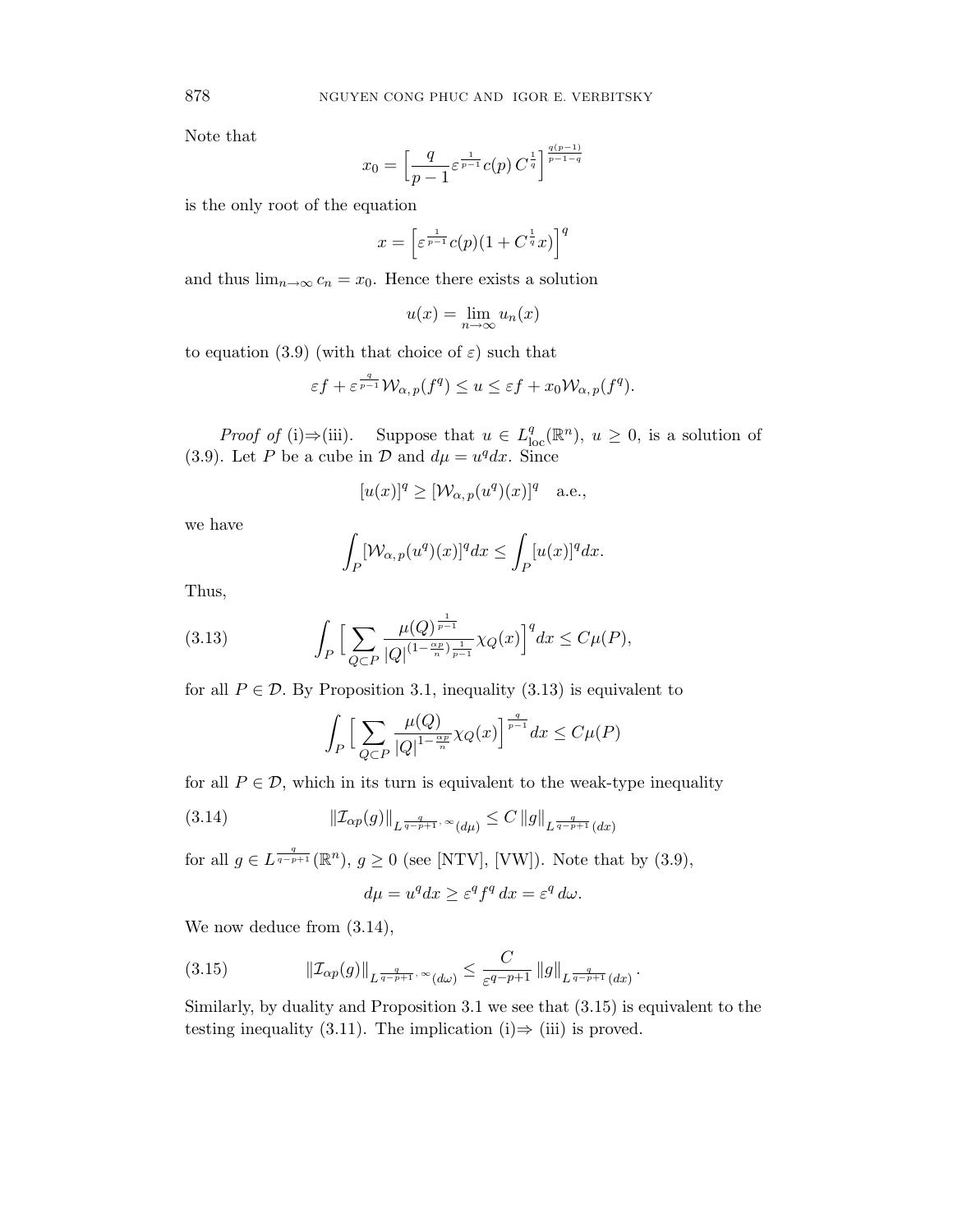Note that

$$x_0 = \Big[\frac{q}{p-1}\varepsilon^{\frac{1}{p-1}}c(p)\,C^{\frac{1}{q}}\Big]^{\frac{q(p-1)}{p-1-q}}$$

is the only root of the equation

$$x = \Big[\varepsilon^{\frac{1}{p-1}}c(p)(1+C^{\frac{1}{q}}x)\Big]^q$$

and thus $\lim_{n\to\infty} c_n = x_0$. Hence there exists a solution

$$u(x) = \lim_{n\to\infty} u_n(x)$$

to equation (3.9) (with that choice of $\varepsilon$) such that

$$\varepsilon f + \varepsilon^{\frac{q}{p-1}}\mathcal{W}_{\alpha,\,p}(f^q) \le u \le \varepsilon f + x_0 \mathcal{W}_{\alpha,\,p}(f^q).$$

*Proof of* (i)$\Rightarrow$(iii). Suppose that $u \in L^q_{\rm loc}(\mathbb{R}^n)$, $u \ge 0$, is a solution of (3.9). Let $P$ be a cube in $\mathcal{D}$ and $d\mu = u^q dx$. Since

$$[u(x)]^q \ge [\mathcal{W}_{\alpha,\,p}(u^q)(x)]^q \quad \text{a.e.},$$

we have

$$\int_P [\mathcal{W}_{\alpha,\,p}(u^q)(x)]^q dx \le \int_P [u(x)]^q dx.$$

Thus,

$$\int_P \Big[\sum_{Q\subset P} \frac{\mu(Q)^{\frac{1}{p-1}}}{|Q|^{(1-\frac{\alpha p}{n})\frac{1}{p-1}}}\chi_Q(x)\Big]^q dx \le C\mu(P), \tag{3.13}$$

for all $P \in \mathcal{D}$. By Proposition 3.1, inequality (3.13) is equivalent to

$$\int_P \Big[\sum_{Q\subset P} \frac{\mu(Q)}{|Q|^{1-\frac{\alpha p}{n}}}\chi_Q(x)\Big]^{\frac{q}{p-1}} dx \le C\mu(P)$$

for all $P \in \mathcal{D}$, which in its turn is equivalent to the weak-type inequality

$$\|\mathcal{I}_{\alpha p}(g)\|_{L^{\frac{q}{q-p+1},\,\infty}(d\mu)} \le C\,\|g\|_{L^{\frac{q}{q-p+1}}(dx)} \tag{3.14}$$

for all $g \in L^{\frac{q}{q-p+1}}(\mathbb{R}^n)$, $g \ge 0$ (see [NTV], [VW]). Note that by (3.9),

$$d\mu = u^q dx \ge \varepsilon^q f^q\,dx = \varepsilon^q\,d\omega.$$

We now deduce from (3.14),

$$\|\mathcal{I}_{\alpha p}(g)\|_{L^{\frac{q}{q-p+1},\,\infty}(d\omega)} \le \frac{C}{\varepsilon^{q-p+1}}\,\|g\|_{L^{\frac{q}{q-p+1}}(dx)}. \tag{3.15}$$

Similarly, by duality and Proposition 3.1 we see that (3.15) is equivalent to the testing inequality (3.11). The implication (i)$\Rightarrow$ (iii) is proved.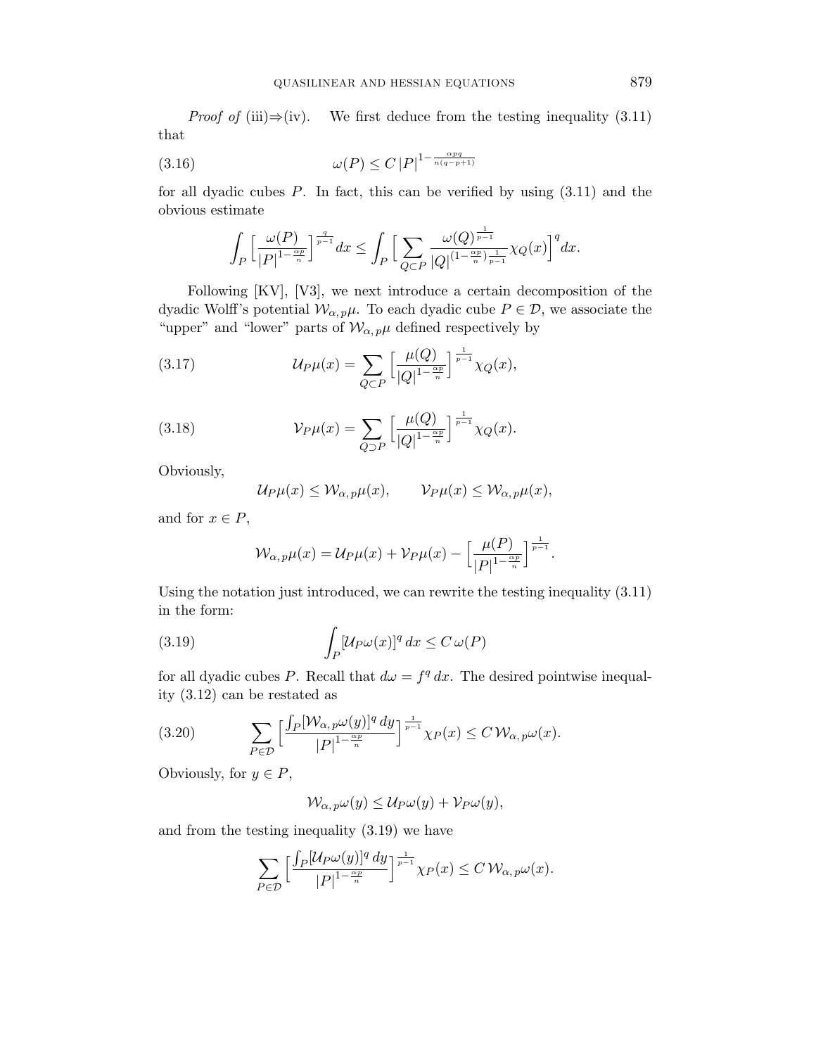*Proof of* (iii)⇒(iv). We first deduce from the testing inequality (3.11) that

$$\omega(P) \le C\, |P|^{1-\frac{\alpha p q}{n(q-p+1)}} \tag{3.16}$$

for all dyadic cubes $P$. In fact, this can be verified by using (3.11) and the obvious estimate

$$\int_P \Big[\frac{\omega(P)}{|P|^{1-\frac{\alpha p}{n}}}\Big]^{\frac{q}{p-1}} dx \le \int_P \Big[\sum_{Q\subset P} \frac{\omega(Q)^{\frac{1}{p-1}}}{|Q|^{(1-\frac{\alpha p}{n})\frac{1}{p-1}}} \chi_Q(x)\Big]^q dx.$$

Following [KV], [V3], we next introduce a certain decomposition of the dyadic Wolff's potential $\mathcal{W}_{\alpha,\,p}\mu$. To each dyadic cube $P \in \mathcal{D}$, we associate the "upper" and "lower" parts of $\mathcal{W}_{\alpha,\,p}\mu$ defined respectively by

$$\mathcal{U}_P\mu(x) = \sum_{Q\subset P} \Big[\frac{\mu(Q)}{|Q|^{1-\frac{\alpha p}{n}}}\Big]^{\frac{1}{p-1}} \chi_Q(x), \tag{3.17}$$

$$\mathcal{V}_P\mu(x) = \sum_{Q\supset P} \Big[\frac{\mu(Q)}{|Q|^{1-\frac{\alpha p}{n}}}\Big]^{\frac{1}{p-1}} \chi_Q(x). \tag{3.18}$$

Obviously,

$$\mathcal{U}_P\mu(x) \le \mathcal{W}_{\alpha,\,p}\mu(x), \qquad \mathcal{V}_P\mu(x) \le \mathcal{W}_{\alpha,\,p}\mu(x),$$

and for $x \in P$,

$$\mathcal{W}_{\alpha,\,p}\mu(x) = \mathcal{U}_P\mu(x) + \mathcal{V}_P\mu(x) - \Big[\frac{\mu(P)}{|P|^{1-\frac{\alpha p}{n}}}\Big]^{\frac{1}{p-1}}.$$

Using the notation just introduced, we can rewrite the testing inequality (3.11) in the form:

$$\int_P [\mathcal{U}_P\omega(x)]^q\, dx \le C\, \omega(P) \tag{3.19}$$

for all dyadic cubes $P$. Recall that $d\omega = f^q\, dx$. The desired pointwise inequality (3.12) can be restated as

$$\sum_{P\in\mathcal{D}} \Big[\frac{\int_P [\mathcal{W}_{\alpha,\,p}\omega(y)]^q\, dy}{|P|^{1-\frac{\alpha p}{n}}}\Big]^{\frac{1}{p-1}} \chi_P(x) \le C\, \mathcal{W}_{\alpha,\,p}\omega(x). \tag{3.20}$$

Obviously, for $y \in P$,

$$\mathcal{W}_{\alpha,\,p}\omega(y) \le \mathcal{U}_P\omega(y) + \mathcal{V}_P\omega(y),$$

and from the testing inequality (3.19) we have

$$\sum_{P\in\mathcal{D}} \Big[\frac{\int_P [\mathcal{U}_P\omega(y)]^q\, dy}{|P|^{1-\frac{\alpha p}{n}}}\Big]^{\frac{1}{p-1}} \chi_P(x) \le C\, \mathcal{W}_{\alpha,\,p}\omega(x).$$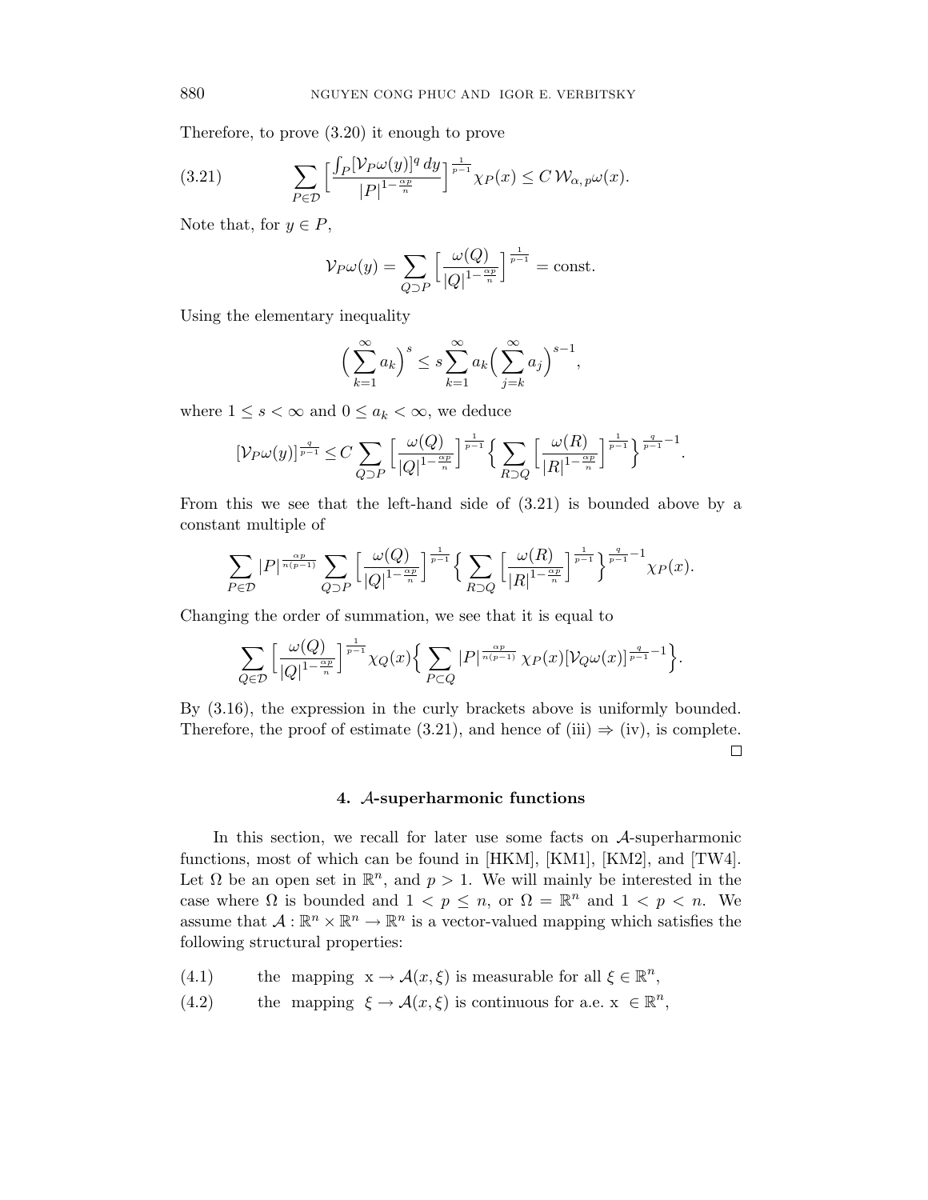Therefore, to prove (3.20) it enough to prove

$$\sum_{P\in\mathcal{D}} \Big[\frac{\int_P [\mathcal{V}_P\omega(y)]^q\,dy}{|P|^{1-\frac{\alpha p}{n}}}\Big]^{\frac{1}{p-1}} \chi_P(x) \le C\,\mathcal{W}_{\alpha,\,p}\omega(x). \tag{3.21}$$

Note that, for $y\in P$,

$$\mathcal{V}_P\omega(y) = \sum_{Q\supset P} \Big[\frac{\omega(Q)}{|Q|^{1-\frac{\alpha p}{n}}}\Big]^{\frac{1}{p-1}} = \text{const}.$$

Using the elementary inequality

$$\Big(\sum_{k=1}^{\infty} a_k\Big)^s \le s \sum_{k=1}^{\infty} a_k \Big(\sum_{j=k}^{\infty} a_j\Big)^{s-1},$$

where $1\le s<\infty$ and $0\le a_k<\infty$, we deduce

$$[\mathcal{V}_P\omega(y)]^{\frac{q}{p-1}} \le C \sum_{Q\supset P} \Big[\frac{\omega(Q)}{|Q|^{1-\frac{\alpha p}{n}}}\Big]^{\frac{1}{p-1}} \Big\{\sum_{R\supset Q} \Big[\frac{\omega(R)}{|R|^{1-\frac{\alpha p}{n}}}\Big]^{\frac{1}{p-1}}\Big\}^{\frac{q}{p-1}-1}.$$

From this we see that the left-hand side of (3.21) is bounded above by a constant multiple of

$$\sum_{P\in\mathcal{D}} |P|^{\frac{\alpha p}{n(p-1)}} \sum_{Q\supset P} \Big[\frac{\omega(Q)}{|Q|^{1-\frac{\alpha p}{n}}}\Big]^{\frac{1}{p-1}} \Big\{\sum_{R\supset Q} \Big[\frac{\omega(R)}{|R|^{1-\frac{\alpha p}{n}}}\Big]^{\frac{1}{p-1}}\Big\}^{\frac{q}{p-1}-1} \chi_P(x).$$

Changing the order of summation, we see that it is equal to

$$\sum_{Q\in\mathcal{D}} \Big[\frac{\omega(Q)}{|Q|^{1-\frac{\alpha p}{n}}}\Big]^{\frac{1}{p-1}} \chi_Q(x) \Big\{\sum_{P\subset Q} |P|^{\frac{\alpha p}{n(p-1)}} \chi_P(x) [\mathcal{V}_Q\omega(x)]^{\frac{q}{p-1}-1}\Big\}.$$

By (3.16), the expression in the curly brackets above is uniformly bounded. Therefore, the proof of estimate (3.21), and hence of (iii) $\Rightarrow$ (iv), is complete. $\square$

## 4. $\mathcal{A}$-superharmonic functions

In this section, we recall for later use some facts on $\mathcal{A}$-superharmonic functions, most of which can be found in [HKM], [KM1], [KM2], and [TW4]. Let $\Omega$ be an open set in $\mathbb{R}^n$, and $p>1$. We will mainly be interested in the case where $\Omega$ is bounded and $1<p\le n$, or $\Omega=\mathbb{R}^n$ and $1<p<n$. We assume that $\mathcal{A}:\mathbb{R}^n\times\mathbb{R}^n\to\mathbb{R}^n$ is a vector-valued mapping which satisfies the following structural properties:

(4.1) the mapping $x\to\mathcal{A}(x,\xi)$ is measurable for all $\xi\in\mathbb{R}^n$,

(4.2) the mapping $\xi\to\mathcal{A}(x,\xi)$ is continuous for a.e. $x\in\mathbb{R}^n$,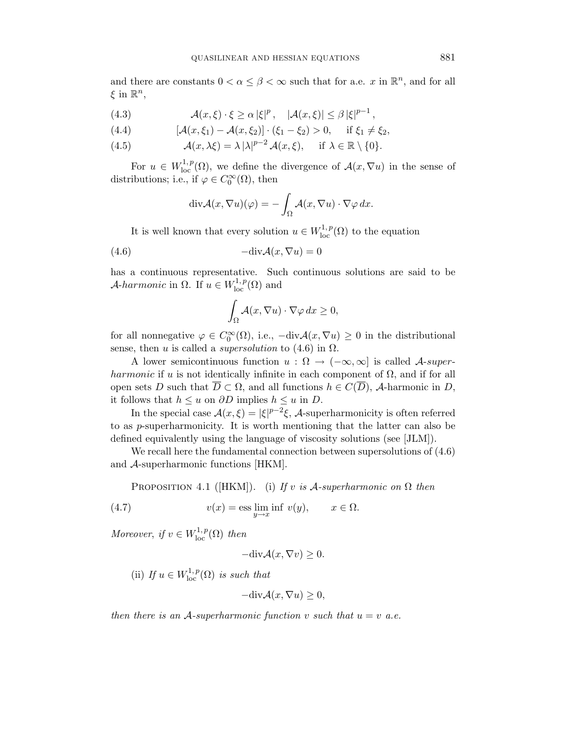and there are constants $0 < \alpha \le \beta < \infty$ such that for a.e. $x$ in $\mathbb{R}^n$, and for all $\xi$ in $\mathbb{R}^n$,

$$\mathcal{A}(x,\xi)\cdot\xi \ge \alpha\,|\xi|^p\,, \quad |\mathcal{A}(x,\xi)| \le \beta\,|\xi|^{p-1}\,, \tag{4.3}$$

$$[\mathcal{A}(x,\xi_1) - \mathcal{A}(x,\xi_2)]\cdot(\xi_1 - \xi_2) > 0, \quad \text{if } \xi_1 \ne \xi_2, \tag{4.4}$$

$$\mathcal{A}(x,\lambda\xi) = \lambda\,|\lambda|^{p-2}\,\mathcal{A}(x,\xi), \quad \text{if } \lambda \in \mathbb{R}\setminus\{0\}. \tag{4.5}$$

For $u \in W^{1,p}_{\text{loc}}(\Omega)$, we define the divergence of $\mathcal{A}(x,\nabla u)$ in the sense of distributions; i.e., if $\varphi \in C^\infty_0(\Omega)$, then

$$\text{div}\mathcal{A}(x,\nabla u)(\varphi) = -\int_\Omega \mathcal{A}(x,\nabla u)\cdot\nabla\varphi\,dx.$$

It is well known that every solution $u \in W^{1,p}_{\text{loc}}(\Omega)$ to the equation

$$-\text{div}\mathcal{A}(x,\nabla u) = 0 \tag{4.6}$$

has a continuous representative. Such continuous solutions are said to be $\mathcal{A}$-*harmonic* in $\Omega$. If $u \in W^{1,p}_{\text{loc}}(\Omega)$ and

$$\int_\Omega \mathcal{A}(x,\nabla u)\cdot\nabla\varphi\,dx \ge 0,$$

for all nonnegative $\varphi \in C^\infty_0(\Omega)$, i.e., $-\text{div}\mathcal{A}(x,\nabla u) \ge 0$ in the distributional sense, then $u$ is called a *supersolution* to (4.6) in $\Omega$.

A lower semicontinuous function $u : \Omega \to (-\infty,\infty]$ is called $\mathcal{A}$-*superharmonic* if $u$ is not identically infinite in each component of $\Omega$, and if for all open sets $D$ such that $\overline{D} \subset \Omega$, and all functions $h \in C(\overline{D})$, $\mathcal{A}$-harmonic in $D$, it follows that $h \le u$ on $\partial D$ implies $h \le u$ in $D$.

In the special case $\mathcal{A}(x,\xi) = |\xi|^{p-2}\xi$, $\mathcal{A}$-superharmonicity is often referred to as $p$-superharmonicity. It is worth mentioning that the latter can also be defined equivalently using the language of viscosity solutions (see [JLM]).

We recall here the fundamental connection between supersolutions of (4.6) and $\mathcal{A}$-superharmonic functions [HKM].

Proposition 4.1 ([HKM]). (i) *If $v$ is $\mathcal{A}$-superharmonic on $\Omega$ then*

$$v(x) = \text{ess}\liminf_{y\to x}\, v(y), \qquad x \in \Omega. \tag{4.7}$$

*Moreover, if $v \in W^{1,p}_{\text{loc}}(\Omega)$ then*

$$-\text{div}\mathcal{A}(x,\nabla v) \ge 0.$$

(ii) *If $u \in W^{1,p}_{\text{loc}}(\Omega)$ is such that*

$$-\text{div}\mathcal{A}(x,\nabla u) \ge 0,$$

*then there is an $\mathcal{A}$-superharmonic function $v$ such that $u = v$ a.e.*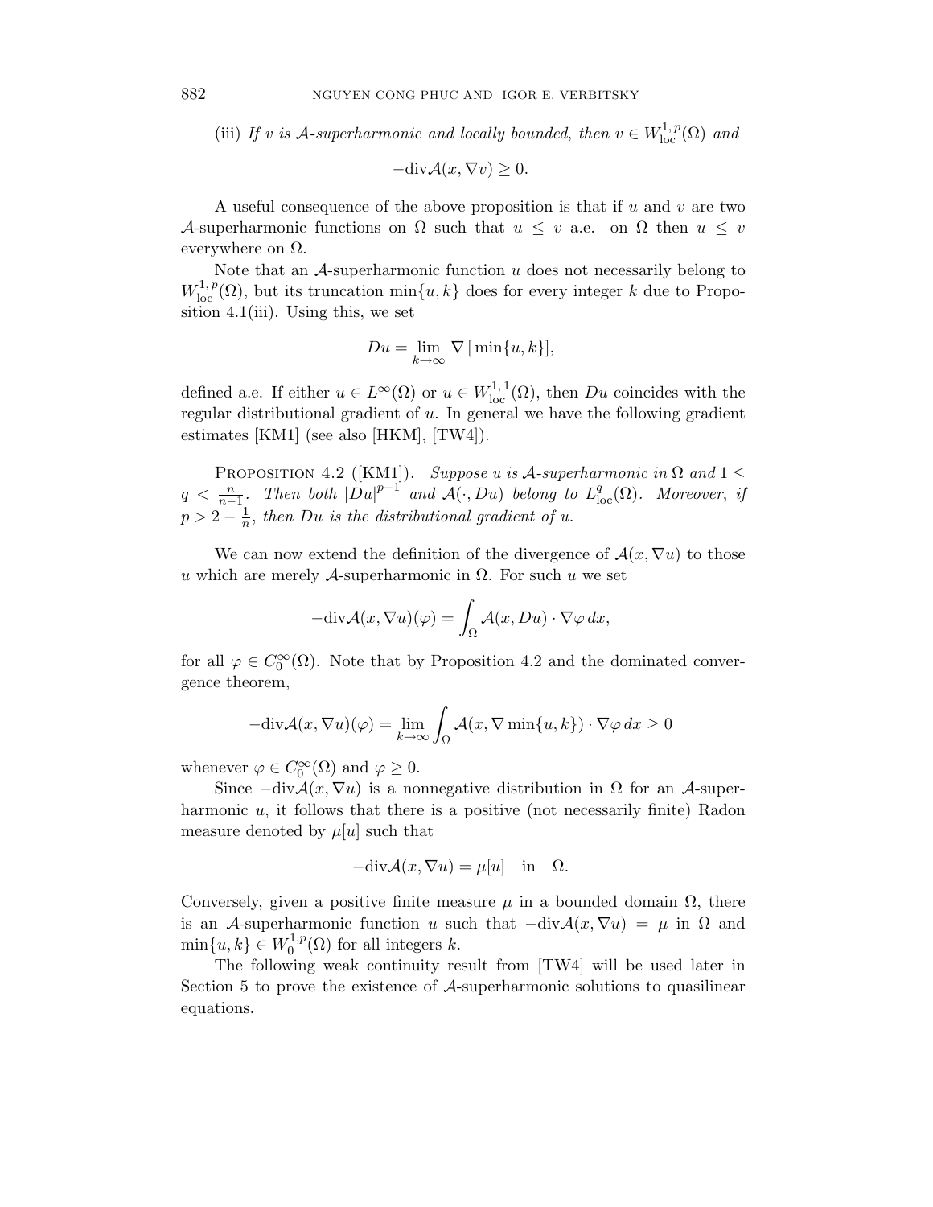(iii) *If $v$ is $\mathcal{A}$-superharmonic and locally bounded, then $v \in W^{1,p}_{\rm loc}(\Omega)$ and*

$$-\mathrm{div}\mathcal{A}(x, \nabla v) \geq 0.$$

A useful consequence of the above proposition is that if $u$ and $v$ are two $\mathcal{A}$-superharmonic functions on $\Omega$ such that $u \leq v$ a.e. on $\Omega$ then $u \leq v$ everywhere on $\Omega$.

Note that an $\mathcal{A}$-superharmonic function $u$ does not necessarily belong to $W^{1,p}_{\rm loc}(\Omega)$, but its truncation $\min\{u, k\}$ does for every integer $k$ due to Proposition 4.1(iii). Using this, we set

$$Du = \lim_{k \to \infty} \nabla [\min\{u, k\}],$$

defined a.e. If either $u \in L^{\infty}(\Omega)$ or $u \in W^{1,1}_{\rm loc}(\Omega)$, then $Du$ coincides with the regular distributional gradient of $u$. In general we have the following gradient estimates [KM1] (see also [HKM], [TW4]).

Proposition 4.2 ([KM1]). *Suppose $u$ is $\mathcal{A}$-superharmonic in $\Omega$ and $1 \leq q < \frac{n}{n-1}$. Then both $|Du|^{p-1}$ and $\mathcal{A}(\cdot, Du)$ belong to $L^q_{\rm loc}(\Omega)$. Moreover, if $p > 2 - \frac{1}{n}$, then $Du$ is the distributional gradient of $u$.*

We can now extend the definition of the divergence of $\mathcal{A}(x, \nabla u)$ to those $u$ which are merely $\mathcal{A}$-superharmonic in $\Omega$. For such $u$ we set

$$-\mathrm{div}\mathcal{A}(x, \nabla u)(\varphi) = \int_{\Omega} \mathcal{A}(x, Du) \cdot \nabla \varphi \, dx,$$

for all $\varphi \in C^{\infty}_0(\Omega)$. Note that by Proposition 4.2 and the dominated convergence theorem,

$$-\mathrm{div}\mathcal{A}(x, \nabla u)(\varphi) = \lim_{k \to \infty} \int_{\Omega} \mathcal{A}(x, \nabla \min\{u, k\}) \cdot \nabla \varphi \, dx \geq 0$$

whenever $\varphi \in C^{\infty}_0(\Omega)$ and $\varphi \geq 0$.

Since $-\mathrm{div}\mathcal{A}(x, \nabla u)$ is a nonnegative distribution in $\Omega$ for an $\mathcal{A}$-superharmonic $u$, it follows that there is a positive (not necessarily finite) Radon measure denoted by $\mu[u]$ such that

$$-\mathrm{div}\mathcal{A}(x, \nabla u) = \mu[u] \quad \text{in} \quad \Omega.$$

Conversely, given a positive finite measure $\mu$ in a bounded domain $\Omega$, there is an $\mathcal{A}$-superharmonic function $u$ such that $-\mathrm{div}\mathcal{A}(x, \nabla u) = \mu$ in $\Omega$ and $\min\{u, k\} \in W^{1,p}_0(\Omega)$ for all integers $k$.

The following weak continuity result from [TW4] will be used later in Section 5 to prove the existence of $\mathcal{A}$-superharmonic solutions to quasilinear equations.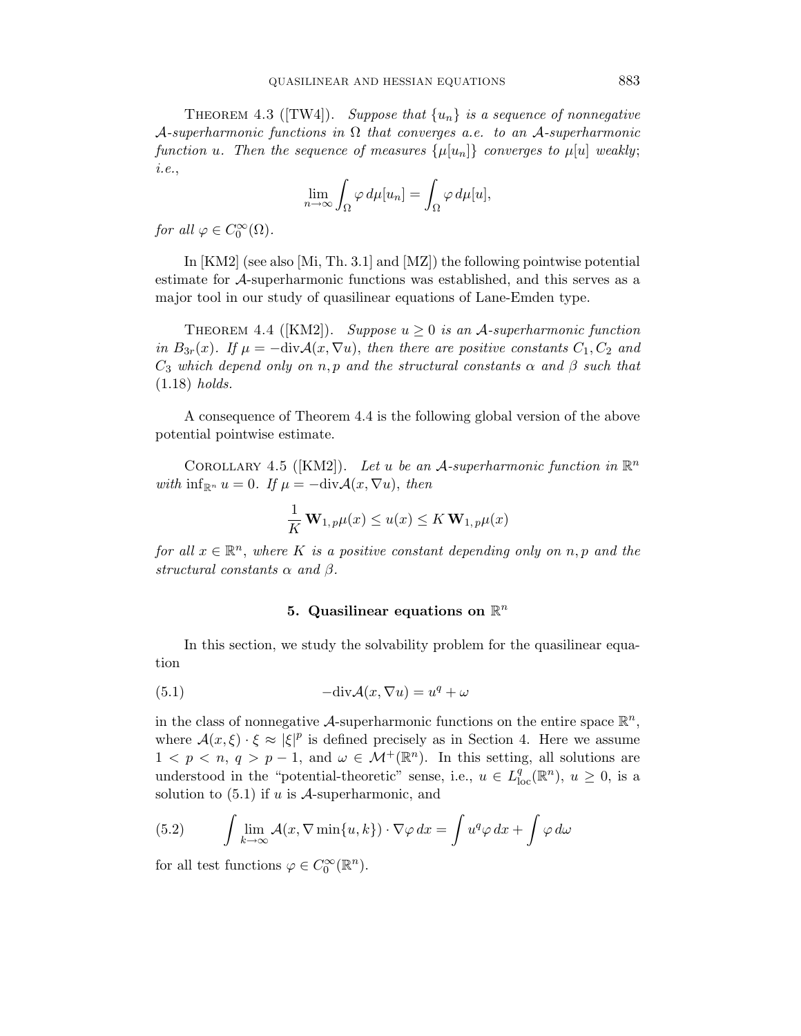Theorem 4.3 ([TW4]). *Suppose that $\{u_n\}$ is a sequence of nonnegative $\mathcal{A}$-superharmonic functions in $\Omega$ that converges a.e. to an $\mathcal{A}$-superharmonic function $u$. Then the sequence of measures $\{\mu[u_n]\}$ converges to $\mu[u]$ weakly; i.e.,*

$$\lim_{n\to\infty} \int_\Omega \varphi \, d\mu[u_n] = \int_\Omega \varphi \, d\mu[u],$$

*for all $\varphi \in C_0^\infty(\Omega)$.*

In [KM2] (see also [Mi, Th. 3.1] and [MZ]) the following pointwise potential estimate for $\mathcal{A}$-superharmonic functions was established, and this serves as a major tool in our study of quasilinear equations of Lane-Emden type.

Theorem 4.4 ([KM2]). *Suppose $u \geq 0$ is an $\mathcal{A}$-superharmonic function in $B_{3r}(x)$. If $\mu = -\text{div}\mathcal{A}(x, \nabla u)$, then there are positive constants $C_1, C_2$ and $C_3$ which depend only on $n, p$ and the structural constants $\alpha$ and $\beta$ such that* (1.18) *holds.*

A consequence of Theorem 4.4 is the following global version of the above potential pointwise estimate.

Corollary 4.5 ([KM2]). *Let $u$ be an $\mathcal{A}$-superharmonic function in $\mathbb{R}^n$ with $\inf_{\mathbb{R}^n} u = 0$. If $\mu = -\text{div}\mathcal{A}(x, \nabla u)$, then*

$$\frac{1}{K} \, \mathbf{W}_{1,\,p}\mu(x) \leq u(x) \leq K \, \mathbf{W}_{1,\,p}\mu(x)$$

*for all $x \in \mathbb{R}^n$, where $K$ is a positive constant depending only on $n, p$ and the structural constants $\alpha$ and $\beta$.*

## 5. Quasilinear equations on $\mathbb{R}^n$

In this section, we study the solvability problem for the quasilinear equation

$$-\text{div}\mathcal{A}(x, \nabla u) = u^q + \omega \tag{5.1}$$

in the class of nonnegative $\mathcal{A}$-superharmonic functions on the entire space $\mathbb{R}^n$, where $\mathcal{A}(x, \xi) \cdot \xi \approx |\xi|^p$ is defined precisely as in Section 4. Here we assume $1 < p < n$, $q > p - 1$, and $\omega \in \mathcal{M}^+(\mathbb{R}^n)$. In this setting, all solutions are understood in the "potential-theoretic" sense, i.e., $u \in L^q_{\text{loc}}(\mathbb{R}^n)$, $u \geq 0$, is a solution to (5.1) if $u$ is $\mathcal{A}$-superharmonic, and

$$\int \lim_{k\to\infty} \mathcal{A}(x, \nabla \min\{u, k\}) \cdot \nabla \varphi \, dx = \int u^q \varphi \, dx + \int \varphi \, d\omega \tag{5.2}$$

for all test functions $\varphi \in C_0^\infty(\mathbb{R}^n)$.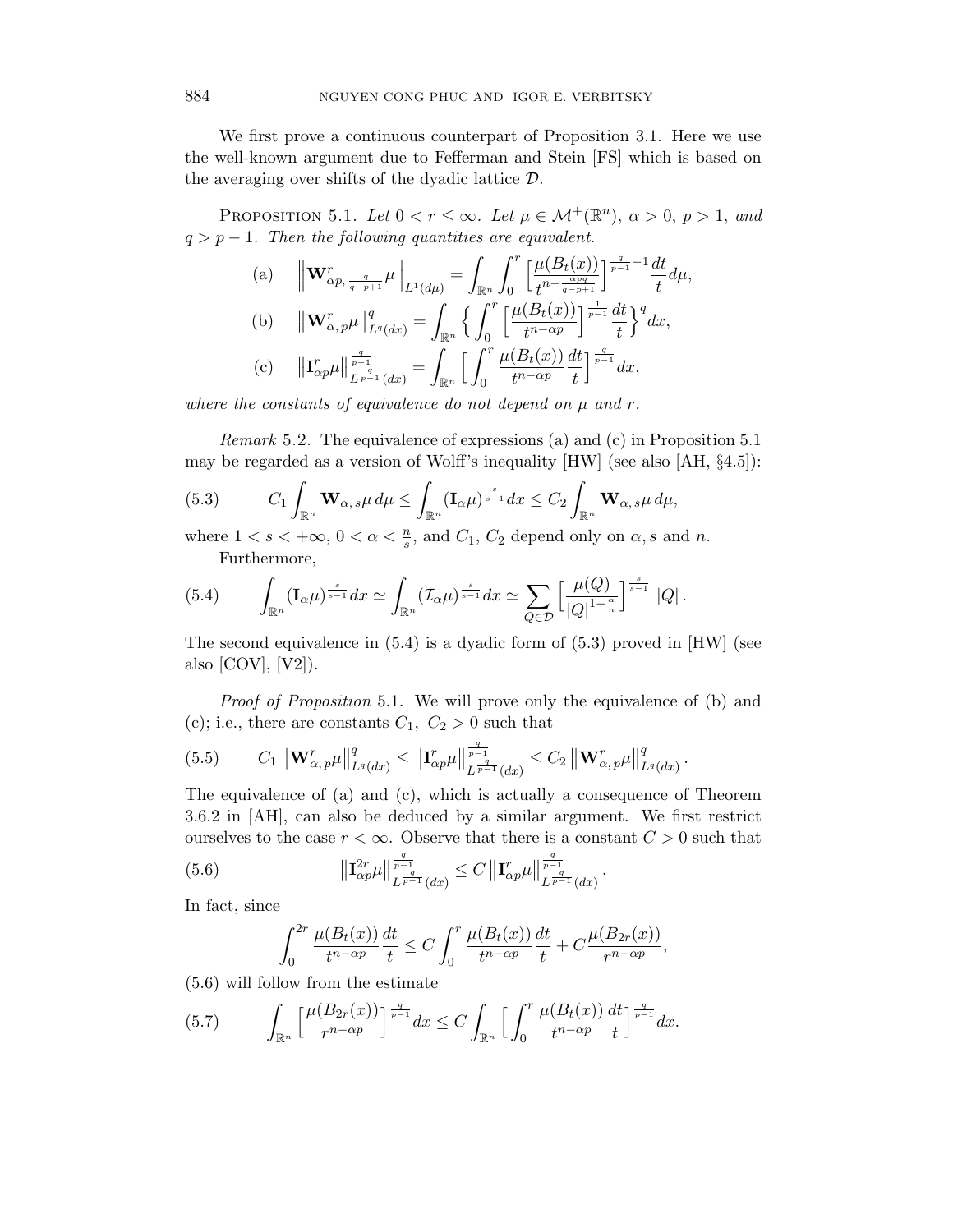We first prove a continuous counterpart of Proposition 3.1. Here we use the well-known argument due to Fefferman and Stein [FS] which is based on the averaging over shifts of the dyadic lattice $\mathcal{D}$.

Proposition 5.1. *Let $0 < r \leq \infty$. Let $\mu \in \mathcal{M}^+(\mathbb{R}^n)$, $\alpha > 0$, $p > 1$, and $q > p-1$. Then the following quantities are equivalent.*

$$\text{(a)} \qquad \left\| \mathbf{W}^r_{\alpha p,\, \frac{q}{q-p+1}} \mu \right\|_{L^1(d\mu)} = \int_{\mathbb{R}^n} \int_0^r \Big[ \frac{\mu(B_t(x))}{t^{n - \frac{\alpha p q}{q-p+1}}} \Big]^{\frac{q}{p-1}-1} \frac{dt}{t} d\mu,$$

$$\text{(b)} \qquad \left\| \mathbf{W}^r_{\alpha,\, p} \mu \right\|^q_{L^q(dx)} = \int_{\mathbb{R}^n} \Big\{ \int_0^r \Big[ \frac{\mu(B_t(x))}{t^{n-\alpha p}} \Big]^{\frac{1}{p-1}} \frac{dt}{t} \Big\}^q dx,$$

$$\text{(c)} \qquad \left\| \mathbf{I}^r_{\alpha p} \mu \right\|^{\frac{q}{p-1}}_{L^{\frac{q}{p-1}}(dx)} = \int_{\mathbb{R}^n} \Big[ \int_0^r \frac{\mu(B_t(x))}{t^{n-\alpha p}} \frac{dt}{t} \Big]^{\frac{q}{p-1}} dx,$$

*where the constants of equivalence do not depend on $\mu$ and $r$.*

*Remark* 5.2. The equivalence of expressions (a) and (c) in Proposition 5.1 may be regarded as a version of Wolff's inequality [HW] (see also [AH, §4.5]):

$$C_1 \int_{\mathbb{R}^n} \mathbf{W}_{\alpha,\, s} \mu \, d\mu \leq \int_{\mathbb{R}^n} (\mathbf{I}_\alpha \mu)^{\frac{s}{s-1}} dx \leq C_2 \int_{\mathbb{R}^n} \mathbf{W}_{\alpha,\, s} \mu \, d\mu, \tag{5.3}$$

where $1 < s < +\infty$, $0 < \alpha < \frac{n}{s}$, and $C_1$, $C_2$ depend only on $\alpha, s$ and $n$.

Furthermore,

$$\int_{\mathbb{R}^n} (\mathbf{I}_\alpha \mu)^{\frac{s}{s-1}} dx \simeq \int_{\mathbb{R}^n} (\mathcal{I}_\alpha \mu)^{\frac{s}{s-1}} dx \simeq \sum_{Q \in \mathcal{D}} \Big[ \frac{\mu(Q)}{|Q|^{1-\frac{\alpha}{n}}} \Big]^{\frac{s}{s-1}} |Q| \, . \tag{5.4}$$

The second equivalence in (5.4) is a dyadic form of (5.3) proved in [HW] (see also [COV], [V2]).

*Proof of Proposition* 5.1. We will prove only the equivalence of (b) and (c); i.e., there are constants $C_1$, $C_2 > 0$ such that

$$C_1 \left\| \mathbf{W}^r_{\alpha,\, p} \mu \right\|^q_{L^q(dx)} \leq \left\| \mathbf{I}^r_{\alpha p} \mu \right\|^{\frac{q}{p-1}}_{L^{\frac{q}{p-1}}(dx)} \leq C_2 \left\| \mathbf{W}^r_{\alpha,\, p} \mu \right\|^q_{L^q(dx)} . \tag{5.5}$$

The equivalence of (a) and (c), which is actually a consequence of Theorem 3.6.2 in [AH], can also be deduced by a similar argument. We first restrict ourselves to the case $r < \infty$. Observe that there is a constant $C > 0$ such that

$$\left\| \mathbf{I}^{2r}_{\alpha p} \mu \right\|^{\frac{q}{p-1}}_{L^{\frac{q}{p-1}}(dx)} \leq C \left\| \mathbf{I}^r_{\alpha p} \mu \right\|^{\frac{q}{p-1}}_{L^{\frac{q}{p-1}}(dx)} . \tag{5.6}$$

In fact, since

$$\int_0^{2r} \frac{\mu(B_t(x))}{t^{n-\alpha p}} \frac{dt}{t} \leq C \int_0^r \frac{\mu(B_t(x))}{t^{n-\alpha p}} \frac{dt}{t} + C \frac{\mu(B_{2r}(x))}{r^{n-\alpha p}},$$

(5.6) will follow from the estimate

$$\int_{\mathbb{R}^n} \Big[ \frac{\mu(B_{2r}(x))}{r^{n-\alpha p}} \Big]^{\frac{q}{p-1}} dx \leq C \int_{\mathbb{R}^n} \Big[ \int_0^r \frac{\mu(B_t(x))}{t^{n-\alpha p}} \frac{dt}{t} \Big]^{\frac{q}{p-1}} dx. \tag{5.7}$$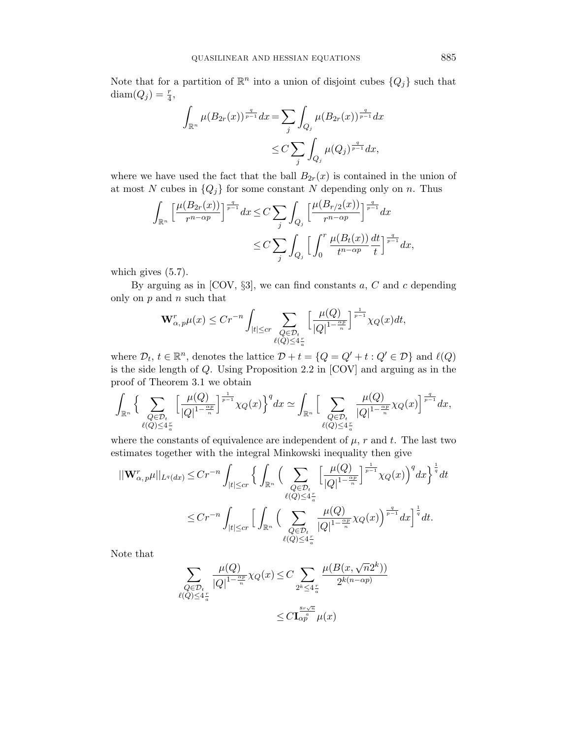Note that for a partition of $\mathbb{R}^n$ into a union of disjoint cubes $\{Q_j\}$ such that $\operatorname{diam}(Q_j) = \frac{r}{4}$,

$$
\begin{aligned}
\int_{\mathbb{R}^n} \mu(B_{2r}(x))^{\frac{q}{p-1}} dx &= \sum_j \int_{Q_j} \mu(B_{2r}(x))^{\frac{q}{p-1}} dx \\
&\leq C \sum_j \int_{Q_j} \mu(Q_j)^{\frac{q}{p-1}} dx,
\end{aligned}
$$

where we have used the fact that the ball $B_{2r}(x)$ is contained in the union of at most $N$ cubes in $\{Q_j\}$ for some constant $N$ depending only on $n$. Thus

$$
\begin{aligned}
\int_{\mathbb{R}^n} \Big[\frac{\mu(B_{2r}(x))}{r^{n-\alpha p}}\Big]^{\frac{q}{p-1}} dx &\leq C \sum_j \int_{Q_j} \Big[\frac{\mu(B_{r/2}(x))}{r^{n-\alpha p}}\Big]^{\frac{q}{p-1}} dx \\
&\leq C \sum_j \int_{Q_j} \Big[\int_0^r \frac{\mu(B_t(x))}{t^{n-\alpha p}} \frac{dt}{t}\Big]^{\frac{q}{p-1}} dx,
\end{aligned}
$$

which gives (5.7).

By arguing as in [COV, §3], we can find constants $a$, $C$ and $c$ depending only on $p$ and $n$ such that

$$
\mathbf{W}^r_{\alpha,p}\mu(x) \leq C r^{-n} \int_{|t|\leq cr} \sum_{\substack{Q\in\mathcal{D}_t \\ \ell(Q)\leq 4\frac{r}{a}}} \Big[\frac{\mu(Q)}{|Q|^{1-\frac{\alpha p}{n}}}\Big]^{\frac{1}{p-1}} \chi_Q(x) dt,
$$

where $\mathcal{D}_t$, $t \in \mathbb{R}^n$, denotes the lattice $\mathcal{D} + t = \{Q = Q' + t : Q' \in \mathcal{D}\}$ and $\ell(Q)$ is the side length of $Q$. Using Proposition 2.2 in [COV] and arguing as in the proof of Theorem 3.1 we obtain

$$
\int_{\mathbb{R}^n} \Big\{ \sum_{\substack{Q\in\mathcal{D}_t \\ \ell(Q)\leq 4\frac{r}{a}}} \Big[\frac{\mu(Q)}{|Q|^{1-\frac{\alpha p}{n}}}\Big]^{\frac{1}{p-1}} \chi_Q(x) \Big\}^q dx \simeq \int_{\mathbb{R}^n} \Big[ \sum_{\substack{Q\in\mathcal{D}_t \\ \ell(Q)\leq 4\frac{r}{a}}} \frac{\mu(Q)}{|Q|^{1-\frac{\alpha p}{n}}} \chi_Q(x) \Big]^{\frac{q}{p-1}} dx,
$$

where the constants of equivalence are independent of $\mu$, $r$ and $t$. The last two estimates together with the integral Minkowski inequality then give

$$
\begin{aligned}
\|\mathbf{W}^r_{\alpha,p}\mu\|_{L^q(dx)} &\leq C r^{-n} \int_{|t|\leq cr} \Big\{ \int_{\mathbb{R}^n} \Big( \sum_{\substack{Q\in\mathcal{D}_t \\ \ell(Q)\leq 4\frac{r}{a}}} \Big[\frac{\mu(Q)}{|Q|^{1-\frac{\alpha p}{n}}}\Big]^{\frac{1}{p-1}} \chi_Q(x) \Big)^q dx \Big\}^{\frac{1}{q}} dt \\
&\leq C r^{-n} \int_{|t|\leq cr} \Big[ \int_{\mathbb{R}^n} \Big( \sum_{\substack{Q\in\mathcal{D}_t \\ \ell(Q)\leq 4\frac{r}{a}}} \frac{\mu(Q)}{|Q|^{1-\frac{\alpha p}{n}}} \chi_Q(x) \Big)^{\frac{q}{p-1}} dx \Big]^{\frac{1}{q}} dt.
\end{aligned}
$$

Note that

$$
\begin{aligned}
\sum_{\substack{Q\in\mathcal{D}_t \\ \ell(Q)\leq 4\frac{r}{a}}} \frac{\mu(Q)}{|Q|^{1-\frac{\alpha p}{n}}} \chi_Q(x) &\leq C \sum_{2^k \leq 4\frac{r}{a}} \frac{\mu(B(x, \sqrt{n}2^k))}{2^{k(n-\alpha p)}} \\
&\leq C \mathbf{I}_{\alpha p}^{\frac{8r\sqrt{n}}{a}} \mu(x)
\end{aligned}
$$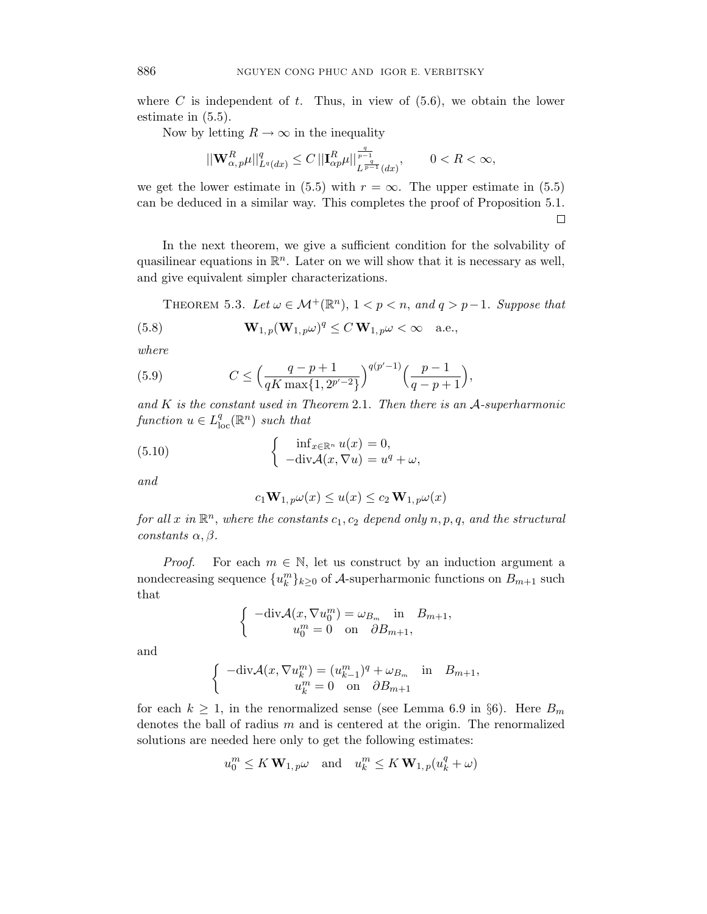where $C$ is independent of $t$. Thus, in view of (5.6), we obtain the lower estimate in (5.5).

Now by letting $R \to \infty$ in the inequality

$$||\mathbf{W}^R_{\alpha,p}\mu||^q_{L^q(dx)} \le C\,||\mathbf{I}^R_{\alpha p}\mu||^{\frac{q}{p-1}}_{L^{\frac{q}{p-1}}(dx)}, \qquad 0 < R < \infty,$$

we get the lower estimate in (5.5) with $r = \infty$. The upper estimate in (5.5) can be deduced in a similar way. This completes the proof of Proposition 5.1. □

In the next theorem, we give a sufficient condition for the solvability of quasilinear equations in $\mathbb{R}^n$. Later on we will show that it is necessary as well, and give equivalent simpler characterizations.

THEOREM 5.3. *Let $\omega \in \mathcal{M}^+(\mathbb{R}^n)$, $1 < p < n$, and $q > p-1$. Suppose that*

$$\mathbf{W}_{1,p}(\mathbf{W}_{1,p}\omega)^q \le C\,\mathbf{W}_{1,p}\omega < \infty \quad \text{a.e.,} \tag{5.8}$$

*where*

$$C \le \Big(\frac{q-p+1}{qK\max\{1, 2^{p'-2}\}}\Big)^{q(p'-1)}\Big(\frac{p-1}{q-p+1}\Big), \tag{5.9}$$

*and $K$ is the constant used in Theorem 2.1. Then there is an $\mathcal{A}$-superharmonic function $u \in L^q_{\mathrm{loc}}(\mathbb{R}^n)$ such that*

$$\begin{cases} \inf_{x\in\mathbb{R}^n} u(x) = 0, \\ -\mathrm{div}\mathcal{A}(x, \nabla u) = u^q + \omega, \end{cases} \tag{5.10}$$

*and*

$$c_1\mathbf{W}_{1,p}\omega(x) \le u(x) \le c_2\,\mathbf{W}_{1,p}\omega(x)$$

*for all $x$ in $\mathbb{R}^n$, where the constants $c_1, c_2$ depend only $n, p, q$, and the structural constants $\alpha, \beta$.*

*Proof.* For each $m \in \mathbb{N}$, let us construct by an induction argument a nondecreasing sequence $\{u^m_k\}_{k\ge 0}$ of $\mathcal{A}$-superharmonic functions on $B_{m+1}$ such that

$$\begin{cases} -\mathrm{div}\mathcal{A}(x, \nabla u^m_0) = \omega_{B_m} \quad \text{in} \quad B_{m+1}, \\ u^m_0 = 0 \quad \text{on} \quad \partial B_{m+1}, \end{cases}$$

and

$$\begin{cases} -\mathrm{div}\mathcal{A}(x, \nabla u^m_k) = (u^m_{k-1})^q + \omega_{B_m} \quad \text{in} \quad B_{m+1}, \\ u^m_k = 0 \quad \text{on} \quad \partial B_{m+1} \end{cases}$$

for each $k \ge 1$, in the renormalized sense (see Lemma 6.9 in §6). Here $B_m$ denotes the ball of radius $m$ and is centered at the origin. The renormalized solutions are needed here only to get the following estimates:

$$u^m_0 \le K\,\mathbf{W}_{1,p}\omega \quad \text{and} \quad u^m_k \le K\,\mathbf{W}_{1,p}(u^q_k + \omega)$$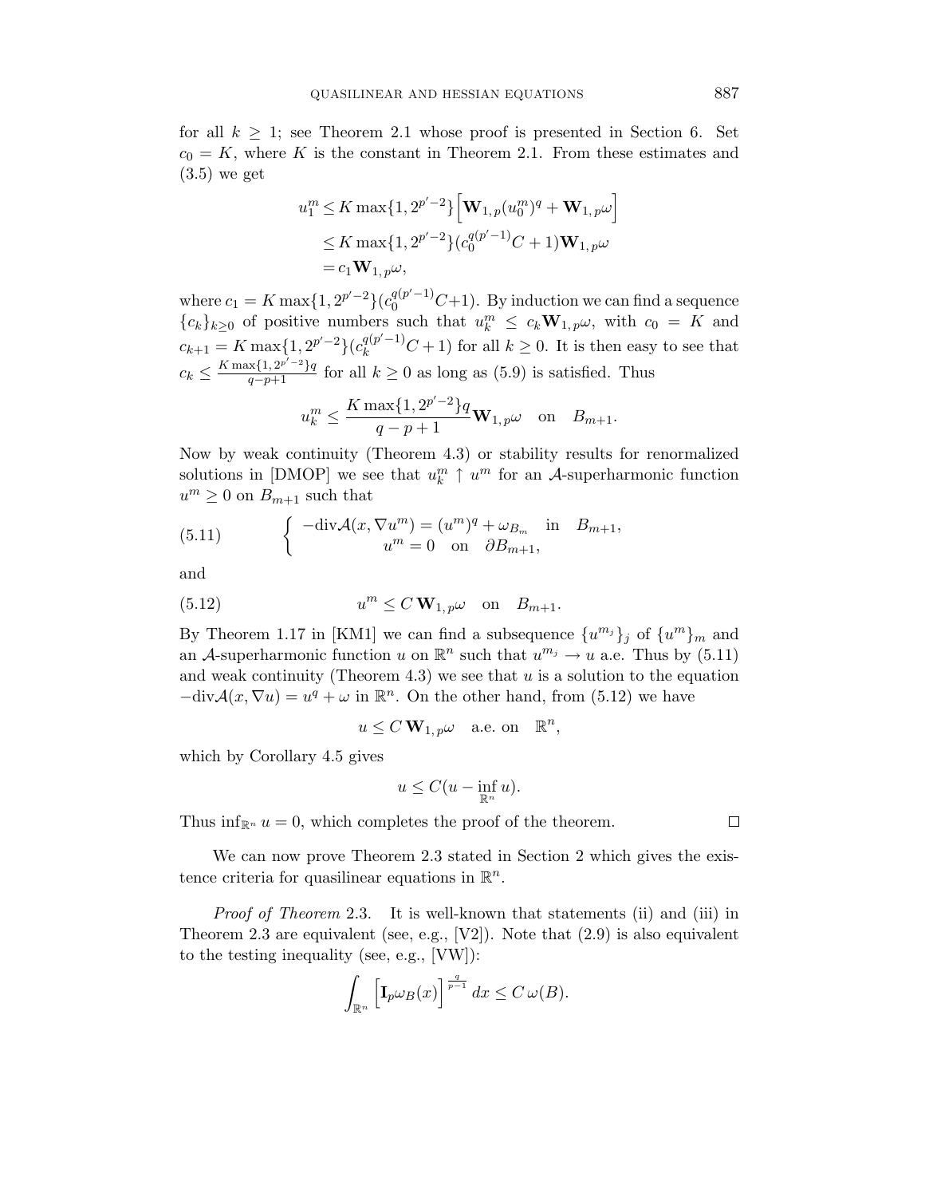for all $k \geq 1$; see Theorem 2.1 whose proof is presented in Section 6. Set $c_0 = K$, where $K$ is the constant in Theorem 2.1. From these estimates and (3.5) we get

$$\begin{aligned}
u_1^m &\leq K \max\{1, 2^{p'-2}\}\Big[\mathbf{W}_{1,\,p}(u_0^m)^q + \mathbf{W}_{1,\,p}\omega\Big] \\
&\leq K \max\{1, 2^{p'-2}\}(c_0^{q(p'-1)}C + 1)\mathbf{W}_{1,\,p}\omega \\
&= c_1 \mathbf{W}_{1,\,p}\omega,
\end{aligned}$$

where $c_1 = K \max\{1, 2^{p'-2}\}(c_0^{q(p'-1)}C+1)$. By induction we can find a sequence $\{c_k\}_{k\geq 0}$ of positive numbers such that $u_k^m \leq c_k \mathbf{W}_{1,\,p}\omega$, with $c_0 = K$ and $c_{k+1} = K \max\{1, 2^{p'-2}\}(c_k^{q(p'-1)}C + 1)$ for all $k \geq 0$. It is then easy to see that $c_k \leq \frac{K \max\{1,\, 2^{p'-2}\}q}{q-p+1}$ for all $k \geq 0$ as long as (5.9) is satisfied. Thus

$$u_k^m \leq \frac{K \max\{1, 2^{p'-2}\}q}{q-p+1}\mathbf{W}_{1,\,p}\omega \quad \text{on} \quad B_{m+1}.$$

Now by weak continuity (Theorem 4.3) or stability results for renormalized solutions in [DMOP] we see that $u_k^m \uparrow u^m$ for an $\mathcal{A}$-superharmonic function $u^m \geq 0$ on $B_{m+1}$ such that

$$\begin{cases} -\text{div}\mathcal{A}(x, \nabla u^m) = (u^m)^q + \omega_{B_m} & \text{in} \quad B_{m+1}, \\ u^m = 0 \quad \text{on} \quad \partial B_{m+1}, \end{cases} \tag{5.11}$$

and

$$u^m \leq C\, \mathbf{W}_{1,\,p}\omega \quad \text{on} \quad B_{m+1}. \tag{5.12}$$

By Theorem 1.17 in [KM1] we can find a subsequence $\{u^{m_j}\}_j$ of $\{u^m\}_m$ and an $\mathcal{A}$-superharmonic function $u$ on $\mathbb{R}^n$ such that $u^{m_j} \to u$ a.e. Thus by (5.11) and weak continuity (Theorem 4.3) we see that $u$ is a solution to the equation $-\text{div}\mathcal{A}(x, \nabla u) = u^q + \omega$ in $\mathbb{R}^n$. On the other hand, from (5.12) we have

$$u \leq C\, \mathbf{W}_{1,\,p}\omega \quad \text{a.e. on} \quad \mathbb{R}^n,$$

which by Corollary 4.5 gives

$$u \leq C(u - \inf_{\mathbb{R}^n} u).$$

Thus $\inf_{\mathbb{R}^n} u = 0$, which completes the proof of the theorem. □

We can now prove Theorem 2.3 stated in Section 2 which gives the existence criteria for quasilinear equations in $\mathbb{R}^n$.

*Proof of Theorem* 2.3. It is well-known that statements (ii) and (iii) in Theorem 2.3 are equivalent (see, e.g., [V2]). Note that (2.9) is also equivalent to the testing inequality (see, e.g., [VW]):

$$\int_{\mathbb{R}^n} \Big[\mathbf{I}_p\omega_B(x)\Big]^{\frac{q}{p-1}} dx \leq C\, \omega(B).$$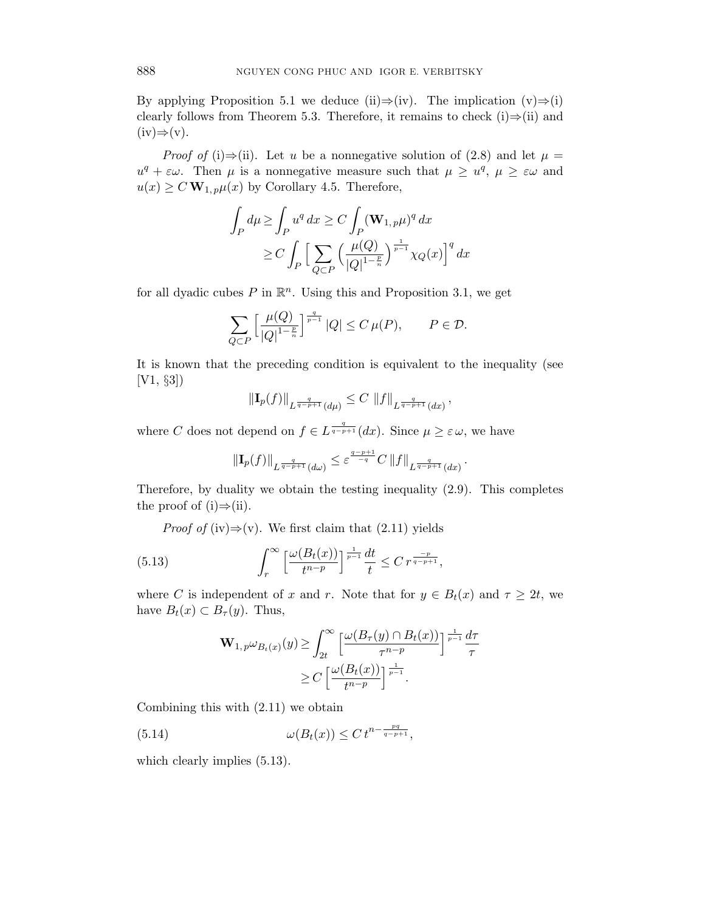By applying Proposition 5.1 we deduce (ii)⇒(iv). The implication (v)⇒(i) clearly follows from Theorem 5.3. Therefore, it remains to check (i)⇒(ii) and (iv)⇒(v).

*Proof of* (i)⇒(ii). Let $u$ be a nonnegative solution of (2.8) and let $\mu = u^q + \varepsilon\omega$. Then $\mu$ is a nonnegative measure such that $\mu \geq u^q$, $\mu \geq \varepsilon\omega$ and $u(x) \geq C\,\mathbf{W}_{1,\,p}\mu(x)$ by Corollary 4.5. Therefore,

$$\begin{aligned}\int_P d\mu \geq \int_P u^q\,dx &\geq C\int_P (\mathbf{W}_{1,\,p}\mu)^q\,dx\\ &\geq C\int_P \Big[\sum_{Q\subset P}\Big(\frac{\mu(Q)}{|Q|^{1-\frac{p}{n}}}\Big)^{\frac{1}{p-1}}\chi_Q(x)\Big]^q\,dx\end{aligned}$$

for all dyadic cubes $P$ in $\mathbb{R}^n$. Using this and Proposition 3.1, we get

$$\sum_{Q\subset P}\Big[\frac{\mu(Q)}{|Q|^{1-\frac{p}{n}}}\Big]^{\frac{q}{p-1}}|Q| \leq C\,\mu(P), \qquad P \in \mathcal{D}.$$

It is known that the preceding condition is equivalent to the inequality (see [V1, §3])

$$\|\mathbf{I}_p(f)\|_{L^{\frac{q}{q-p+1}}(d\mu)} \leq C\ \|f\|_{L^{\frac{q}{q-p+1}}(dx)},$$

where $C$ does not depend on $f \in L^{\frac{q}{q-p+1}}(dx)$. Since $\mu \geq \varepsilon\,\omega$, we have

$$\|\mathbf{I}_p(f)\|_{L^{\frac{q}{q-p+1}}(d\omega)} \leq \varepsilon^{\frac{q-p+1}{-q}}\,C\,\|f\|_{L^{\frac{q}{q-p+1}}(dx)}.$$

Therefore, by duality we obtain the testing inequality (2.9). This completes the proof of (i)⇒(ii).

*Proof of* (iv)⇒(v). We first claim that (2.11) yields

$$\int_r^\infty \Big[\frac{\omega(B_t(x))}{t^{n-p}}\Big]^{\frac{1}{p-1}}\frac{dt}{t} \leq C\,r^{\frac{-p}{q-p+1}}, \tag{5.13}$$

where $C$ is independent of $x$ and $r$. Note that for $y \in B_t(x)$ and $\tau \geq 2t$, we have $B_t(x) \subset B_\tau(y)$. Thus,

$$\begin{aligned}\mathbf{W}_{1,\,p}\omega_{B_t(x)}(y) &\geq \int_{2t}^\infty \Big[\frac{\omega(B_\tau(y)\cap B_t(x))}{\tau^{n-p}}\Big]^{\frac{1}{p-1}}\frac{d\tau}{\tau}\\ &\geq C\Big[\frac{\omega(B_t(x))}{t^{n-p}}\Big]^{\frac{1}{p-1}}.\end{aligned}$$

Combining this with (2.11) we obtain

$$\omega(B_t(x)) \leq C\,t^{n-\frac{pq}{q-p+1}}, \tag{5.14}$$

which clearly implies (5.13).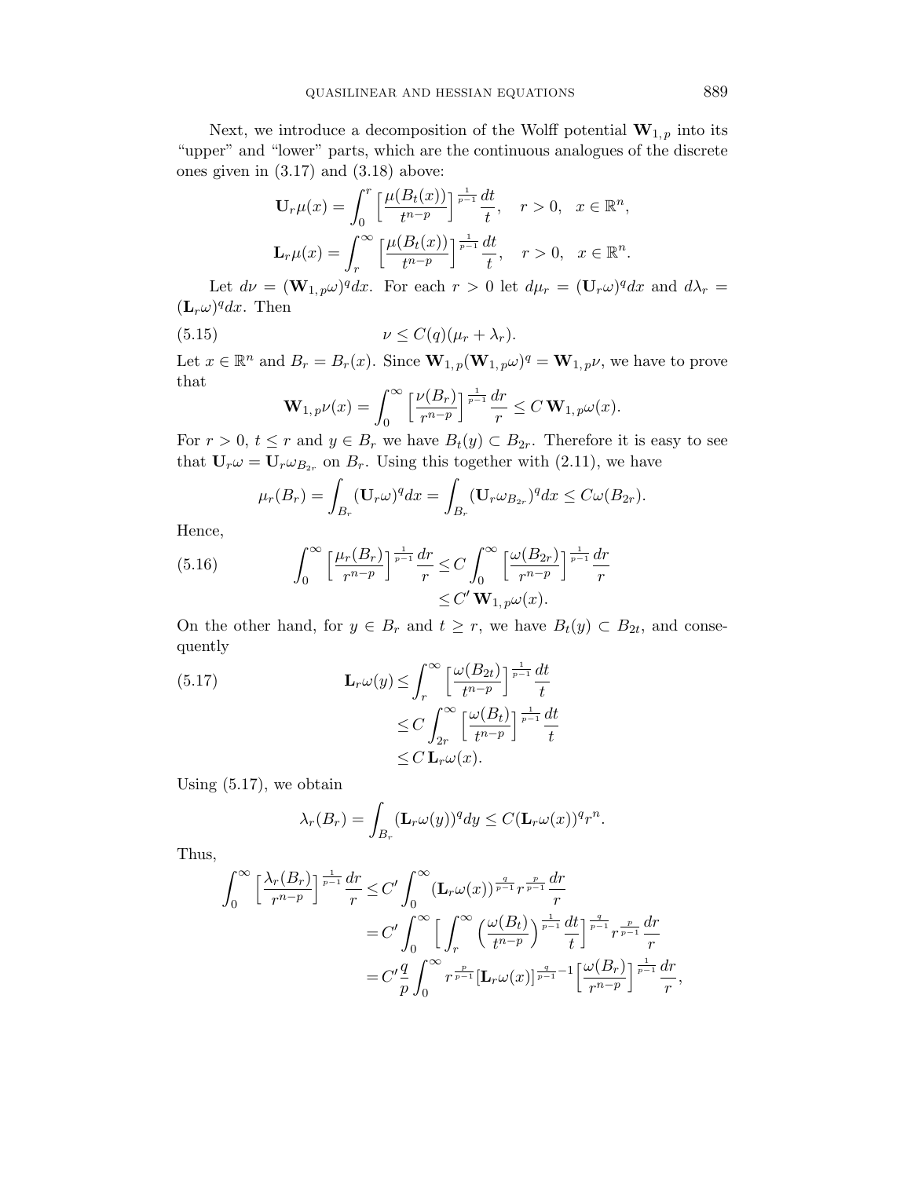Next, we introduce a decomposition of the Wolff potential $\mathbf{W}_{1,p}$ into its "upper" and "lower" parts, which are the continuous analogues of the discrete ones given in (3.17) and (3.18) above:

$$\mathbf{U}_r\mu(x) = \int_0^r \Big[\frac{\mu(B_t(x))}{t^{n-p}}\Big]^{\frac{1}{p-1}} \frac{dt}{t}, \quad r>0, \quad x \in \mathbb{R}^n,$$

$$\mathbf{L}_r\mu(x) = \int_r^\infty \Big[\frac{\mu(B_t(x))}{t^{n-p}}\Big]^{\frac{1}{p-1}} \frac{dt}{t}, \quad r>0, \quad x \in \mathbb{R}^n.$$

Let $d\nu = (\mathbf{W}_{1,p}\omega)^q dx$. For each $r>0$ let $d\mu_r = (\mathbf{U}_r\omega)^q dx$ and $d\lambda_r = (\mathbf{L}_r\omega)^q dx$. Then

$$\nu \le C(q)(\mu_r + \lambda_r). \tag{5.15}$$

Let $x \in \mathbb{R}^n$ and $B_r = B_r(x)$. Since $\mathbf{W}_{1,p}(\mathbf{W}_{1,p}\omega)^q = \mathbf{W}_{1,p}\nu$, we have to prove that

$$\mathbf{W}_{1,p}\nu(x) = \int_0^\infty \Big[\frac{\nu(B_r)}{r^{n-p}}\Big]^{\frac{1}{p-1}} \frac{dr}{r} \le C\, \mathbf{W}_{1,p}\omega(x).$$

For $r>0$, $t \le r$ and $y \in B_r$ we have $B_t(y) \subset B_{2r}$. Therefore it is easy to see that $\mathbf{U}_r\omega = \mathbf{U}_r\omega_{B_{2r}}$ on $B_r$. Using this together with (2.11), we have

$$\mu_r(B_r) = \int_{B_r} (\mathbf{U}_r\omega)^q dx = \int_{B_r} (\mathbf{U}_r\omega_{B_{2r}})^q dx \le C\omega(B_{2r}).$$

Hence,

$$\begin{aligned} \int_0^\infty \Big[\frac{\mu_r(B_r)}{r^{n-p}}\Big]^{\frac{1}{p-1}} \frac{dr}{r} &\le C \int_0^\infty \Big[\frac{\omega(B_{2r})}{r^{n-p}}\Big]^{\frac{1}{p-1}} \frac{dr}{r} \\ &\le C'\, \mathbf{W}_{1,p}\omega(x). \end{aligned} \tag{5.16}$$

On the other hand, for $y \in B_r$ and $t \ge r$, we have $B_t(y) \subset B_{2t}$, and consequently

$$\begin{aligned} \mathbf{L}_r\omega(y) &\le \int_r^\infty \Big[\frac{\omega(B_{2t})}{t^{n-p}}\Big]^{\frac{1}{p-1}} \frac{dt}{t} \\ &\le C \int_{2r}^\infty \Big[\frac{\omega(B_t)}{t^{n-p}}\Big]^{\frac{1}{p-1}} \frac{dt}{t} \\ &\le C\, \mathbf{L}_r\omega(x). \end{aligned} \tag{5.17}$$

Using (5.17), we obtain

$$\lambda_r(B_r) = \int_{B_r} (\mathbf{L}_r\omega(y))^q dy \le C(\mathbf{L}_r\omega(x))^q r^n.$$

Thus,

$$\begin{aligned} \int_0^\infty \Big[\frac{\lambda_r(B_r)}{r^{n-p}}\Big]^{\frac{1}{p-1}} \frac{dr}{r} &\le C' \int_0^\infty (\mathbf{L}_r\omega(x))^{\frac{q}{p-1}} r^{\frac{p}{p-1}} \frac{dr}{r} \\ &= C' \int_0^\infty \Big[\int_r^\infty \Big(\frac{\omega(B_t)}{t^{n-p}}\Big)^{\frac{1}{p-1}} \frac{dt}{t}\Big]^{\frac{q}{p-1}} r^{\frac{p}{p-1}} \frac{dr}{r} \\ &= C' \frac{q}{p} \int_0^\infty r^{\frac{p}{p-1}} [\mathbf{L}_r\omega(x)]^{\frac{q}{p-1}-1} \Big[\frac{\omega(B_r)}{r^{n-p}}\Big]^{\frac{1}{p-1}} \frac{dr}{r}, \end{aligned}$$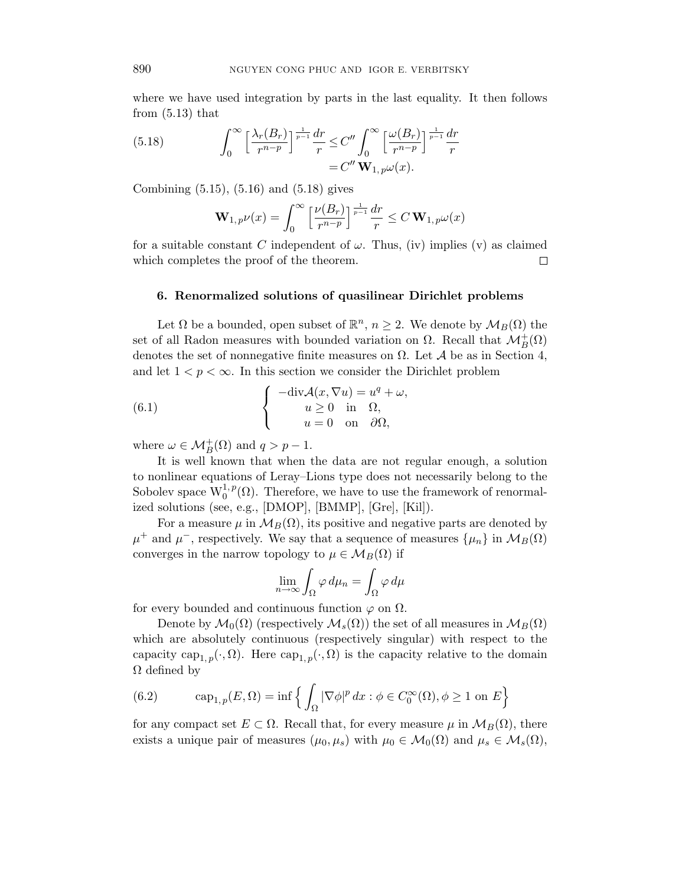where we have used integration by parts in the last equality. It then follows from (5.13) that

$$\int_0^\infty \Big[\frac{\lambda_r(B_r)}{r^{n-p}}\Big]^{\frac{1}{p-1}} \frac{dr}{r} \leq C'' \int_0^\infty \Big[\frac{\omega(B_r)}{r^{n-p}}\Big]^{\frac{1}{p-1}} \frac{dr}{r} = C'' \, \mathbf{W}_{1,p}\omega(x). \tag{5.18}$$

Combining (5.15), (5.16) and (5.18) gives

$$\mathbf{W}_{1,p}\nu(x) = \int_0^\infty \Big[\frac{\nu(B_r)}{r^{n-p}}\Big]^{\frac{1}{p-1}} \frac{dr}{r} \leq C \, \mathbf{W}_{1,p}\omega(x)$$

for a suitable constant $C$ independent of $\omega$. Thus, (iv) implies (v) as claimed which completes the proof of the theorem. $\square$

## 6. Renormalized solutions of quasilinear Dirichlet problems

Let $\Omega$ be a bounded, open subset of $\mathbb{R}^n$, $n \geq 2$. We denote by $\mathcal{M}_B(\Omega)$ the set of all Radon measures with bounded variation on $\Omega$. Recall that $\mathcal{M}_B^+(\Omega)$ denotes the set of nonnegative finite measures on $\Omega$. Let $\mathcal{A}$ be as in Section 4, and let $1 < p < \infty$. In this section we consider the Dirichlet problem

$$\begin{cases} -\mathrm{div}\mathcal{A}(x, \nabla u) = u^q + \omega, \\ \quad u \geq 0 \quad \text{in} \quad \Omega, \\ \quad u = 0 \quad \text{on} \quad \partial\Omega, \end{cases} \tag{6.1}$$

where $\omega \in \mathcal{M}_B^+(\Omega)$ and $q > p - 1$.

It is well known that when the data are not regular enough, a solution to nonlinear equations of Leray–Lions type does not necessarily belong to the Sobolev space $\mathrm{W}_0^{1,p}(\Omega)$. Therefore, we have to use the framework of renormalized solutions (see, e.g., [DMOP], [BMMP], [Gre], [Kil]).

For a measure $\mu$ in $\mathcal{M}_B(\Omega)$, its positive and negative parts are denoted by $\mu^+$ and $\mu^-$, respectively. We say that a sequence of measures $\{\mu_n\}$ in $\mathcal{M}_B(\Omega)$ converges in the narrow topology to $\mu \in \mathcal{M}_B(\Omega)$ if

$$\lim_{n\to\infty} \int_\Omega \varphi \, d\mu_n = \int_\Omega \varphi \, d\mu$$

for every bounded and continuous function $\varphi$ on $\Omega$.

Denote by $\mathcal{M}_0(\Omega)$ (respectively $\mathcal{M}_s(\Omega)$) the set of all measures in $\mathcal{M}_B(\Omega)$ which are absolutely continuous (respectively singular) with respect to the capacity $\mathrm{cap}_{1,p}(\cdot, \Omega)$. Here $\mathrm{cap}_{1,p}(\cdot, \Omega)$ is the capacity relative to the domain $\Omega$ defined by

$$\mathrm{cap}_{1,p}(E, \Omega) = \inf \Big\{ \int_\Omega |\nabla \phi|^p \, dx : \phi \in C_0^\infty(\Omega), \phi \geq 1 \text{ on } E \Big\} \tag{6.2}$$

for any compact set $E \subset \Omega$. Recall that, for every measure $\mu$ in $\mathcal{M}_B(\Omega)$, there exists a unique pair of measures $(\mu_0, \mu_s)$ with $\mu_0 \in \mathcal{M}_0(\Omega)$ and $\mu_s \in \mathcal{M}_s(\Omega)$,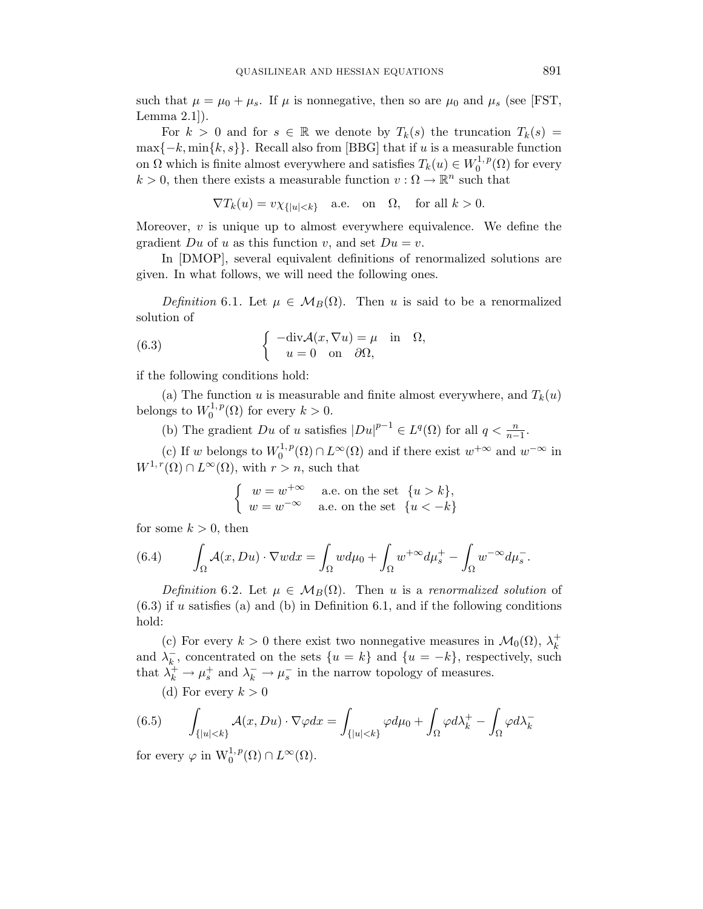such that $\mu = \mu_0 + \mu_s$. If $\mu$ is nonnegative, then so are $\mu_0$ and $\mu_s$ (see [FST, Lemma 2.1]).

For $k > 0$ and for $s \in \mathbb{R}$ we denote by $T_k(s)$ the truncation $T_k(s) = \max\{-k, \min\{k, s\}\}$. Recall also from [BBG] that if $u$ is a measurable function on $\Omega$ which is finite almost everywhere and satisfies $T_k(u) \in W_0^{1,p}(\Omega)$ for every $k > 0$, then there exists a measurable function $v : \Omega \to \mathbb{R}^n$ such that

$$\nabla T_k(u) = v\chi_{\{|u|<k\}} \quad \text{a.e.} \quad \text{on} \quad \Omega, \quad \text{for all } k > 0.$$

Moreover, $v$ is unique up to almost everywhere equivalence. We define the gradient $Du$ of $u$ as this function $v$, and set $Du = v$.

In [DMOP], several equivalent definitions of renormalized solutions are given. In what follows, we will need the following ones.

*Definition* 6.1. Let $\mu \in \mathcal{M}_B(\Omega)$. Then $u$ is said to be a renormalized solution of

$$\left\{ \begin{array}{l} -\text{div}\mathcal{A}(x, \nabla u) = \mu \quad \text{in} \quad \Omega, \\ u = 0 \quad \text{on} \quad \partial\Omega, \end{array} \right. \tag{6.3}$$

if the following conditions hold:

(a) The function $u$ is measurable and finite almost everywhere, and $T_k(u)$ belongs to $W_0^{1,p}(\Omega)$ for every $k > 0$.

(b) The gradient $Du$ of $u$ satisfies $|Du|^{p-1} \in L^q(\Omega)$ for all $q < \frac{n}{n-1}$.

(c) If $w$ belongs to $W_0^{1,p}(\Omega) \cap L^\infty(\Omega)$ and if there exist $w^{+\infty}$ and $w^{-\infty}$ in $W^{1,r}(\Omega) \cap L^\infty(\Omega)$, with $r > n$, such that

$$\left\{ \begin{array}{ll} w = w^{+\infty} & \text{a.e. on the set } \{u > k\}, \\ w = w^{-\infty} & \text{a.e. on the set } \{u < -k\} \end{array} \right.$$

for some $k > 0$, then

$$\int_\Omega \mathcal{A}(x, Du) \cdot \nabla w dx = \int_\Omega w d\mu_0 + \int_\Omega w^{+\infty} d\mu_s^+ - \int_\Omega w^{-\infty} d\mu_s^-. \tag{6.4}$$

*Definition* 6.2. Let $\mu \in \mathcal{M}_B(\Omega)$. Then $u$ is a *renormalized solution* of (6.3) if $u$ satisfies (a) and (b) in Definition 6.1, and if the following conditions hold:

(c) For every $k > 0$ there exist two nonnegative measures in $\mathcal{M}_0(\Omega)$, $\lambda_k^+$ and $\lambda_k^-$, concentrated on the sets $\{u = k\}$ and $\{u = -k\}$, respectively, such that $\lambda_k^+ \to \mu_s^+$ and $\lambda_k^- \to \mu_s^-$ in the narrow topology of measures.

(d) For every $k > 0$

$$\int_{\{|u|<k\}} \mathcal{A}(x, Du) \cdot \nabla \varphi dx = \int_{\{|u|<k\}} \varphi d\mu_0 + \int_\Omega \varphi d\lambda_k^+ - \int_\Omega \varphi d\lambda_k^- \tag{6.5}$$

for every $\varphi$ in $\mathrm{W}_0^{1,p}(\Omega) \cap L^\infty(\Omega)$.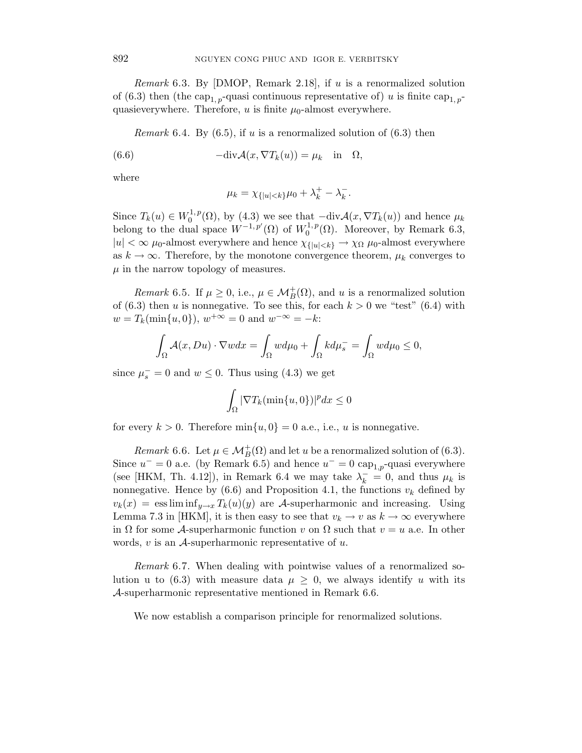*Remark* 6.3. By [DMOP, Remark 2.18], if $u$ is a renormalized solution of (6.3) then (the $\text{cap}_{1,p}$-quasi continuous representative of) $u$ is finite $\text{cap}_{1,p}$-quasieverywhere. Therefore, $u$ is finite $\mu_0$-almost everywhere.

*Remark* 6.4. By (6.5), if $u$ is a renormalized solution of (6.3) then

$$-\text{div}\mathcal{A}(x, \nabla T_k(u)) = \mu_k \quad \text{in} \quad \Omega, \tag{6.6}$$

where

$$\mu_k = \chi_{\{|u|<k\}}\mu_0 + \lambda_k^+ - \lambda_k^-.$$

Since $T_k(u) \in W_0^{1,p}(\Omega)$, by (4.3) we see that $-\text{div}\mathcal{A}(x, \nabla T_k(u))$ and hence $\mu_k$ belong to the dual space $W^{-1,p'}(\Omega)$ of $W_0^{1,p}(\Omega)$. Moreover, by Remark 6.3, $|u| < \infty$ $\mu_0$-almost everywhere and hence $\chi_{\{|u|<k\}} \to \chi_\Omega$ $\mu_0$-almost everywhere as $k \to \infty$. Therefore, by the monotone convergence theorem, $\mu_k$ converges to $\mu$ in the narrow topology of measures.

*Remark* 6.5. If $\mu \geq 0$, i.e., $\mu \in \mathcal{M}_B^+(\Omega)$, and $u$ is a renormalized solution of (6.3) then $u$ is nonnegative. To see this, for each $k > 0$ we "test" (6.4) with $w = T_k(\min\{u, 0\})$, $w^{+\infty} = 0$ and $w^{-\infty} = -k$:

$$\int_\Omega \mathcal{A}(x, Du) \cdot \nabla w dx = \int_\Omega w d\mu_0 + \int_\Omega k d\mu_s^- = \int_\Omega w d\mu_0 \leq 0,$$

since $\mu_s^- = 0$ and $w \leq 0$. Thus using (4.3) we get

$$\int_\Omega |\nabla T_k(\min\{u, 0\})|^p dx \leq 0$$

for every $k > 0$. Therefore $\min\{u, 0\} = 0$ a.e., i.e., $u$ is nonnegative.

*Remark* 6.6. Let $\mu \in \mathcal{M}_B^+(\Omega)$ and let $u$ be a renormalized solution of (6.3). Since $u^- = 0$ a.e. (by Remark 6.5) and hence $u^- = 0$ $\text{cap}_{1,p}$-quasi everywhere (see [HKM, Th. 4.12]), in Remark 6.4 we may take $\lambda_k^- = 0$, and thus $\mu_k$ is nonnegative. Hence by (6.6) and Proposition 4.1, the functions $v_k$ defined by $v_k(x) = \text{ess}\liminf_{y \to x} T_k(u)(y)$ are $\mathcal{A}$-superharmonic and increasing. Using Lemma 7.3 in [HKM], it is then easy to see that $v_k \to v$ as $k \to \infty$ everywhere in $\Omega$ for some $\mathcal{A}$-superharmonic function $v$ on $\Omega$ such that $v = u$ a.e. In other words, $v$ is an $\mathcal{A}$-superharmonic representative of $u$.

*Remark* 6.7. When dealing with pointwise values of a renormalized solution u to (6.3) with measure data $\mu \geq 0$, we always identify $u$ with its $\mathcal{A}$-superharmonic representative mentioned in Remark 6.6.

We now establish a comparison principle for renormalized solutions.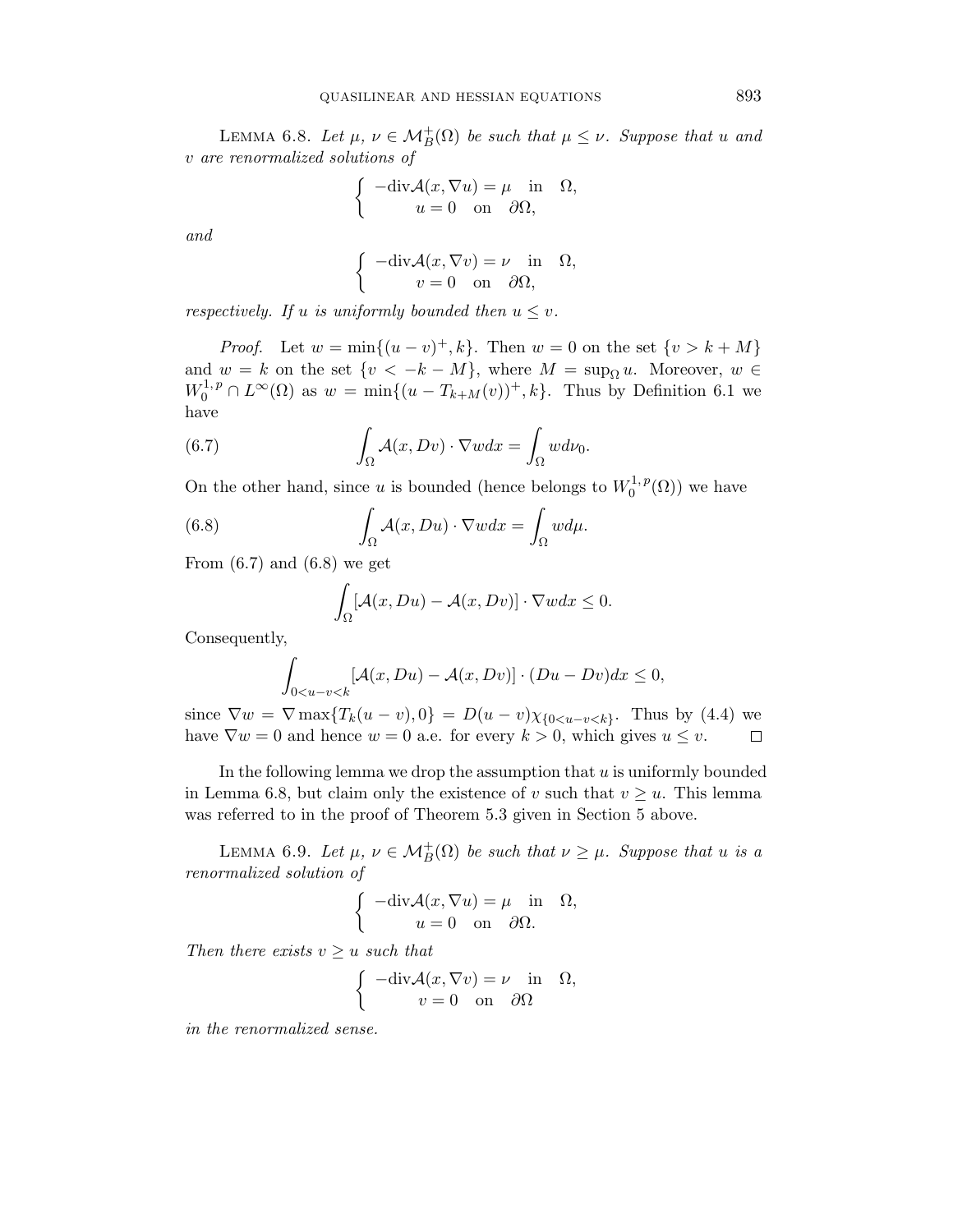**Lemma 6.8.** *Let $\mu, \nu \in \mathcal{M}^+_B(\Omega)$ be such that $\mu \le \nu$. Suppose that $u$ and $v$ are renormalized solutions of*

$$\begin{cases} -\mathrm{div}\mathcal{A}(x,\nabla u) = \mu \quad \text{in} \quad \Omega, \\ \qquad u = 0 \quad \text{on} \quad \partial\Omega, \end{cases}$$

*and*

$$\begin{cases} -\mathrm{div}\mathcal{A}(x,\nabla v) = \nu \quad \text{in} \quad \Omega, \\ \qquad v = 0 \quad \text{on} \quad \partial\Omega, \end{cases}$$

*respectively. If $u$ is uniformly bounded then $u \le v$.*

*Proof.* Let $w = \min\{(u-v)^+, k\}$. Then $w = 0$ on the set $\{v > k + M\}$ and $w = k$ on the set $\{v < -k - M\}$, where $M = \sup_\Omega u$. Moreover, $w \in W^{1,p}_0 \cap L^\infty(\Omega)$ as $w = \min\{(u - T_{k+M}(v))^+, k\}$. Thus by Definition 6.1 we have

$$\int_\Omega \mathcal{A}(x, Dv) \cdot \nabla w dx = \int_\Omega w d\nu_0. \tag{6.7}$$

On the other hand, since $u$ is bounded (hence belongs to $W^{1,p}_0(\Omega)$) we have

$$\int_\Omega \mathcal{A}(x, Du) \cdot \nabla w dx = \int_\Omega w d\mu. \tag{6.8}$$

From (6.7) and (6.8) we get

$$\int_\Omega [\mathcal{A}(x, Du) - \mathcal{A}(x, Dv)] \cdot \nabla w dx \le 0.$$

Consequently,

$$\int_{0<u-v<k} [\mathcal{A}(x, Du) - \mathcal{A}(x, Dv)] \cdot (Du - Dv) dx \le 0,$$

since $\nabla w = \nabla \max\{T_k(u-v), 0\} = D(u-v)\chi_{\{0<u-v<k\}}$. Thus by (4.4) we have $\nabla w = 0$ and hence $w = 0$ a.e. for every $k > 0$, which gives $u \le v$. □

In the following lemma we drop the assumption that $u$ is uniformly bounded in Lemma 6.8, but claim only the existence of $v$ such that $v \ge u$. This lemma was referred to in the proof of Theorem 5.3 given in Section 5 above.

**Lemma 6.9.** *Let $\mu, \nu \in \mathcal{M}^+_B(\Omega)$ be such that $\nu \ge \mu$. Suppose that $u$ is a renormalized solution of*

$$\begin{cases} -\mathrm{div}\mathcal{A}(x,\nabla u) = \mu \quad \text{in} \quad \Omega, \\ \qquad u = 0 \quad \text{on} \quad \partial\Omega. \end{cases}$$

*Then there exists $v \ge u$ such that*

$$\begin{cases} -\mathrm{div}\mathcal{A}(x,\nabla v) = \nu \quad \text{in} \quad \Omega, \\ \qquad v = 0 \quad \text{on} \quad \partial\Omega \end{cases}$$

*in the renormalized sense.*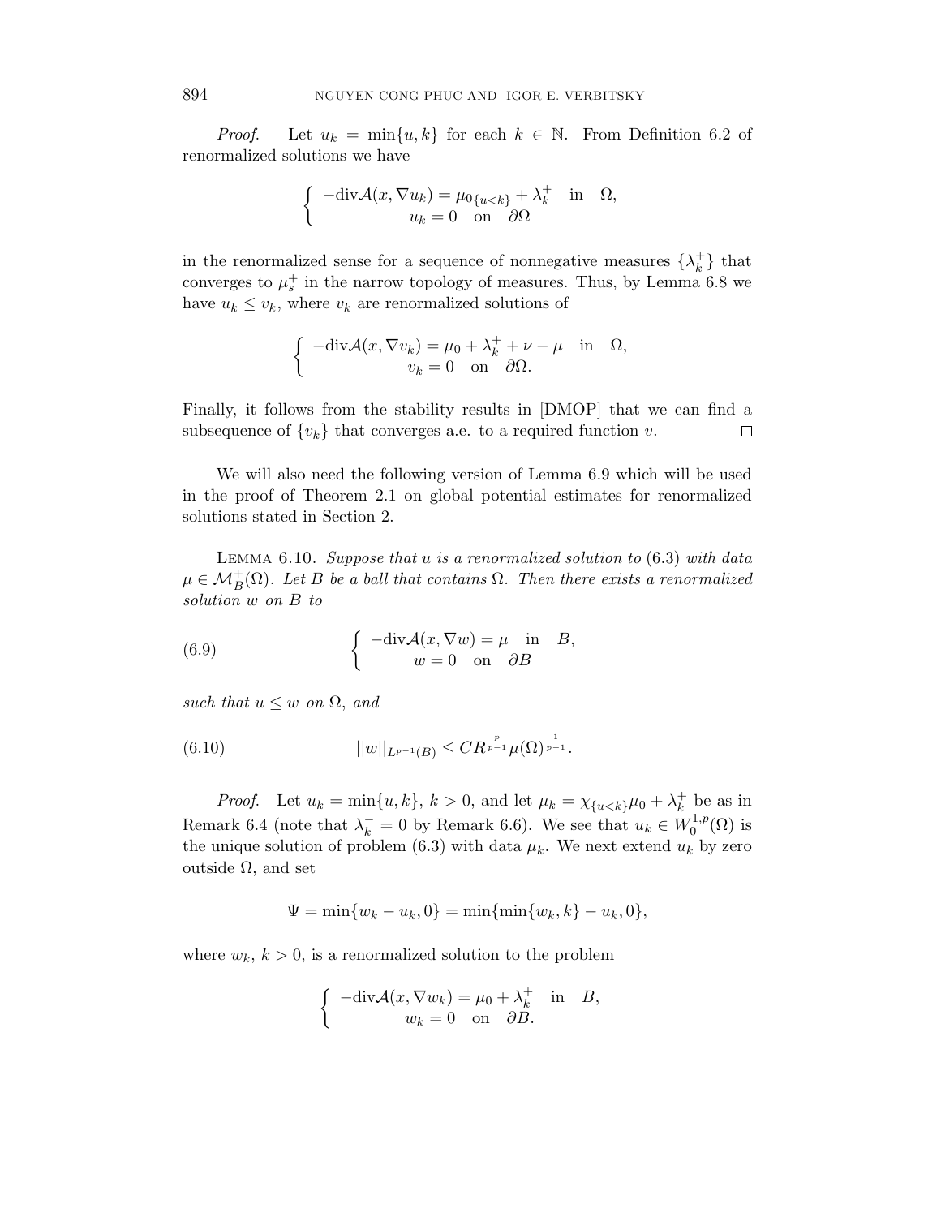*Proof.* Let $u_k = \min\{u, k\}$ for each $k \in \mathbb{N}$. From Definition 6.2 of renormalized solutions we have

$$\begin{cases} -\text{div}\mathcal{A}(x, \nabla u_k) = \mu_{0\{u<k\}} + \lambda_k^+ \quad \text{in} \quad \Omega, \\ u_k = 0 \quad \text{on} \quad \partial\Omega \end{cases}$$

in the renormalized sense for a sequence of nonnegative measures $\{\lambda_k^+\}$ that converges to $\mu_s^+$ in the narrow topology of measures. Thus, by Lemma 6.8 we have $u_k \leq v_k$, where $v_k$ are renormalized solutions of

$$\begin{cases} -\text{div}\mathcal{A}(x, \nabla v_k) = \mu_0 + \lambda_k^+ + \nu - \mu \quad \text{in} \quad \Omega, \\ v_k = 0 \quad \text{on} \quad \partial\Omega. \end{cases}$$

Finally, it follows from the stability results in [DMOP] that we can find a subsequence of $\{v_k\}$ that converges a.e. to a required function $v$. $\square$

We will also need the following version of Lemma 6.9 which will be used in the proof of Theorem 2.1 on global potential estimates for renormalized solutions stated in Section 2.

Lemma 6.10. *Suppose that $u$ is a renormalized solution to* (6.3) *with data $\mu \in \mathcal{M}_B^+(\Omega)$. Let $B$ be a ball that contains $\Omega$. Then there exists a renormalized solution $w$ on $B$ to*

$$\begin{cases} -\text{div}\mathcal{A}(x, \nabla w) = \mu \quad \text{in} \quad B, \\ w = 0 \quad \text{on} \quad \partial B \end{cases} \tag{6.9}$$

*such that $u \leq w$ on $\Omega$, and*

$$||w||_{L^{p-1}(B)} \leq C R^{\frac{p}{p-1}} \mu(\Omega)^{\frac{1}{p-1}}. \tag{6.10}$$

*Proof.* Let $u_k = \min\{u, k\}$, $k > 0$, and let $\mu_k = \chi_{\{u<k\}}\mu_0 + \lambda_k^+$ be as in Remark 6.4 (note that $\lambda_k^- = 0$ by Remark 6.6). We see that $u_k \in W_0^{1,p}(\Omega)$ is the unique solution of problem (6.3) with data $\mu_k$. We next extend $u_k$ by zero outside $\Omega$, and set

$$\Psi = \min\{w_k - u_k, 0\} = \min\{\min\{w_k, k\} - u_k, 0\},$$

where $w_k$, $k > 0$, is a renormalized solution to the problem

$$\begin{cases} -\text{div}\mathcal{A}(x, \nabla w_k) = \mu_0 + \lambda_k^+ \quad \text{in} \quad B, \\ w_k = 0 \quad \text{on} \quad \partial B. \end{cases}$$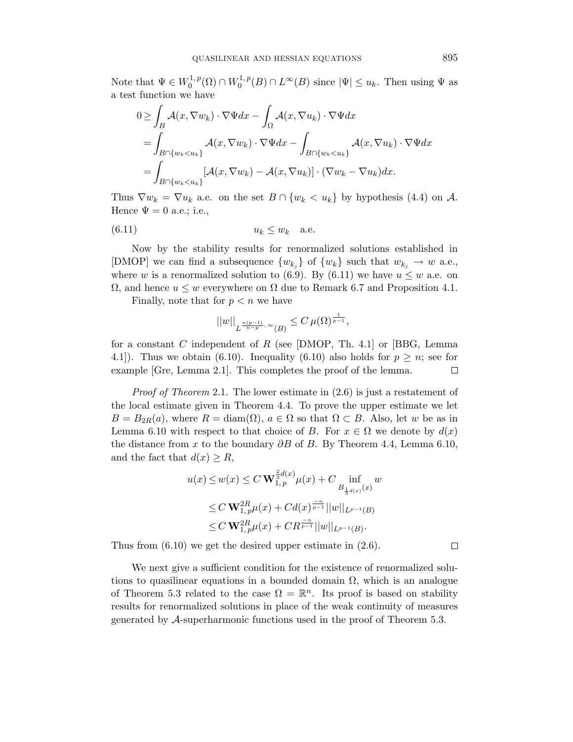Note that $\Psi \in W_0^{1,p}(\Omega) \cap W_0^{1,p}(B) \cap L^\infty(B)$ since $|\Psi| \leq u_k$. Then using $\Psi$ as a test function we have

$$
\begin{aligned}
0 &\geq \int_B \mathcal{A}(x, \nabla w_k) \cdot \nabla \Psi dx - \int_\Omega \mathcal{A}(x, \nabla u_k) \cdot \nabla \Psi dx \\
&= \int_{B \cap \{w_k < u_k\}} \mathcal{A}(x, \nabla w_k) \cdot \nabla \Psi dx - \int_{B \cap \{w_k < u_k\}} \mathcal{A}(x, \nabla u_k) \cdot \nabla \Psi dx \\
&= \int_{B \cap \{w_k < u_k\}} [\mathcal{A}(x, \nabla w_k) - \mathcal{A}(x, \nabla u_k)] \cdot (\nabla w_k - \nabla u_k) dx.
\end{aligned}
$$

Thus $\nabla w_k = \nabla u_k$ a.e. on the set $B \cap \{w_k < u_k\}$ by hypothesis (4.4) on $\mathcal{A}$. Hence $\Psi = 0$ a.e.; i.e.,

$$
u_k \leq w_k \quad \text{a.e.} \tag{6.11}
$$

Now by the stability results for renormalized solutions established in [DMOP] we can find a subsequence $\{w_{k_j}\}$ of $\{w_k\}$ such that $w_{k_j} \to w$ a.e., where $w$ is a renormalized solution to (6.9). By (6.11) we have $u \leq w$ a.e. on $\Omega$, and hence $u \leq w$ everywhere on $\Omega$ due to Remark 6.7 and Proposition 4.1.

Finally, note that for $p < n$ we have

$$
\|w\|_{L^{\frac{n(p-1)}{n-p}, \infty}(B)} \leq C \, \mu(\Omega)^{\frac{1}{p-1}},
$$

for a constant $C$ independent of $R$ (see [DMOP, Th. 4.1] or [BBG, Lemma 4.1]). Thus we obtain (6.10). Inequality (6.10) also holds for $p \geq n$; see for example [Gre, Lemma 2.1]. This completes the proof of the lemma. $\square$

*Proof of Theorem* 2.1. The lower estimate in (2.6) is just a restatement of the local estimate given in Theorem 4.4. To prove the upper estimate we let $B = B_{2R}(a)$, where $R = \mathrm{diam}(\Omega)$, $a \in \Omega$ so that $\Omega \subset B$. Also, let $w$ be as in Lemma 6.10 with respect to that choice of $B$. For $x \in \Omega$ we denote by $d(x)$ the distance from $x$ to the boundary $\partial B$ of $B$. By Theorem 4.4, Lemma 6.10, and the fact that $d(x) \geq R$,

$$
\begin{aligned}
u(x) &\leq w(x) \leq C \, \mathbf{W}_{1,p}^{\frac{2}{3}d(x)} \mu(x) + C \inf_{B_{\frac{1}{3}d(x)}(x)} w \\
&\leq C \, \mathbf{W}_{1,p}^{2R} \mu(x) + C d(x)^{\frac{-n}{p-1}} \|w\|_{L^{p-1}(B)} \\
&\leq C \, \mathbf{W}_{1,p}^{2R} \mu(x) + C R^{\frac{-n}{p-1}} \|w\|_{L^{p-1}(B)}.
\end{aligned}
$$

Thus from (6.10) we get the desired upper estimate in (2.6). $\square$

We next give a sufficient condition for the existence of renormalized solutions to quasilinear equations in a bounded domain $\Omega$, which is an analogue of Theorem 5.3 related to the case $\Omega = \mathbb{R}^n$. Its proof is based on stability results for renormalized solutions in place of the weak continuity of measures generated by $\mathcal{A}$-superharmonic functions used in the proof of Theorem 5.3.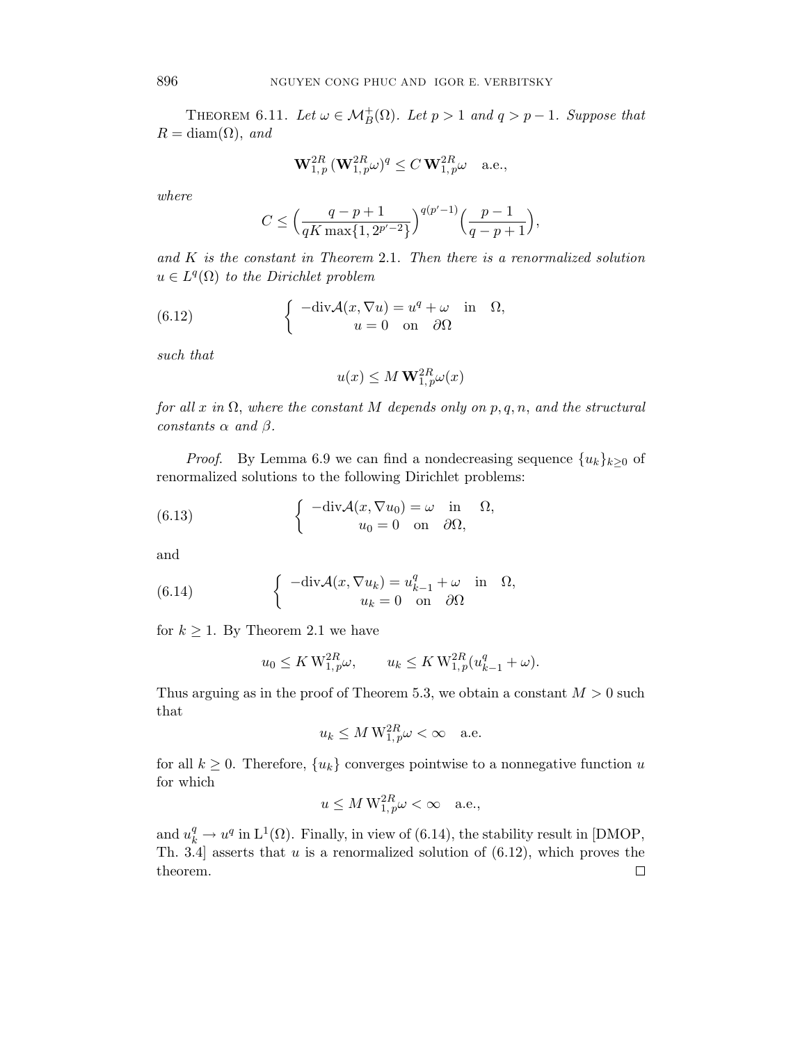**Theorem 6.11.** *Let $\omega \in \mathcal{M}_B^+(\Omega)$. Let $p > 1$ and $q > p - 1$. Suppose that $R = \operatorname{diam}(\Omega)$, and*

$$\mathbf{W}_{1,p}^{2R}\,(\mathbf{W}_{1,p}^{2R}\omega)^q \leq C\,\mathbf{W}_{1,p}^{2R}\omega \quad \text{a.e.},$$

*where*

$$C \leq \Big(\frac{q-p+1}{qK\max\{1, 2^{p'-2}\}}\Big)^{q(p'-1)}\Big(\frac{p-1}{q-p+1}\Big),$$

*and $K$ is the constant in Theorem 2.1. Then there is a renormalized solution $u \in L^q(\Omega)$ to the Dirichlet problem*

$$\begin{cases} -\operatorname{div}\mathcal{A}(x, \nabla u) = u^q + \omega \quad \text{in} \quad \Omega, \\ u = 0 \quad \text{on} \quad \partial\Omega \end{cases} \tag{6.12}$$

*such that*

$$u(x) \leq M\,\mathbf{W}_{1,p}^{2R}\omega(x)$$

*for all $x$ in $\Omega$, where the constant $M$ depends only on $p, q, n$, and the structural constants $\alpha$ and $\beta$.*

*Proof.* By Lemma 6.9 we can find a nondecreasing sequence $\{u_k\}_{k\geq 0}$ of renormalized solutions to the following Dirichlet problems:

$$\begin{cases} -\operatorname{div}\mathcal{A}(x, \nabla u_0) = \omega \quad \text{in} \quad \Omega, \\ u_0 = 0 \quad \text{on} \quad \partial\Omega, \end{cases} \tag{6.13}$$

and

$$\begin{cases} -\operatorname{div}\mathcal{A}(x, \nabla u_k) = u_{k-1}^q + \omega \quad \text{in} \quad \Omega, \\ u_k = 0 \quad \text{on} \quad \partial\Omega \end{cases} \tag{6.14}$$

for $k \geq 1$. By Theorem 2.1 we have

$$u_0 \leq K\,\mathrm{W}_{1,p}^{2R}\omega, \qquad u_k \leq K\,\mathrm{W}_{1,p}^{2R}(u_{k-1}^q + \omega).$$

Thus arguing as in the proof of Theorem 5.3, we obtain a constant $M > 0$ such that

$$u_k \leq M\,\mathrm{W}_{1,p}^{2R}\omega < \infty \quad \text{a.e.}$$

for all $k \geq 0$. Therefore, $\{u_k\}$ converges pointwise to a nonnegative function $u$ for which

$$u \leq M\,\mathrm{W}_{1,p}^{2R}\omega < \infty \quad \text{a.e.},$$

and $u_k^q \to u^q$ in $\mathrm{L}^1(\Omega)$. Finally, in view of (6.14), the stability result in [DMOP, Th. 3.4] asserts that $u$ is a renormalized solution of (6.12), which proves the theorem. $\square$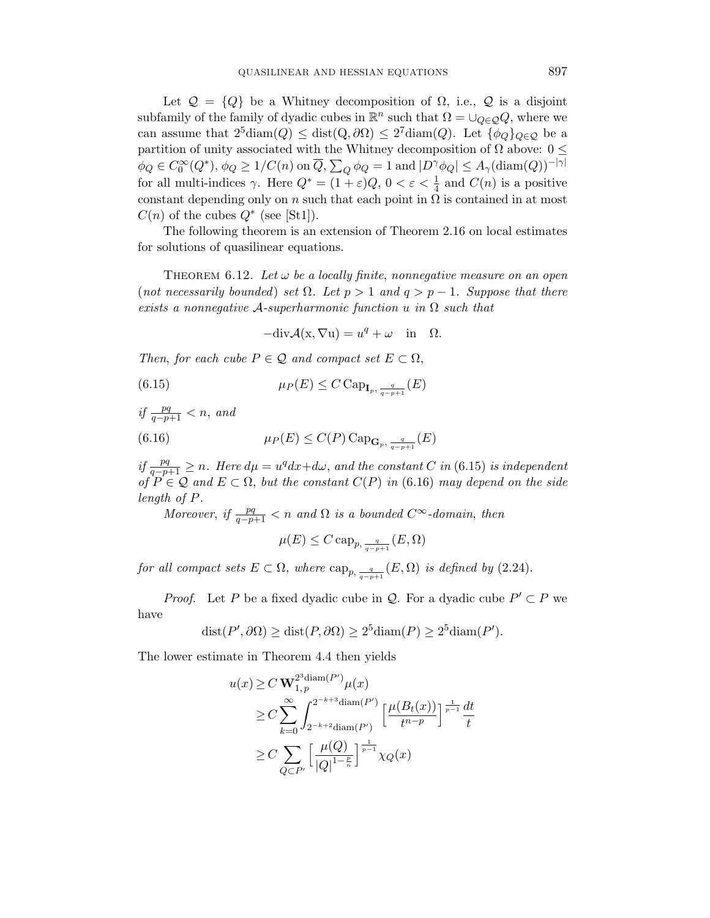Let $\mathcal{Q} = \{Q\}$ be a Whitney decomposition of $\Omega$, i.e., $\mathcal{Q}$ is a disjoint subfamily of the family of dyadic cubes in $\mathbb{R}^n$ such that $\Omega = \cup_{Q\in\mathcal{Q}} Q$, where we can assume that $2^5 \mathrm{diam}(Q) \leq \mathrm{dist}(Q, \partial\Omega) \leq 2^7 \mathrm{diam}(Q)$. Let $\{\phi_Q\}_{Q\in\mathcal{Q}}$ be a partition of unity associated with the Whitney decomposition of $\Omega$ above: $0 \leq \phi_Q \in C_0^\infty(Q^*)$, $\phi_Q \geq 1/C(n)$ on $\overline{Q}$, $\sum_Q \phi_Q = 1$ and $|D^\gamma \phi_Q| \leq A_\gamma(\mathrm{diam}(Q))^{-|\gamma|}$ for all multi-indices $\gamma$. Here $Q^* = (1+\varepsilon)Q$, $0 < \varepsilon < \frac{1}{4}$ and $C(n)$ is a positive constant depending only on $n$ such that each point in $\Omega$ is contained in at most $C(n)$ of the cubes $Q^*$ (see [St1]).

The following theorem is an extension of Theorem 2.16 on local estimates for solutions of quasilinear equations.

Theorem 6.12. *Let $\omega$ be a locally finite, nonnegative measure on an open (not necessarily bounded) set $\Omega$. Let $p > 1$ and $q > p - 1$. Suppose that there exists a nonnegative $\mathcal{A}$-superharmonic function $u$ in $\Omega$ such that*

$$-\mathrm{div}\mathcal{A}(x, \nabla u) = u^q + \omega \quad \text{in} \quad \Omega.$$

*Then, for each cube $P \in \mathcal{Q}$ and compact set $E \subset \Omega$,*

$$\mu_P(E) \leq C\, \mathrm{Cap}_{\mathbf{I}_p, \frac{q}{q-p+1}}(E) \tag{6.15}$$

*if $\frac{pq}{q-p+1} < n$, and*

$$\mu_P(E) \leq C(P)\, \mathrm{Cap}_{\mathbf{G}_p, \frac{q}{q-p+1}}(E) \tag{6.16}$$

*if $\frac{pq}{q-p+1} \geq n$. Here $d\mu = u^q dx + d\omega$, and the constant $C$ in (6.15) is independent of $P \in \mathcal{Q}$ and $E \subset \Omega$, but the constant $C(P)$ in (6.16) may depend on the side length of $P$.*

*Moreover, if $\frac{pq}{q-p+1} < n$ and $\Omega$ is a bounded $C^\infty$-domain, then*

$$\mu(E) \leq C\, \mathrm{cap}_{p, \frac{q}{q-p+1}}(E, \Omega)$$

*for all compact sets $E \subset \Omega$, where $\mathrm{cap}_{p, \frac{q}{q-p+1}}(E, \Omega)$ is defined by (2.24).*

*Proof.* Let $P$ be a fixed dyadic cube in $\mathcal{Q}$. For a dyadic cube $P' \subset P$ we have

$$\mathrm{dist}(P', \partial\Omega) \geq \mathrm{dist}(P, \partial\Omega) \geq 2^5 \mathrm{diam}(P) \geq 2^5 \mathrm{diam}(P').$$

The lower estimate in Theorem 4.4 then yields

$$\begin{aligned}
u(x) &\geq C\, \mathbf{W}_{1,p}^{2^3\mathrm{diam}(P')}\mu(x) \\
&\geq C \sum_{k=0}^{\infty} \int_{2^{-k+2}\mathrm{diam}(P')}^{2^{-k+3}\mathrm{diam}(P')} \Big[\frac{\mu(B_t(x))}{t^{n-p}}\Big]^{\frac{1}{p-1}} \frac{dt}{t} \\
&\geq C \sum_{Q \subset P'} \Big[\frac{\mu(Q)}{|Q|^{1-\frac{p}{n}}}\Big]^{\frac{1}{p-1}} \chi_Q(x)
\end{aligned}$$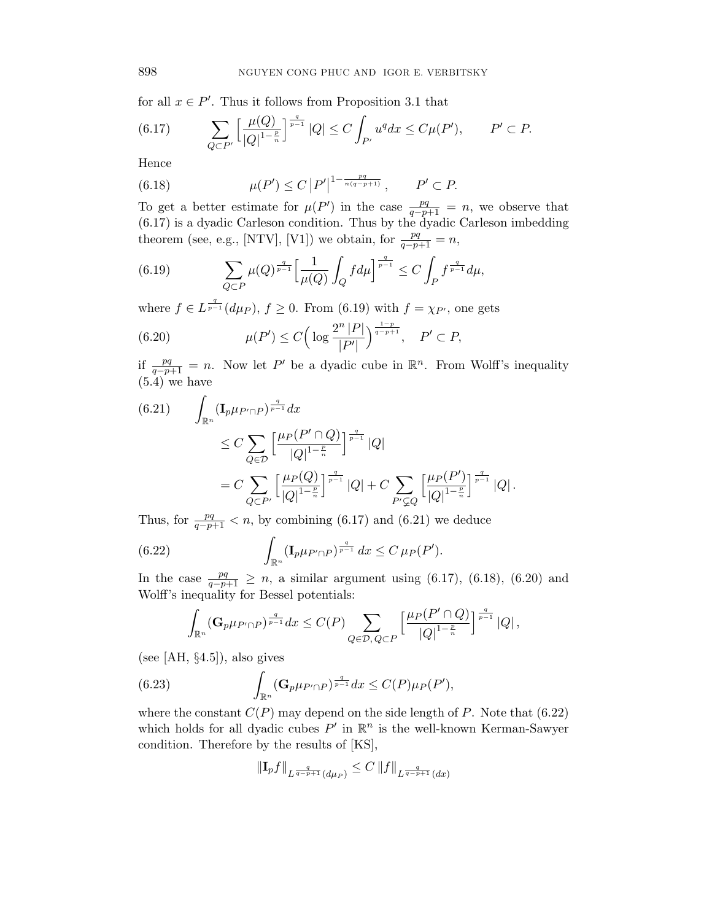for all $x \in P'$. Thus it follows from Proposition 3.1 that

$$\sum_{Q \subset P'} \Big[\frac{\mu(Q)}{|Q|^{1-\frac{p}{n}}}\Big]^{\frac{q}{p-1}} |Q| \leq C \int_{P'} u^q dx \leq C\mu(P'), \qquad P' \subset P. \tag{6.17}$$

Hence

$$\mu(P') \leq C \left|P'\right|^{1-\frac{pq}{n(q-p+1)}}, \qquad P' \subset P. \tag{6.18}$$

To get a better estimate for $\mu(P')$ in the case $\frac{pq}{q-p+1} = n$, we observe that (6.17) is a dyadic Carleson condition. Thus by the dyadic Carleson imbedding theorem (see, e.g., [NTV], [V1]) we obtain, for $\frac{pq}{q-p+1} = n$,

$$\sum_{Q \subset P} \mu(Q)^{\frac{q}{p-1}} \Big[\frac{1}{\mu(Q)} \int_Q f d\mu\Big]^{\frac{q}{p-1}} \leq C \int_P f^{\frac{q}{p-1}} d\mu, \tag{6.19}$$

where $f \in L^{\frac{q}{p-1}}(d\mu_P)$, $f \geq 0$. From (6.19) with $f = \chi_{P'}$, one gets

$$\mu(P') \leq C\Big(\log \frac{2^n |P|}{|P'|}\Big)^{\frac{1-p}{q-p+1}}, \quad P' \subset P, \tag{6.20}$$

if $\frac{pq}{q-p+1} = n$. Now let $P'$ be a dyadic cube in $\mathbb{R}^n$. From Wolff's inequality (5.4) we have

$$\begin{aligned} \int_{\mathbb{R}^n} (\mathbf{I}_p \mu_{P' \cap P})^{\frac{q}{p-1}} dx & \\ &\leq C \sum_{Q \in \mathcal{D}} \Big[\frac{\mu_P(P' \cap Q)}{|Q|^{1-\frac{p}{n}}}\Big]^{\frac{q}{p-1}} |Q| \\ &= C \sum_{Q \subset P'} \Big[\frac{\mu_P(Q)}{|Q|^{1-\frac{p}{n}}}\Big]^{\frac{q}{p-1}} |Q| + C \sum_{P' \subsetneq Q} \Big[\frac{\mu_P(P')}{|Q|^{1-\frac{p}{n}}}\Big]^{\frac{q}{p-1}} |Q|. \end{aligned} \tag{6.21}$$

Thus, for $\frac{pq}{q-p+1} < n$, by combining (6.17) and (6.21) we deduce

$$\int_{\mathbb{R}^n} (\mathbf{I}_p \mu_{P' \cap P})^{\frac{q}{p-1}} \, dx \leq C \, \mu_P(P'). \tag{6.22}$$

In the case $\frac{pq}{q-p+1} \geq n$, a similar argument using (6.17), (6.18), (6.20) and Wolff's inequality for Bessel potentials:

$$\int_{\mathbb{R}^n} (\mathbf{G}_p \mu_{P' \cap P})^{\frac{q}{p-1}} dx \leq C(P) \sum_{Q \in \mathcal{D},\, Q \subset P} \Big[\frac{\mu_P(P' \cap Q)}{|Q|^{1-\frac{p}{n}}}\Big]^{\frac{q}{p-1}} |Q|,$$

(see [AH, §4.5]), also gives

$$\int_{\mathbb{R}^n} (\mathbf{G}_p \mu_{P' \cap P})^{\frac{q}{p-1}} dx \leq C(P) \mu_P(P'), \tag{6.23}$$

where the constant $C(P)$ may depend on the side length of $P$. Note that (6.22) which holds for all dyadic cubes $P'$ in $\mathbb{R}^n$ is the well-known Kerman-Sawyer condition. Therefore by the results of [KS],

$$\|\mathbf{I}_p f\|_{L^{\frac{q}{q-p+1}}(d\mu_P)} \leq C \, \|f\|_{L^{\frac{q}{q-p+1}}(dx)}$$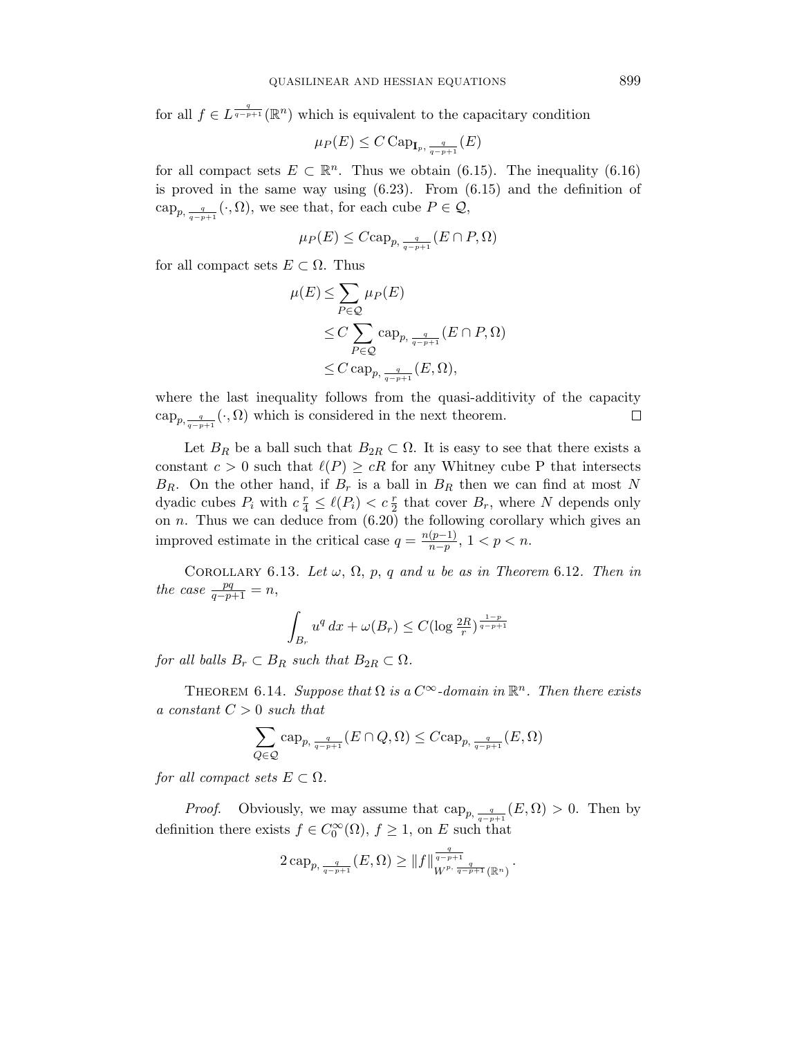for all $f \in L^{\frac{q}{q-p+1}}(\mathbb{R}^n)$ which is equivalent to the capacitary condition

$$\mu_P(E) \le C\, \mathrm{Cap}_{\mathbf{I}_p,\, \frac{q}{q-p+1}}(E)$$

for all compact sets $E \subset \mathbb{R}^n$. Thus we obtain (6.15). The inequality (6.16) is proved in the same way using (6.23). From (6.15) and the definition of $\mathrm{cap}_{p,\,\frac{q}{q-p+1}}(\cdot, \Omega)$, we see that, for each cube $P \in \mathcal{Q}$,

$$\mu_P(E) \le C \mathrm{cap}_{p,\,\frac{q}{q-p+1}}(E \cap P, \Omega)$$

for all compact sets $E \subset \Omega$. Thus

$$\begin{aligned}
\mu(E) &\le \sum_{P\in\mathcal{Q}} \mu_P(E)\\
&\le C \sum_{P\in\mathcal{Q}} \mathrm{cap}_{p,\,\frac{q}{q-p+1}}(E\cap P, \Omega)\\
&\le C\, \mathrm{cap}_{p,\,\frac{q}{q-p+1}}(E, \Omega),
\end{aligned}$$

where the last inequality follows from the quasi-additivity of the capacity $\mathrm{cap}_{p,\frac{q}{q-p+1}}(\cdot, \Omega)$ which is considered in the next theorem. $\square$

Let $B_R$ be a ball such that $B_{2R} \subset \Omega$. It is easy to see that there exists a constant $c > 0$ such that $\ell(P) \ge cR$ for any Whitney cube P that intersects $B_R$. On the other hand, if $B_r$ is a ball in $B_R$ then we can find at most $N$ dyadic cubes $P_i$ with $c\,\frac{r}{4} \le \ell(P_i) < c\,\frac{r}{2}$ that cover $B_r$, where $N$ depends only on $n$. Thus we can deduce from (6.20) the following corollary which gives an improved estimate in the critical case $q = \frac{n(p-1)}{n-p}$, $1 < p < n$.

Corollary 6.13. *Let $\omega$, $\Omega$, $p$, $q$ and $u$ be as in Theorem 6.12. Then in the case $\frac{pq}{q-p+1} = n$,*

$$\int_{B_r} u^q\, dx + \omega(B_r) \le C(\log \tfrac{2R}{r})^{\frac{1-p}{q-p+1}}$$

*for all balls $B_r \subset B_R$ such that $B_{2R} \subset \Omega$.*

Theorem 6.14. *Suppose that $\Omega$ is a $C^\infty$-domain in $\mathbb{R}^n$. Then there exists a constant $C > 0$ such that*

$$\sum_{Q\in\mathcal{Q}} \mathrm{cap}_{p,\,\frac{q}{q-p+1}}(E \cap Q, \Omega) \le C \mathrm{cap}_{p,\,\frac{q}{q-p+1}}(E, \Omega)$$

*for all compact sets $E \subset \Omega$.*

*Proof.* Obviously, we may assume that $\mathrm{cap}_{p,\,\frac{q}{q-p+1}}(E, \Omega) > 0$. Then by definition there exists $f \in C_0^\infty(\Omega)$, $f \ge 1$, on $E$ such that

$$2\, \mathrm{cap}_{p,\,\frac{q}{q-p+1}}(E, \Omega) \ge \|f\|^{\frac{q}{q-p+1}}_{W^{p,\,\frac{q}{q-p+1}}(\mathbb{R}^n)}.$$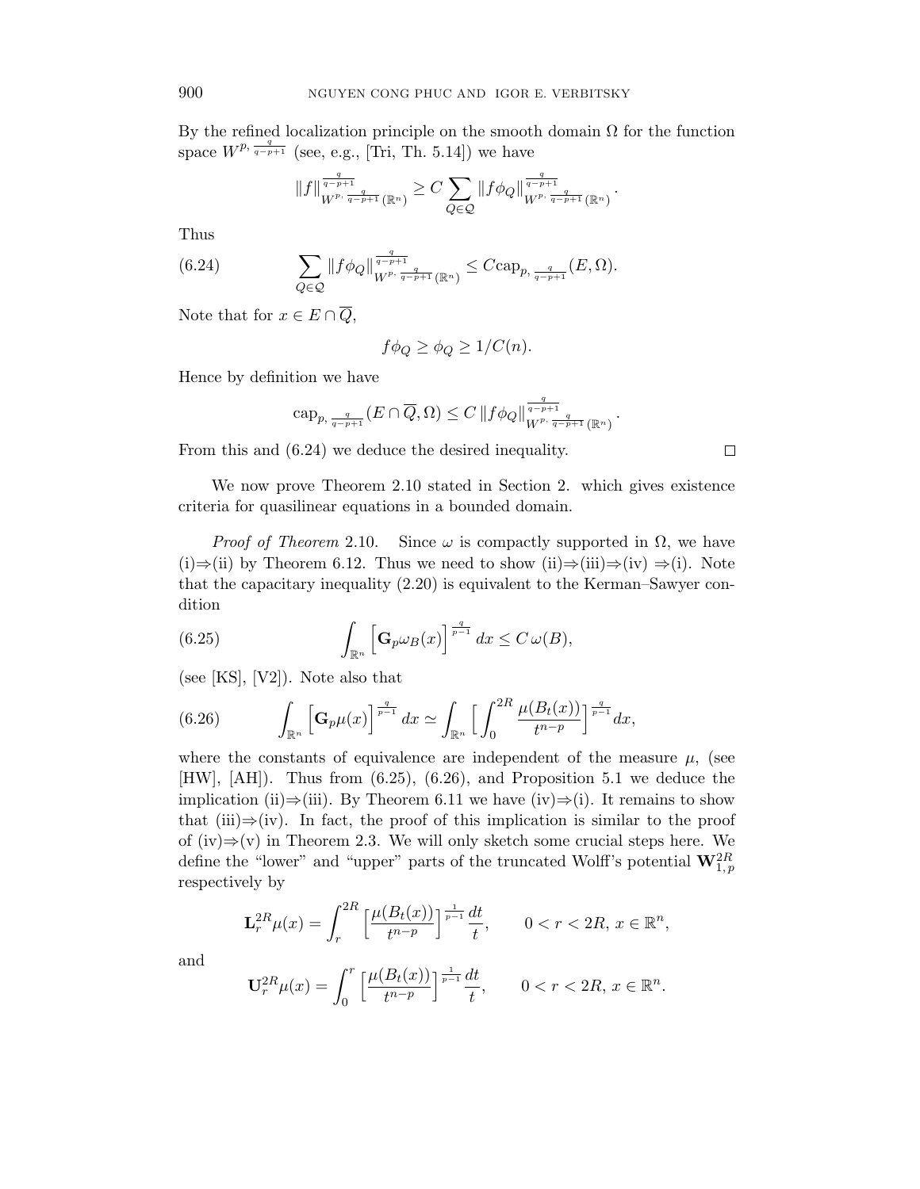By the refined localization principle on the smooth domain $\Omega$ for the function space $W^{p,\frac{q}{q-p+1}}$ (see, e.g., [Tri, Th. 5.14]) we have

$$\|f\|^{\frac{q}{q-p+1}}_{W^{p,\frac{q}{q-p+1}}(\mathbb{R}^n)} \geq C \sum_{Q\in\mathcal{Q}} \|f\phi_Q\|^{\frac{q}{q-p+1}}_{W^{p,\frac{q}{q-p+1}}(\mathbb{R}^n)}.$$

Thus

$$\sum_{Q\in\mathcal{Q}} \|f\phi_Q\|^{\frac{q}{q-p+1}}_{W^{p,\frac{q}{q-p+1}}(\mathbb{R}^n)} \leq C\mathrm{cap}_{p,\frac{q}{q-p+1}}(E,\Omega). \tag{6.24}$$

Note that for $x \in E \cap \overline{Q}$,

$$f\phi_Q \geq \phi_Q \geq 1/C(n).$$

Hence by definition we have

$$\mathrm{cap}_{p,\frac{q}{q-p+1}}(E\cap\overline{Q},\Omega) \leq C\,\|f\phi_Q\|^{\frac{q}{q-p+1}}_{W^{p,\frac{q}{q-p+1}}(\mathbb{R}^n)}.$$

From this and (6.24) we deduce the desired inequality. $\square$

We now prove Theorem 2.10 stated in Section 2. which gives existence criteria for quasilinear equations in a bounded domain.

*Proof of Theorem* 2.10. Since $\omega$ is compactly supported in $\Omega$, we have (i)$\Rightarrow$(ii) by Theorem 6.12. Thus we need to show (ii)$\Rightarrow$(iii)$\Rightarrow$(iv) $\Rightarrow$(i). Note that the capacitary inequality (2.20) is equivalent to the Kerman–Sawyer condition

$$\int_{\mathbb{R}^n} \Big[\mathbf{G}_p\omega_B(x)\Big]^{\frac{q}{p-1}} dx \leq C\,\omega(B), \tag{6.25}$$

(see [KS], [V2]). Note also that

$$\int_{\mathbb{R}^n} \Big[\mathbf{G}_p\mu(x)\Big]^{\frac{q}{p-1}} dx \simeq \int_{\mathbb{R}^n} \Big[\int_0^{2R} \frac{\mu(B_t(x))}{t^{n-p}}\Big]^{\frac{q}{p-1}} dx, \tag{6.26}$$

where the constants of equivalence are independent of the measure $\mu$, (see [HW], [AH]). Thus from (6.25), (6.26), and Proposition 5.1 we deduce the implication (ii)$\Rightarrow$(iii). By Theorem 6.11 we have (iv)$\Rightarrow$(i). It remains to show that (iii)$\Rightarrow$(iv). In fact, the proof of this implication is similar to the proof of (iv)$\Rightarrow$(v) in Theorem 2.3. We will only sketch some crucial steps here. We define the "lower" and "upper" parts of the truncated Wolff's potential $\mathbf{W}^{2R}_{1,p}$ respectively by

$$\mathbf{L}^{2R}_r\mu(x) = \int_r^{2R} \Big[\frac{\mu(B_t(x))}{t^{n-p}}\Big]^{\frac{1}{p-1}} \frac{dt}{t}, \qquad 0<r<2R,\, x\in\mathbb{R}^n,$$

and

$$\mathbf{U}^{2R}_r\mu(x) = \int_0^{r} \Big[\frac{\mu(B_t(x))}{t^{n-p}}\Big]^{\frac{1}{p-1}} \frac{dt}{t}, \qquad 0<r<2R,\, x\in\mathbb{R}^n.$$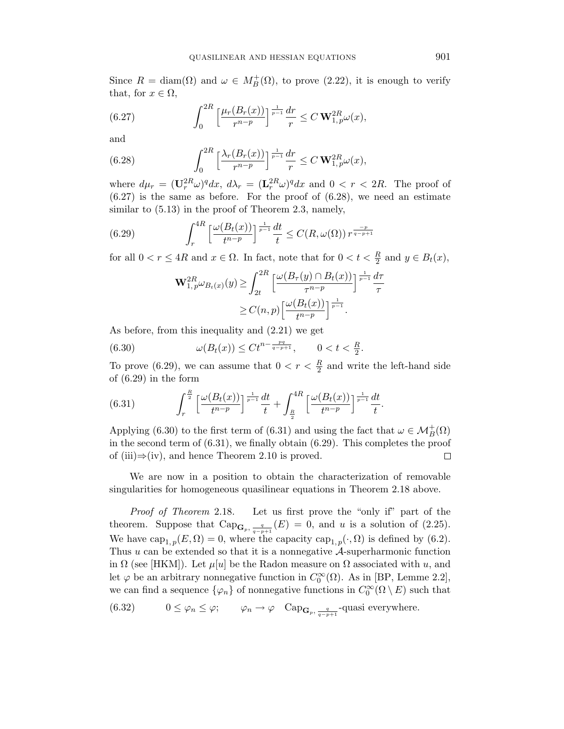Since $R = \operatorname{diam}(\Omega)$ and $\omega \in M_B^+(\Omega)$, to prove (2.22), it is enough to verify that, for $x \in \Omega$,

$$\int_0^{2R} \Big[\frac{\mu_r(B_r(x))}{r^{n-p}}\Big]^{\frac{1}{p-1}} \frac{dr}{r} \le C\, \mathbf{W}_{1,\,p}^{2R}\omega(x), \tag{6.27}$$

and

$$\int_0^{2R} \Big[\frac{\lambda_r(B_r(x))}{r^{n-p}}\Big]^{\frac{1}{p-1}} \frac{dr}{r} \le C\, \mathbf{W}_{1,\,p}^{2R}\omega(x), \tag{6.28}$$

where $d\mu_r = (\mathbf{U}_r^{2R}\omega)^q dx$, $d\lambda_r = (\mathbf{L}_r^{2R}\omega)^q dx$ and $0 < r < 2R$. The proof of (6.27) is the same as before. For the proof of (6.28), we need an estimate similar to (5.13) in the proof of Theorem 2.3, namely,

$$\int_r^{4R} \Big[\frac{\omega(B_t(x))}{t^{n-p}}\Big]^{\frac{1}{p-1}} \frac{dt}{t} \le C(R, \omega(\Omega))\, r^{\frac{-p}{q-p+1}} \tag{6.29}$$

for all $0 < r \le 4R$ and $x \in \Omega$. In fact, note that for $0 < t < \frac{R}{2}$ and $y \in B_t(x)$,

$$\begin{aligned}
\mathbf{W}_{1,\,p}^{2R}\omega_{B_t(x)}(y) &\ge \int_{2t}^{2R} \Big[\frac{\omega(B_\tau(y)\cap B_t(x))}{\tau^{n-p}}\Big]^{\frac{1}{p-1}} \frac{d\tau}{\tau} \\
&\ge C(n,p)\Big[\frac{\omega(B_t(x))}{t^{n-p}}\Big]^{\frac{1}{p-1}}.
\end{aligned}$$

As before, from this inequality and (2.21) we get

$$\omega(B_t(x)) \le C t^{n-\frac{pq}{q-p+1}}, \qquad 0 < t < \tfrac{R}{2}. \tag{6.30}$$

To prove (6.29), we can assume that $0 < r < \frac{R}{2}$ and write the left-hand side of (6.29) in the form

$$\int_r^{\frac{R}{2}} \Big[\frac{\omega(B_t(x))}{t^{n-p}}\Big]^{\frac{1}{p-1}} \frac{dt}{t} + \int_{\frac{R}{2}}^{4R} \Big[\frac{\omega(B_t(x))}{t^{n-p}}\Big]^{\frac{1}{p-1}} \frac{dt}{t}. \tag{6.31}$$

Applying (6.30) to the first term of (6.31) and using the fact that $\omega \in \mathcal{M}_B^+(\Omega)$ in the second term of (6.31), we finally obtain (6.29). This completes the proof of (iii)$\Rightarrow$(iv), and hence Theorem 2.10 is proved. $\square$

We are now in a position to obtain the characterization of removable singularities for homogeneous quasilinear equations in Theorem 2.18 above.

*Proof of Theorem* 2.18. Let us first prove the "only if" part of the theorem. Suppose that $\mathrm{Cap}_{\mathbf{G}_p,\,\frac{q}{q-p+1}}(E) = 0$, and $u$ is a solution of (2.25). We have $\mathrm{cap}_{1,\,p}(E,\Omega) = 0$, where the capacity $\mathrm{cap}_{1,\,p}(\cdot,\Omega)$ is defined by (6.2). Thus $u$ can be extended so that it is a nonnegative $\mathcal{A}$-superharmonic function in $\Omega$ (see [HKM]). Let $\mu[u]$ be the Radon measure on $\Omega$ associated with $u$, and let $\varphi$ be an arbitrary nonnegative function in $C_0^\infty(\Omega)$. As in [BP, Lemme 2.2], we can find a sequence $\{\varphi_n\}$ of nonnegative functions in $C_0^\infty(\Omega\setminus E)$ such that

$$0 \le \varphi_n \le \varphi; \qquad \varphi_n \to \varphi \quad \mathrm{Cap}_{\mathbf{G}_p,\,\frac{q}{q-p+1}}\text{-quasi everywhere.} \tag{6.32}$$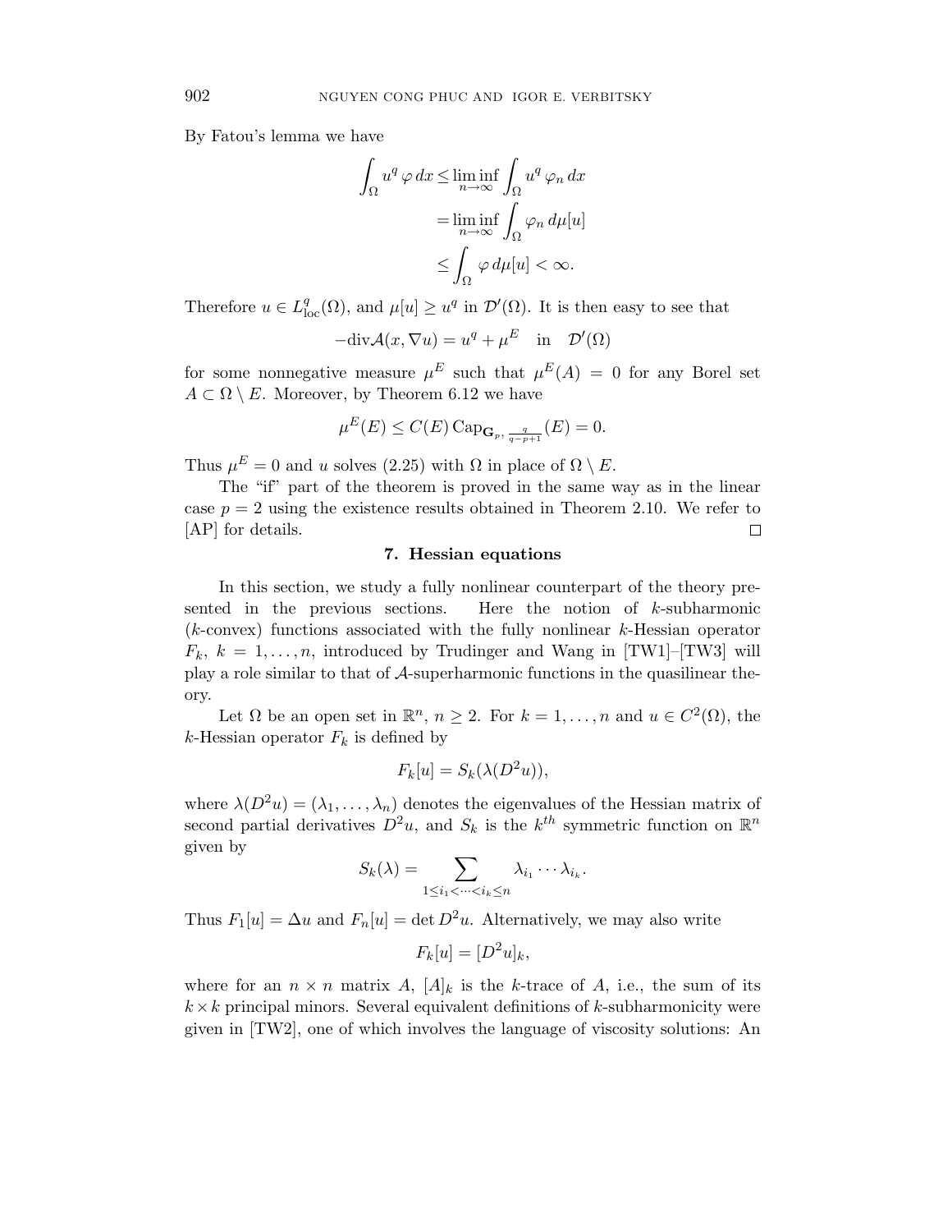By Fatou's lemma we have

$$
\begin{aligned}
\int_\Omega u^q \, \varphi \, dx &\leq \liminf_{n\to\infty} \int_\Omega u^q \, \varphi_n \, dx \\
&= \liminf_{n\to\infty} \int_\Omega \varphi_n \, d\mu[u] \\
&\leq \int_\Omega \varphi \, d\mu[u] < \infty.
\end{aligned}
$$

Therefore $u \in L^q_{\rm loc}(\Omega)$, and $\mu[u] \geq u^q$ in $\mathcal{D}'(\Omega)$. It is then easy to see that

$$
-\text{div}\mathcal{A}(x, \nabla u) = u^q + \mu^E \quad \text{in} \quad \mathcal{D}'(\Omega)
$$

for some nonnegative measure $\mu^E$ such that $\mu^E(A) = 0$ for any Borel set $A \subset \Omega \setminus E$. Moreover, by Theorem 6.12 we have

$$
\mu^E(E) \leq C(E) \, \text{Cap}_{\mathbf{G}_p, \frac{q}{q-p+1}}(E) = 0.
$$

Thus $\mu^E = 0$ and $u$ solves (2.25) with $\Omega$ in place of $\Omega \setminus E$.

The "if" part of the theorem is proved in the same way as in the linear case $p = 2$ using the existence results obtained in Theorem 2.10. We refer to [AP] for details. □

## 7. Hessian equations

In this section, we study a fully nonlinear counterpart of the theory presented in the previous sections. Here the notion of $k$-subharmonic ($k$-convex) functions associated with the fully nonlinear $k$-Hessian operator $F_k$, $k = 1, \ldots, n$, introduced by Trudinger and Wang in [TW1]–[TW3] will play a role similar to that of $\mathcal{A}$-superharmonic functions in the quasilinear theory.

Let $\Omega$ be an open set in $\mathbb{R}^n$, $n \geq 2$. For $k = 1, \ldots, n$ and $u \in C^2(\Omega)$, the $k$-Hessian operator $F_k$ is defined by

$$
F_k[u] = S_k(\lambda(D^2 u)),
$$

where $\lambda(D^2u) = (\lambda_1, \ldots, \lambda_n)$ denotes the eigenvalues of the Hessian matrix of second partial derivatives $D^2u$, and $S_k$ is the $k^{th}$ symmetric function on $\mathbb{R}^n$ given by

$$
S_k(\lambda) = \sum_{1 \leq i_1 < \cdots < i_k \leq n} \lambda_{i_1} \cdots \lambda_{i_k}.
$$

Thus $F_1[u] = \Delta u$ and $F_n[u] = \det D^2 u$. Alternatively, we may also write

$$
F_k[u] = [D^2 u]_k,
$$

where for an $n \times n$ matrix $A$, $[A]_k$ is the $k$-trace of $A$, i.e., the sum of its $k \times k$ principal minors. Several equivalent definitions of $k$-subharmonicity were given in [TW2], one of which involves the language of viscosity solutions: An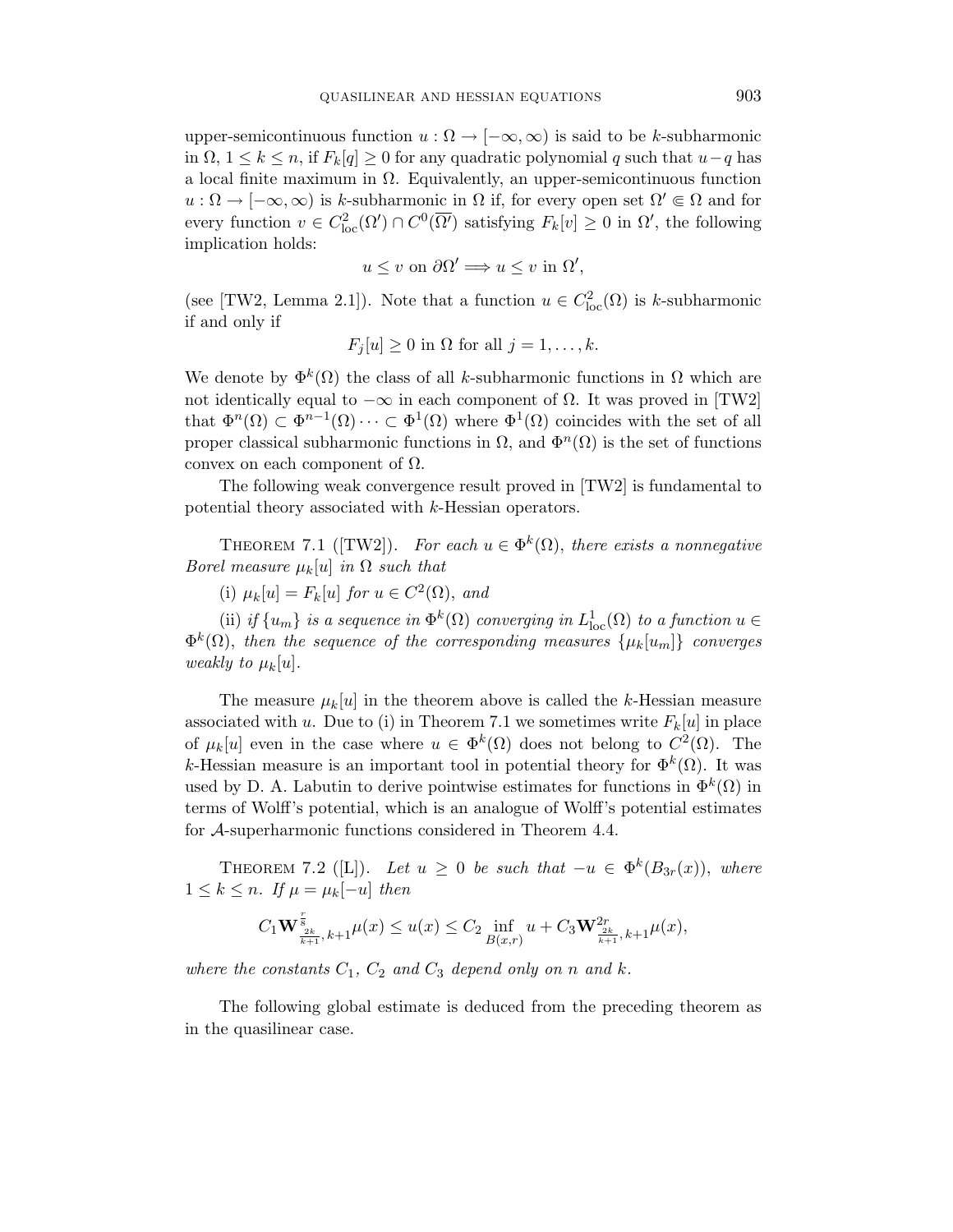upper-semicontinuous function $u : \Omega \to [-\infty, \infty)$ is said to be $k$-subharmonic in $\Omega$, $1 \le k \le n$, if $F_k[q] \ge 0$ for any quadratic polynomial $q$ such that $u - q$ has a local finite maximum in $\Omega$. Equivalently, an upper-semicontinuous function $u : \Omega \to [-\infty, \infty)$ is $k$-subharmonic in $\Omega$ if, for every open set $\Omega' \Subset \Omega$ and for every function $v \in C^2_{\rm loc}(\Omega') \cap C^0(\overline{\Omega'})$ satisfying $F_k[v] \ge 0$ in $\Omega'$, the following implication holds:

$$u \le v \text{ on } \partial\Omega' \Longrightarrow u \le v \text{ in } \Omega',$$

(see [TW2, Lemma 2.1]). Note that a function $u \in C^2_{\rm loc}(\Omega)$ is $k$-subharmonic if and only if

$$F_j[u] \ge 0 \text{ in } \Omega \text{ for all } j = 1, \dots, k.$$

We denote by $\Phi^k(\Omega)$ the class of all $k$-subharmonic functions in $\Omega$ which are not identically equal to $-\infty$ in each component of $\Omega$. It was proved in [TW2] that $\Phi^n(\Omega) \subset \Phi^{n-1}(\Omega) \cdots \subset \Phi^1(\Omega)$ where $\Phi^1(\Omega)$ coincides with the set of all proper classical subharmonic functions in $\Omega$, and $\Phi^n(\Omega)$ is the set of functions convex on each component of $\Omega$.

The following weak convergence result proved in [TW2] is fundamental to potential theory associated with $k$-Hessian operators.

THEOREM 7.1 ([TW2]). *For each $u \in \Phi^k(\Omega)$, there exists a nonnegative Borel measure $\mu_k[u]$ in $\Omega$ such that*

(i) *$\mu_k[u] = F_k[u]$ for $u \in C^2(\Omega)$, and*

(ii) *if $\{u_m\}$ is a sequence in $\Phi^k(\Omega)$ converging in $L^1_{\rm loc}(\Omega)$ to a function $u \in \Phi^k(\Omega)$, then the sequence of the corresponding measures $\{\mu_k[u_m]\}$ converges weakly to $\mu_k[u]$.*

The measure $\mu_k[u]$ in the theorem above is called the $k$-Hessian measure associated with $u$. Due to (i) in Theorem 7.1 we sometimes write $F_k[u]$ in place of $\mu_k[u]$ even in the case where $u \in \Phi^k(\Omega)$ does not belong to $C^2(\Omega)$. The $k$-Hessian measure is an important tool in potential theory for $\Phi^k(\Omega)$. It was used by D. A. Labutin to derive pointwise estimates for functions in $\Phi^k(\Omega)$ in terms of Wolff's potential, which is an analogue of Wolff's potential estimates for $\mathcal{A}$-superharmonic functions considered in Theorem 4.4.

THEOREM 7.2 ([L]). *Let $u \ge 0$ be such that $-u \in \Phi^k(B_{3r}(x))$, where $1 \le k \le n$. If $\mu = \mu_k[-u]$ then*

$$C_1 \mathbf{W}^{\frac{r}{8}}_{\frac{2k}{k+1},\, k+1}\mu(x) \le u(x) \le C_2 \inf_{B(x,r)} u + C_3 \mathbf{W}^{2r}_{\frac{2k}{k+1},\, k+1}\mu(x),$$

*where the constants $C_1$, $C_2$ and $C_3$ depend only on $n$ and $k$.*

The following global estimate is deduced from the preceding theorem as in the quasilinear case.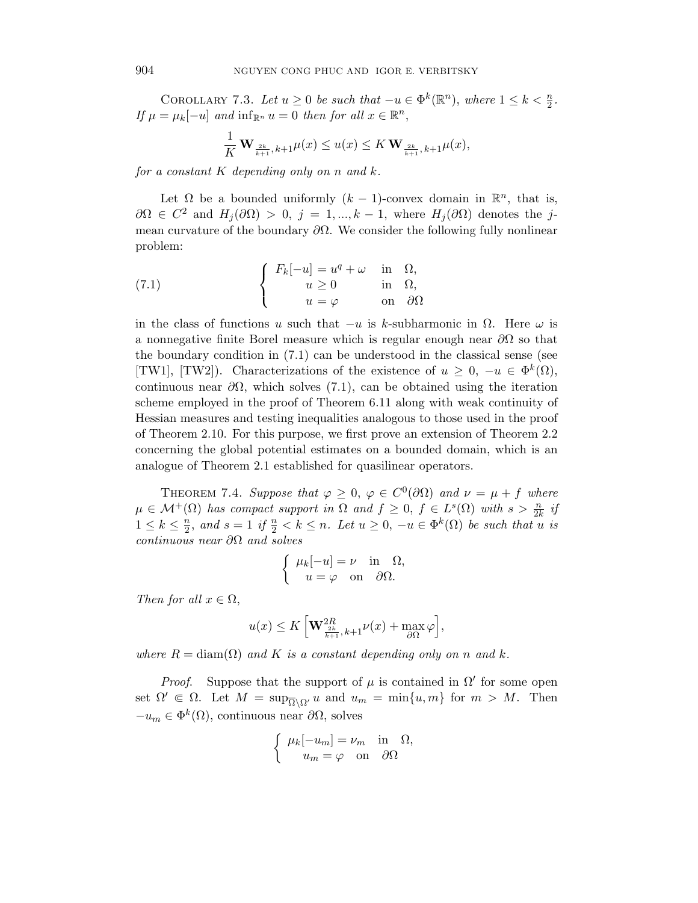Corollary 7.3. *Let $u \geq 0$ be such that $-u \in \Phi^k(\mathbb{R}^n)$, where $1 \leq k < \frac{n}{2}$. If $\mu = \mu_k[-u]$ and $\inf_{\mathbb{R}^n} u = 0$ then for all $x \in \mathbb{R}^n$,*

$$\frac{1}{K}\,\mathbf{W}_{\frac{2k}{k+1},\,k+1}\mu(x) \leq u(x) \leq K\,\mathbf{W}_{\frac{2k}{k+1},\,k+1}\mu(x),$$

*for a constant $K$ depending only on $n$ and $k$.*

Let $\Omega$ be a bounded uniformly $(k-1)$-convex domain in $\mathbb{R}^n$, that is, $\partial\Omega \in C^2$ and $H_j(\partial\Omega) > 0$, $j = 1, ..., k-1$, where $H_j(\partial\Omega)$ denotes the $j$-mean curvature of the boundary $\partial\Omega$. We consider the following fully nonlinear problem:

$$\text{(7.1)} \qquad \begin{cases} F_k[-u] = u^q + \omega & \text{in} \quad \Omega, \\ \quad u \geq 0 & \text{in} \quad \Omega, \\ \quad u = \varphi & \text{on} \quad \partial\Omega \end{cases}$$

in the class of functions $u$ such that $-u$ is $k$-subharmonic in $\Omega$. Here $\omega$ is a nonnegative finite Borel measure which is regular enough near $\partial\Omega$ so that the boundary condition in (7.1) can be understood in the classical sense (see [TW1], [TW2]). Characterizations of the existence of $u \geq 0$, $-u \in \Phi^k(\Omega)$, continuous near $\partial\Omega$, which solves (7.1), can be obtained using the iteration scheme employed in the proof of Theorem 6.11 along with weak continuity of Hessian measures and testing inequalities analogous to those used in the proof of Theorem 2.10. For this purpose, we first prove an extension of Theorem 2.2 concerning the global potential estimates on a bounded domain, which is an analogue of Theorem 2.1 established for quasilinear operators.

Theorem 7.4. *Suppose that $\varphi \geq 0$, $\varphi \in C^0(\partial\Omega)$ and $\nu = \mu + f$ where $\mu \in \mathcal{M}^+(\Omega)$ has compact support in $\Omega$ and $f \geq 0$, $f \in L^s(\Omega)$ with $s > \frac{n}{2k}$ if $1 \leq k \leq \frac{n}{2}$, and $s = 1$ if $\frac{n}{2} < k \leq n$. Let $u \geq 0$, $-u \in \Phi^k(\Omega)$ be such that $u$ is continuous near $\partial\Omega$ and solves*

$$\begin{cases} \mu_k[-u] = \nu & \text{in} \quad \Omega, \\ \quad u = \varphi & \text{on} \quad \partial\Omega. \end{cases}$$

*Then for all $x \in \Omega$,*

$$u(x) \leq K\left[\mathbf{W}^{2R}_{\frac{2k}{k+1},\,k+1}\nu(x) + \max_{\partial\Omega}\varphi\right],$$

*where $R = \operatorname{diam}(\Omega)$ and $K$ is a constant depending only on $n$ and $k$.*

*Proof.* Suppose that the support of $\mu$ is contained in $\Omega'$ for some open set $\Omega' \Subset \Omega$. Let $M = \sup_{\overline{\Omega}\setminus\Omega'} u$ and $u_m = \min\{u, m\}$ for $m > M$. Then $-u_m \in \Phi^k(\Omega)$, continuous near $\partial\Omega$, solves

$$\begin{cases} \mu_k[-u_m] = \nu_m & \text{in} \quad \Omega, \\ \quad u_m = \varphi & \text{on} \quad \partial\Omega \end{cases}$$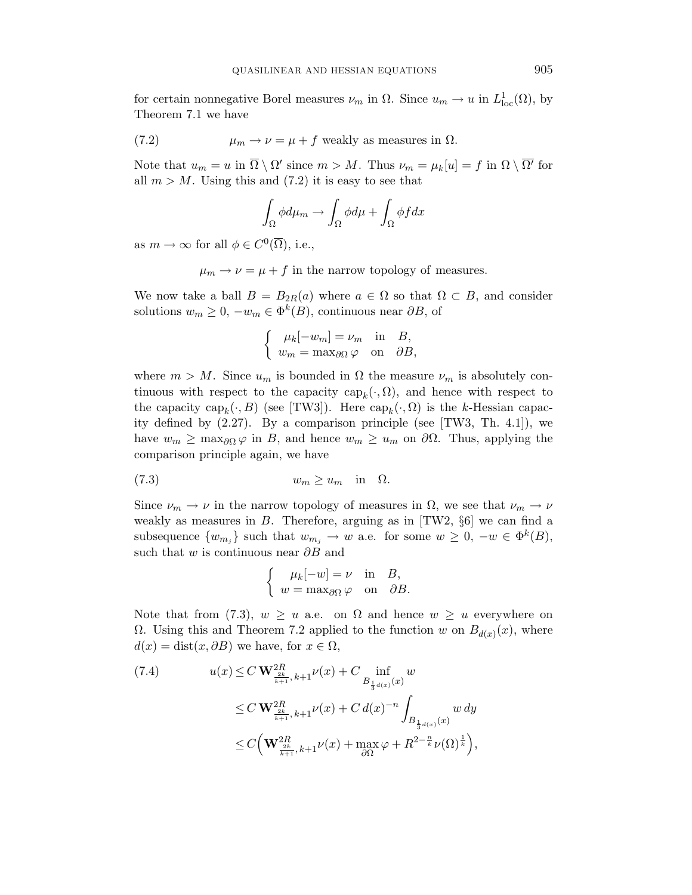for certain nonnegative Borel measures $\nu_m$ in $\Omega$. Since $u_m \to u$ in $L^1_{\rm loc}(\Omega)$, by Theorem 7.1 we have

$$\mu_m \to \nu = \mu + f \text{ weakly as measures in } \Omega. \tag{7.2}$$

Note that $u_m = u$ in $\overline{\Omega} \setminus \Omega'$ since $m > M$. Thus $\nu_m = \mu_k[u] = f$ in $\Omega \setminus \overline{\Omega'}$ for all $m > M$. Using this and (7.2) it is easy to see that

$$\int_\Omega \phi d\mu_m \to \int_\Omega \phi d\mu + \int_\Omega \phi f dx$$

as $m \to \infty$ for all $\phi \in C^0(\overline{\Omega})$, i.e.,

$$\mu_m \to \nu = \mu + f \text{ in the narrow topology of measures.}$$

We now take a ball $B = B_{2R}(a)$ where $a \in \Omega$ so that $\Omega \subset B$, and consider solutions $w_m \geq 0$, $-w_m \in \Phi^k(B)$, continuous near $\partial B$, of

$$\begin{cases} \mu_k[-w_m] = \nu_m & \text{in} \quad B, \\ w_m = \max_{\partial\Omega} \varphi & \text{on} \quad \partial B, \end{cases}$$

where $m > M$. Since $u_m$ is bounded in $\Omega$ the measure $\nu_m$ is absolutely continuous with respect to the capacity $\mathrm{cap}_k(\cdot, \Omega)$, and hence with respect to the capacity $\mathrm{cap}_k(\cdot, B)$ (see [TW3]). Here $\mathrm{cap}_k(\cdot, \Omega)$ is the $k$-Hessian capacity defined by (2.27). By a comparison principle (see [TW3, Th. 4.1]), we have $w_m \geq \max_{\partial\Omega} \varphi$ in $B$, and hence $w_m \geq u_m$ on $\partial\Omega$. Thus, applying the comparison principle again, we have

$$w_m \geq u_m \quad \text{in} \quad \Omega. \tag{7.3}$$

Since $\nu_m \to \nu$ in the narrow topology of measures in $\Omega$, we see that $\nu_m \to \nu$ weakly as measures in $B$. Therefore, arguing as in [TW2, §6] we can find a subsequence $\{w_{m_j}\}$ such that $w_{m_j} \to w$ a.e. for some $w \geq 0$, $-w \in \Phi^k(B)$, such that $w$ is continuous near $\partial B$ and

$$\begin{cases} \mu_k[-w] = \nu & \text{in} \quad B, \\ w = \max_{\partial\Omega} \varphi & \text{on} \quad \partial B. \end{cases}$$

Note that from (7.3), $w \geq u$ a.e. on $\Omega$ and hence $w \geq u$ everywhere on $\Omega$. Using this and Theorem 7.2 applied to the function $w$ on $B_{d(x)}(x)$, where $d(x) = \mathrm{dist}(x, \partial B)$ we have, for $x \in \Omega$,

$$\begin{aligned} u(x) &\leq C\, \mathbf{W}^{2R}_{\frac{2k}{k+1},\, k+1} \nu(x) + C \inf_{B_{\frac{1}{3}d(x)}(x)} w \\ &\leq C\, \mathbf{W}^{2R}_{\frac{2k}{k+1},\, k+1} \nu(x) + C\, d(x)^{-n} \int_{B_{\frac{1}{3}d(x)}(x)} w\, dy \\ &\leq C\Big( \mathbf{W}^{2R}_{\frac{2k}{k+1},\, k+1} \nu(x) + \max_{\partial\Omega} \varphi + R^{2-\frac{n}{k}} \nu(\Omega)^{\frac{1}{k}} \Big), \end{aligned} \tag{7.4}$$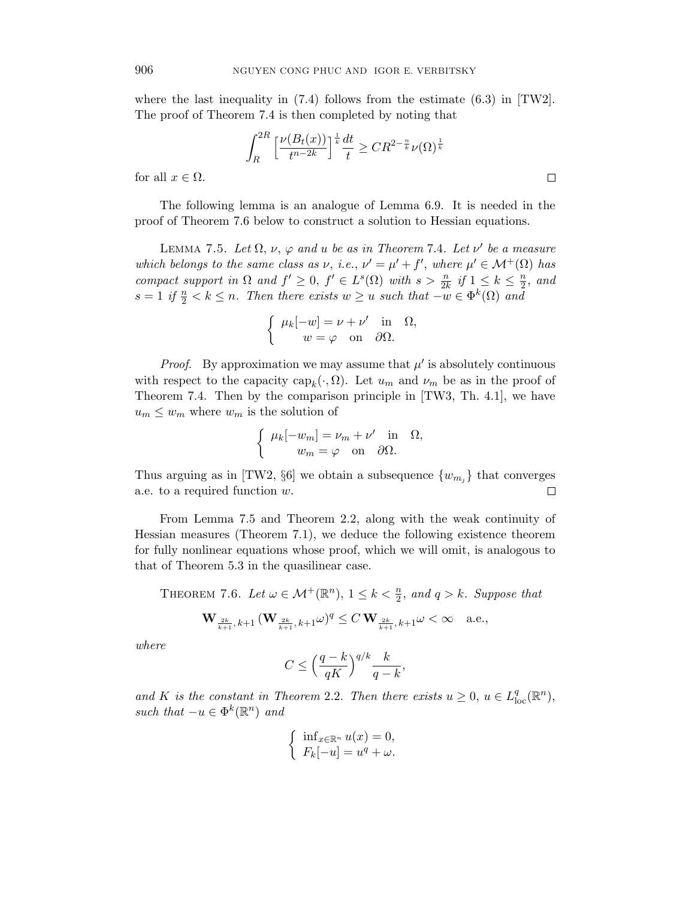where the last inequality in (7.4) follows from the estimate (6.3) in [TW2]. The proof of Theorem 7.4 is then completed by noting that

$$\int_R^{2R} \Big[\frac{\nu(B_t(x))}{t^{n-2k}}\Big]^{\frac{1}{k}} \frac{dt}{t} \geq C R^{2-\frac{n}{k}} \nu(\Omega)^{\frac{1}{k}}$$

for all $x \in \Omega$. $\square$

The following lemma is an analogue of Lemma 6.9. It is needed in the proof of Theorem 7.6 below to construct a solution to Hessian equations.

Lemma 7.5. *Let $\Omega$, $\nu$, $\varphi$ and $u$ be as in Theorem 7.4. Let $\nu'$ be a measure which belongs to the same class as $\nu$, i.e., $\nu' = \mu' + f'$, where $\mu' \in \mathcal{M}^+(\Omega)$ has compact support in $\Omega$ and $f' \geq 0$, $f' \in L^s(\Omega)$ with $s > \frac{n}{2k}$ if $1 \leq k \leq \frac{n}{2}$, and $s = 1$ if $\frac{n}{2} < k \leq n$. Then there exists $w \geq u$ such that $-w \in \Phi^k(\Omega)$ and*

$$\begin{cases} \mu_k[-w] = \nu + \nu' \quad \text{in} \quad \Omega, \\ \qquad w = \varphi \quad \text{on} \quad \partial\Omega. \end{cases}$$

*Proof.* By approximation we may assume that $\mu'$ is absolutely continuous with respect to the capacity $\mathrm{cap}_k(\cdot, \Omega)$. Let $u_m$ and $\nu_m$ be as in the proof of Theorem 7.4. Then by the comparison principle in [TW3, Th. 4.1], we have $u_m \leq w_m$ where $w_m$ is the solution of

$$\begin{cases} \mu_k[-w_m] = \nu_m + \nu' \quad \text{in} \quad \Omega, \\ \qquad w_m = \varphi \quad \text{on} \quad \partial\Omega. \end{cases}$$

Thus arguing as in [TW2, §6] we obtain a subsequence $\{w_{m_j}\}$ that converges a.e. to a required function $w$. $\square$

From Lemma 7.5 and Theorem 2.2, along with the weak continuity of Hessian measures (Theorem 7.1), we deduce the following existence theorem for fully nonlinear equations whose proof, which we will omit, is analogous to that of Theorem 5.3 in the quasilinear case.

Theorem 7.6. *Let $\omega \in \mathcal{M}^+(\mathbb{R}^n)$, $1 \leq k < \frac{n}{2}$, and $q > k$. Suppose that*

$$\mathbf{W}_{\frac{2k}{k+1},\, k+1} (\mathbf{W}_{\frac{2k}{k+1},\, k+1}\omega)^q \leq C\, \mathbf{W}_{\frac{2k}{k+1},\, k+1}\omega < \infty \quad \text{a.e.},$$

*where*

$$C \leq \Big(\frac{q-k}{qK}\Big)^{q/k} \frac{k}{q-k},$$

*and $K$ is the constant in Theorem 2.2. Then there exists $u \geq 0$, $u \in L^q_{\rm loc}(\mathbb{R}^n)$, such that $-u \in \Phi^k(\mathbb{R}^n)$ and*

$$\begin{cases} \inf_{x \in \mathbb{R}^n} u(x) = 0, \\ F_k[-u] = u^q + \omega. \end{cases}$$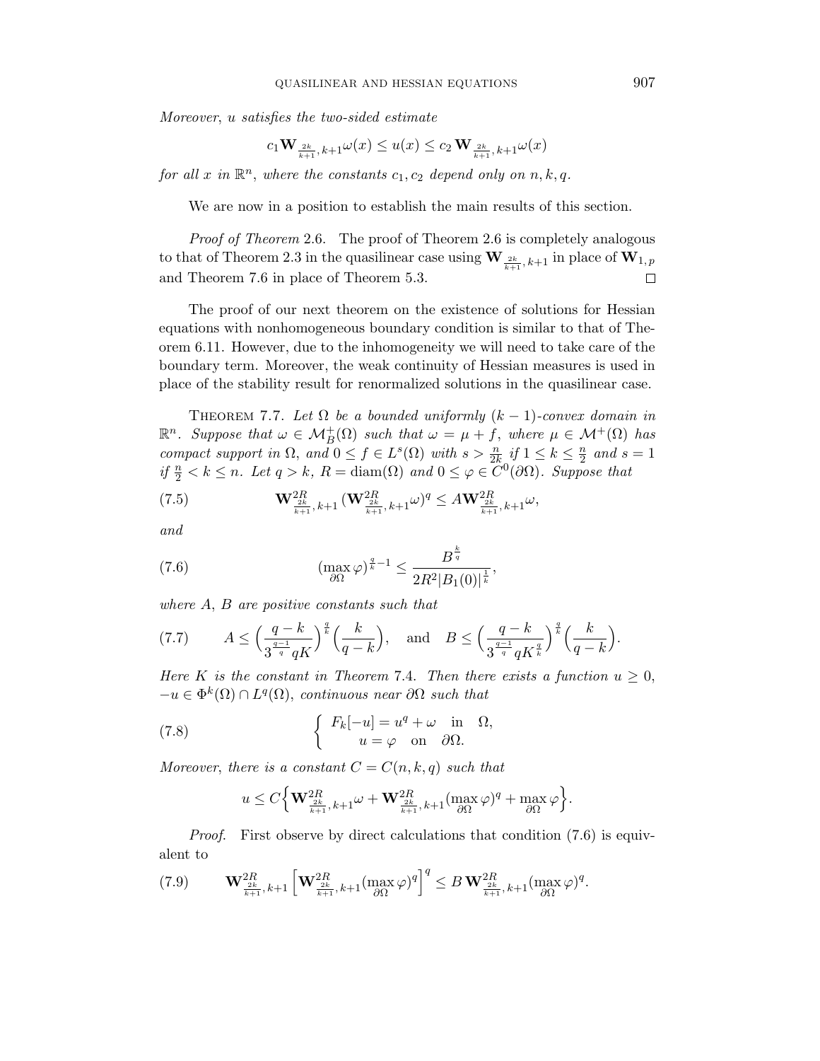*Moreover, $u$ satisfies the two-sided estimate*

$$c_1 \mathbf{W}_{\frac{2k}{k+1},\, k+1}\omega(x) \le u(x) \le c_2\, \mathbf{W}_{\frac{2k}{k+1},\, k+1}\omega(x)$$

*for all $x$ in $\mathbb{R}^n$, where the constants $c_1, c_2$ depend only on $n, k, q$.*

We are now in a position to establish the main results of this section.

*Proof of Theorem* 2.6. The proof of Theorem 2.6 is completely analogous to that of Theorem 2.3 in the quasilinear case using $\mathbf{W}_{\frac{2k}{k+1},\, k+1}$ in place of $\mathbf{W}_{1,\, p}$ and Theorem 7.6 in place of Theorem 5.3. □

The proof of our next theorem on the existence of solutions for Hessian equations with nonhomogeneous boundary condition is similar to that of Theorem 6.11. However, due to the inhomogeneity we will need to take care of the boundary term. Moreover, the weak continuity of Hessian measures is used in place of the stability result for renormalized solutions in the quasilinear case.

Theorem 7.7. *Let $\Omega$ be a bounded uniformly $(k-1)$-convex domain in $\mathbb{R}^n$. Suppose that $\omega \in \mathcal{M}^+_B(\Omega)$ such that $\omega = \mu + f$, where $\mu \in \mathcal{M}^+(\Omega)$ has compact support in $\Omega$, and $0 \le f \in L^s(\Omega)$ with $s > \frac{n}{2k}$ if $1 \le k \le \frac{n}{2}$ and $s = 1$ if $\frac{n}{2} < k \le n$. Let $q > k$, $R = \mathrm{diam}(\Omega)$ and $0 \le \varphi \in C^0(\partial\Omega)$. Suppose that*

$$\mathbf{W}^{2R}_{\frac{2k}{k+1},\, k+1}(\mathbf{W}^{2R}_{\frac{2k}{k+1},\, k+1}\omega)^q \le A \mathbf{W}^{2R}_{\frac{2k}{k+1},\, k+1}\omega, \tag{7.5}$$

*and*

$$(\max_{\partial\Omega}\varphi)^{\frac{q}{k}-1} \le \frac{B^{\frac{k}{q}}}{2R^2 |B_1(0)|^{\frac{1}{k}}}, \tag{7.6}$$

*where $A$, $B$ are positive constants such that*

$$A \le \Big(\frac{q-k}{3^{\frac{q-1}{q}} qK}\Big)^{\frac{q}{k}} \Big(\frac{k}{q-k}\Big), \quad \text{and} \quad B \le \Big(\frac{q-k}{3^{\frac{q-1}{q}} qK^{\frac{q}{k}}}\Big)^{\frac{q}{k}} \Big(\frac{k}{q-k}\Big). \tag{7.7}$$

*Here $K$ is the constant in Theorem 7.4. Then there exists a function $u \ge 0$, $-u \in \Phi^k(\Omega) \cap L^q(\Omega)$, continuous near $\partial\Omega$ such that*

$$\begin{cases} F_k[-u] = u^q + \omega & \text{in} \quad \Omega, \\ \quad\quad u = \varphi & \text{on} \quad \partial\Omega. \end{cases} \tag{7.8}$$

*Moreover, there is a constant $C = C(n, k, q)$ such that*

$$u \le C\Big\{\mathbf{W}^{2R}_{\frac{2k}{k+1},\, k+1}\omega + \mathbf{W}^{2R}_{\frac{2k}{k+1},\, k+1}(\max_{\partial\Omega}\varphi)^q + \max_{\partial\Omega}\varphi\Big\}.$$

*Proof.* First observe by direct calculations that condition (7.6) is equivalent to

$$\mathbf{W}^{2R}_{\frac{2k}{k+1},\, k+1}\Big[\mathbf{W}^{2R}_{\frac{2k}{k+1},\, k+1}(\max_{\partial\Omega}\varphi)^q\Big]^q \le B\, \mathbf{W}^{2R}_{\frac{2k}{k+1},\, k+1}(\max_{\partial\Omega}\varphi)^q. \tag{7.9}$$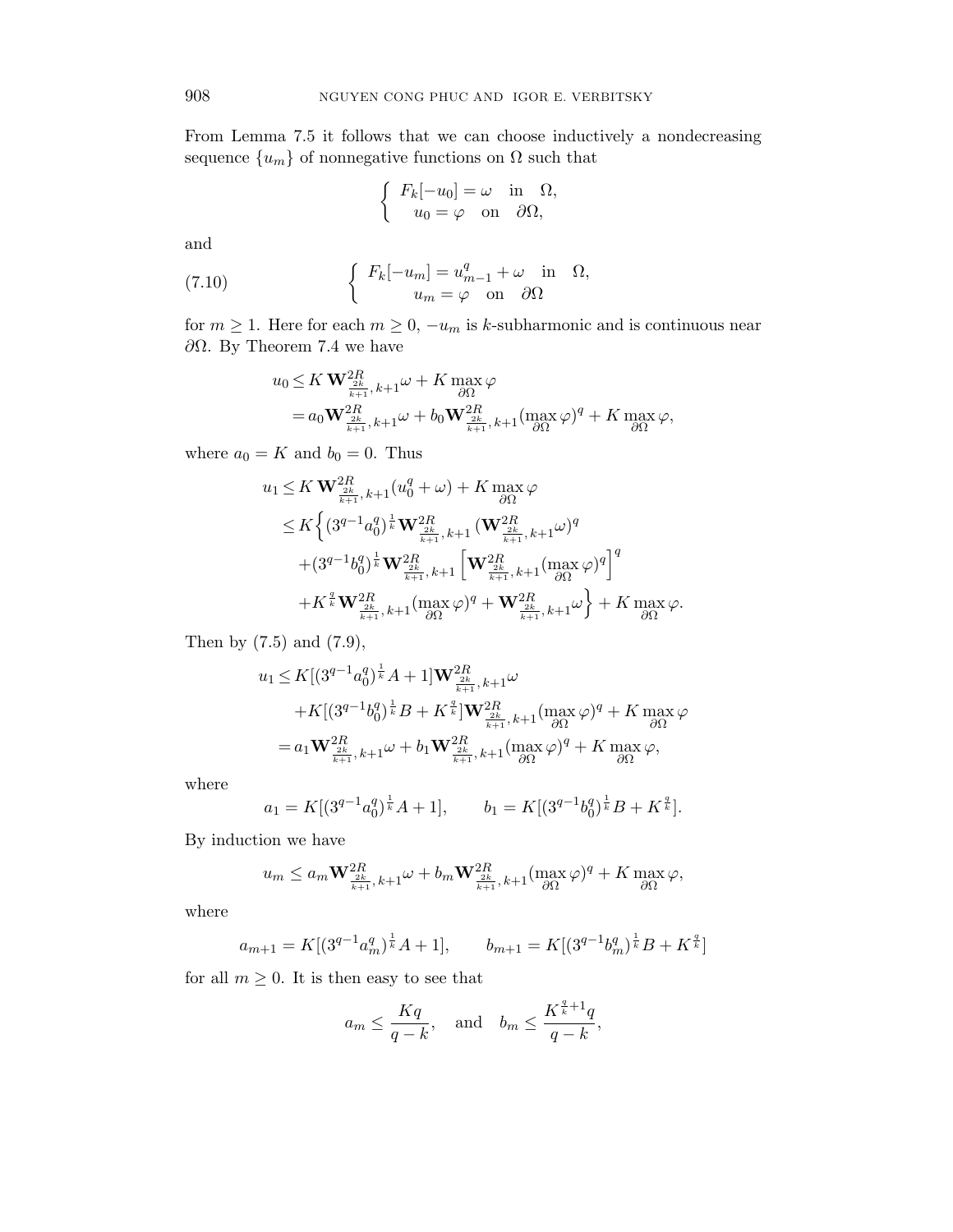From Lemma 7.5 it follows that we can choose inductively a nondecreasing sequence $\{u_m\}$ of nonnegative functions on $\Omega$ such that

$$\begin{cases} F_k[-u_0] = \omega & \text{in} \quad \Omega, \\ \quad u_0 = \varphi & \text{on} \quad \partial\Omega, \end{cases}$$

and

$$\begin{cases} F_k[-u_m] = u_{m-1}^q + \omega & \text{in} \quad \Omega, \\ \qquad u_m = \varphi & \text{on} \quad \partial\Omega \end{cases} \tag{7.10}$$

for $m \geq 1$. Here for each $m \geq 0$, $-u_m$ is $k$-subharmonic and is continuous near $\partial\Omega$. By Theorem 7.4 we have

$$\begin{aligned} u_0 &\leq K\, \mathbf{W}^{2R}_{\frac{2k}{k+1},\,k+1}\omega + K \max_{\partial\Omega} \varphi \\ &= a_0 \mathbf{W}^{2R}_{\frac{2k}{k+1},\,k+1}\omega + b_0 \mathbf{W}^{2R}_{\frac{2k}{k+1},\,k+1}(\max_{\partial\Omega}\varphi)^q + K \max_{\partial\Omega}\varphi, \end{aligned}$$

where $a_0 = K$ and $b_0 = 0$. Thus

$$\begin{aligned} u_1 &\leq K\, \mathbf{W}^{2R}_{\frac{2k}{k+1},\,k+1}(u_0^q + \omega) + K \max_{\partial\Omega}\varphi \\ &\leq K\Big\{ (3^{q-1}a_0^q)^{\frac{1}{k}} \mathbf{W}^{2R}_{\frac{2k}{k+1},\,k+1} (\mathbf{W}^{2R}_{\frac{2k}{k+1},\,k+1}\omega)^q \\ &\quad + (3^{q-1}b_0^q)^{\frac{1}{k}} \mathbf{W}^{2R}_{\frac{2k}{k+1},\,k+1}\Big[\mathbf{W}^{2R}_{\frac{2k}{k+1},\,k+1}(\max_{\partial\Omega}\varphi)^q\Big]^q \\ &\quad + K^{\frac{q}{k}} \mathbf{W}^{2R}_{\frac{2k}{k+1},\,k+1}(\max_{\partial\Omega}\varphi)^q + \mathbf{W}^{2R}_{\frac{2k}{k+1},\,k+1}\omega \Big\} + K \max_{\partial\Omega}\varphi. \end{aligned}$$

Then by (7.5) and (7.9),

$$\begin{aligned} u_1 &\leq K[(3^{q-1}a_0^q)^{\frac{1}{k}}A + 1]\mathbf{W}^{2R}_{\frac{2k}{k+1},\,k+1}\omega \\ &\quad + K[(3^{q-1}b_0^q)^{\frac{1}{k}}B + K^{\frac{q}{k}}]\mathbf{W}^{2R}_{\frac{2k}{k+1},\,k+1}(\max_{\partial\Omega}\varphi)^q + K \max_{\partial\Omega}\varphi \\ &= a_1 \mathbf{W}^{2R}_{\frac{2k}{k+1},\,k+1}\omega + b_1 \mathbf{W}^{2R}_{\frac{2k}{k+1},\,k+1}(\max_{\partial\Omega}\varphi)^q + K \max_{\partial\Omega}\varphi, \end{aligned}$$

where

$$a_1 = K[(3^{q-1}a_0^q)^{\frac{1}{k}}A + 1], \qquad b_1 = K[(3^{q-1}b_0^q)^{\frac{1}{k}}B + K^{\frac{q}{k}}].$$

By induction we have

$$u_m \leq a_m \mathbf{W}^{2R}_{\frac{2k}{k+1},\,k+1}\omega + b_m \mathbf{W}^{2R}_{\frac{2k}{k+1},\,k+1}(\max_{\partial\Omega}\varphi)^q + K \max_{\partial\Omega}\varphi,$$

where

$$a_{m+1} = K[(3^{q-1}a_m^q)^{\frac{1}{k}}A + 1], \qquad b_{m+1} = K[(3^{q-1}b_m^q)^{\frac{1}{k}}B + K^{\frac{q}{k}}]$$

for all $m \geq 0$. It is then easy to see that

$$a_m \leq \frac{Kq}{q-k}, \quad \text{and} \quad b_m \leq \frac{K^{\frac{q}{k}+1}q}{q-k},$$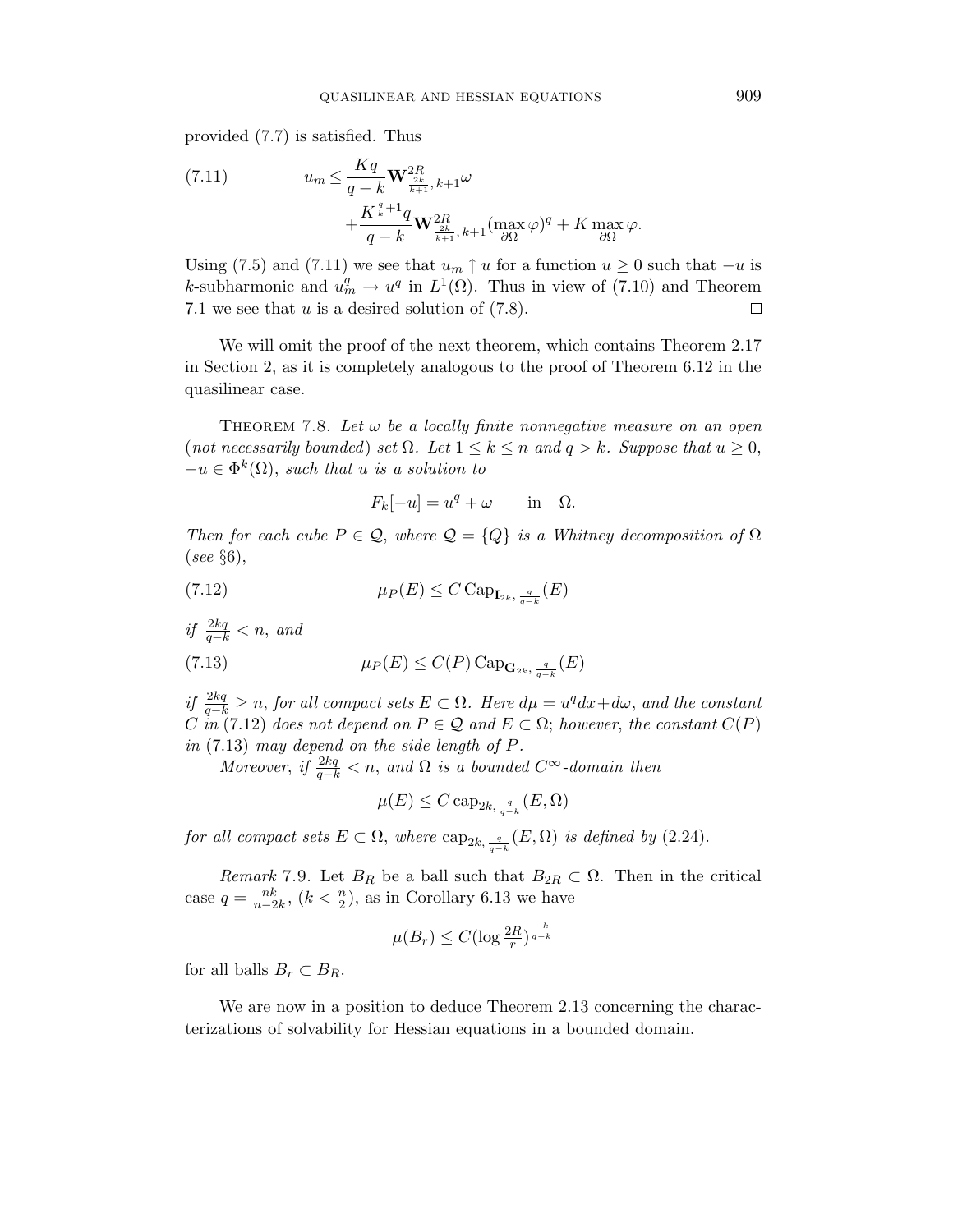provided (7.7) is satisfied. Thus

$$
\begin{aligned}
(7.11) \qquad u_m \leq \frac{Kq}{q-k}\mathbf{W}^{2R}_{\frac{2k}{k+1},\,k+1}\omega \\
+\frac{K^{\frac{q}{k}+1}q}{q-k}\mathbf{W}^{2R}_{\frac{2k}{k+1},\,k+1}(\max_{\partial\Omega}\varphi)^q + K\max_{\partial\Omega}\varphi.
\end{aligned}
$$

Using (7.5) and (7.11) we see that $u_m \uparrow u$ for a function $u \geq 0$ such that $-u$ is $k$-subharmonic and $u_m^q \to u^q$ in $L^1(\Omega)$. Thus in view of (7.10) and Theorem 7.1 we see that $u$ is a desired solution of (7.8). □

We will omit the proof of the next theorem, which contains Theorem 2.17 in Section 2, as it is completely analogous to the proof of Theorem 6.12 in the quasilinear case.

THEOREM 7.8. *Let $\omega$ be a locally finite nonnegative measure on an open (not necessarily bounded) set $\Omega$. Let $1 \leq k \leq n$ and $q > k$. Suppose that $u \geq 0$, $-u \in \Phi^k(\Omega)$, such that $u$ is a solution to*

$$F_k[-u] = u^q + \omega \qquad \text{in} \quad \Omega.$$

*Then for each cube $P \in \mathcal{Q}$, where $\mathcal{Q} = \{Q\}$ is a Whitney decomposition of $\Omega$ (see §6),*

$$\mu_P(E) \leq C\,\mathrm{Cap}_{\mathbf{I}_{2k},\,\frac{q}{q-k}}(E) \tag{7.12}$$

*if $\frac{2kq}{q-k} < n$, and*

$$\mu_P(E) \leq C(P)\,\mathrm{Cap}_{\mathbf{G}_{2k},\,\frac{q}{q-k}}(E) \tag{7.13}$$

*if $\frac{2kq}{q-k} \geq n$, for all compact sets $E \subset \Omega$. Here $d\mu = u^q dx + d\omega$, and the constant $C$ in (7.12) does not depend on $P \in \mathcal{Q}$ and $E \subset \Omega$; however, the constant $C(P)$ in (7.13) may depend on the side length of $P$.*

*Moreover, if $\frac{2kq}{q-k} < n$, and $\Omega$ is a bounded $C^\infty$-domain then*

$$\mu(E) \leq C\,\mathrm{cap}_{2k,\,\frac{q}{q-k}}(E, \Omega)$$

*for all compact sets $E \subset \Omega$, where $\mathrm{cap}_{2k,\,\frac{q}{q-k}}(E, \Omega)$ is defined by (2.24).*

*Remark* 7.9. Let $B_R$ be a ball such that $B_{2R} \subset \Omega$. Then in the critical case $q = \frac{nk}{n-2k}$, ($k < \frac{n}{2}$), as in Corollary 6.13 we have

$$\mu(B_r) \leq C(\log \tfrac{2R}{r})^{\frac{-k}{q-k}}$$

for all balls $B_r \subset B_R$.

We are now in a position to deduce Theorem 2.13 concerning the characterizations of solvability for Hessian equations in a bounded domain.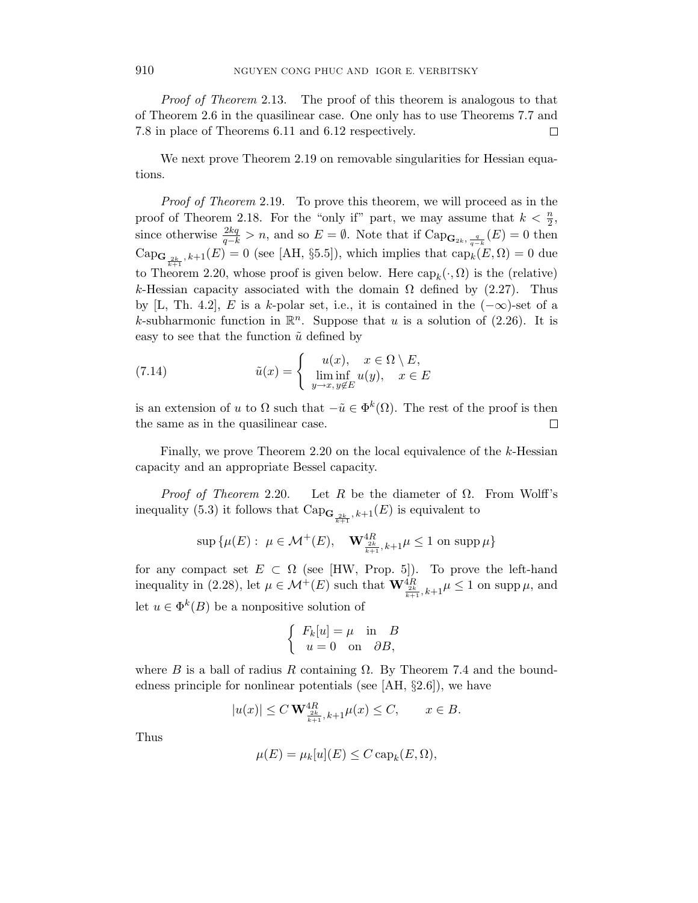*Proof of Theorem* 2.13. The proof of this theorem is analogous to that of Theorem 2.6 in the quasilinear case. One only has to use Theorems 7.7 and 7.8 in place of Theorems 6.11 and 6.12 respectively. □

We next prove Theorem 2.19 on removable singularities for Hessian equations.

*Proof of Theorem* 2.19. To prove this theorem, we will proceed as in the proof of Theorem 2.18. For the "only if" part, we may assume that $k < \frac{n}{2}$, since otherwise $\frac{2kq}{q-k} > n$, and so $E = \emptyset$. Note that if $\mathrm{Cap}_{\mathbf{G}_{2k},\, \frac{q}{q-k}}(E) = 0$ then $\mathrm{Cap}_{\mathbf{G}_{\frac{2k}{k+1}},\, k+1}(E) = 0$ (see [AH, §5.5]), which implies that $\mathrm{cap}_k(E,\Omega) = 0$ due to Theorem 2.20, whose proof is given below. Here $\mathrm{cap}_k(\cdot,\Omega)$ is the (relative) $k$-Hessian capacity associated with the domain $\Omega$ defined by (2.27). Thus by [L, Th. 4.2], $E$ is a $k$-polar set, i.e., it is contained in the $(-\infty)$-set of a $k$-subharmonic function in $\mathbb{R}^n$. Suppose that $u$ is a solution of (2.26). It is easy to see that the function $\tilde{u}$ defined by

$$
\tilde{u}(x) = \begin{cases} u(x), & x \in \Omega \setminus E, \\ \liminf\limits_{y \to x,\, y \notin E} u(y), & x \in E \end{cases} \tag{7.14}
$$

is an extension of $u$ to $\Omega$ such that $-\tilde{u} \in \Phi^k(\Omega)$. The rest of the proof is then the same as in the quasilinear case. □

Finally, we prove Theorem 2.20 on the local equivalence of the $k$-Hessian capacity and an appropriate Bessel capacity.

*Proof of Theorem* 2.20. Let $R$ be the diameter of $\Omega$. From Wolff's inequality (5.3) it follows that $\mathrm{Cap}_{\mathbf{G}_{\frac{2k}{k+1}},\, k+1}(E)$ is equivalent to

$$
\sup\{\mu(E) :\ \mu \in \mathcal{M}^+(E), \quad \mathbf{W}^{4R}_{\frac{2k}{k+1},\, k+1}\mu \leq 1 \text{ on } \operatorname{supp}\mu\}
$$

for any compact set $E \subset \Omega$ (see [HW, Prop. 5]). To prove the left-hand inequality in (2.28), let $\mu \in \mathcal{M}^+(E)$ such that $\mathbf{W}^{4R}_{\frac{2k}{k+1},\, k+1}\mu \leq 1$ on $\operatorname{supp}\mu$, and let $u \in \Phi^k(B)$ be a nonpositive solution of

$$
\begin{cases} F_k[u] = \mu & \text{in} \quad B \\ u = 0 & \text{on} \quad \partial B, \end{cases}
$$

where $B$ is a ball of radius $R$ containing $\Omega$. By Theorem 7.4 and the boundedness principle for nonlinear potentials (see [AH, §2.6]), we have

$$
|u(x)| \leq C\, \mathbf{W}^{4R}_{\frac{2k}{k+1},\, k+1}\mu(x) \leq C, \qquad x \in B.
$$

Thus

$$
\mu(E) = \mu_k[u](E) \leq C\, \mathrm{cap}_k(E,\Omega),
$$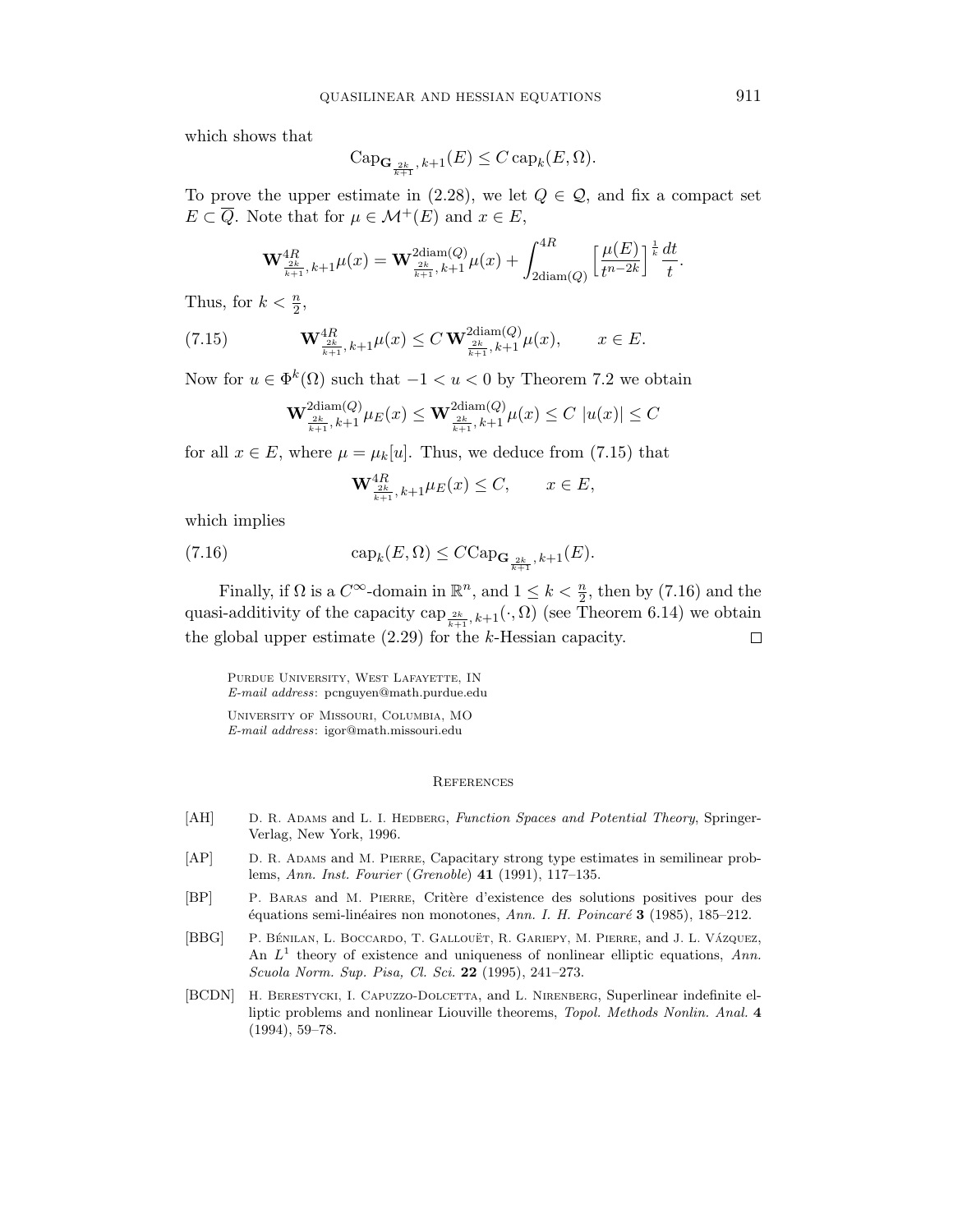which shows that

$$\mathrm{Cap}_{\mathbf{G}_{\frac{2k}{k+1}},\,k+1}(E) \le C\,\mathrm{cap}_k(E,\Omega).$$

To prove the upper estimate in (2.28), we let $Q \in \mathcal{Q}$, and fix a compact set $E \subset \overline{Q}$. Note that for $\mu \in \mathcal{M}^+(E)$ and $x \in E$,

$$\mathbf{W}^{4R}_{\frac{2k}{k+1},\,k+1}\mu(x) = \mathbf{W}^{2\mathrm{diam}(Q)}_{\frac{2k}{k+1},\,k+1}\mu(x) + \int_{2\mathrm{diam}(Q)}^{4R} \Big[\frac{\mu(E)}{t^{n-2k}}\Big]^{\frac{1}{k}}\frac{dt}{t}.$$

Thus, for $k < \frac{n}{2}$,

$$\mathbf{W}^{4R}_{\frac{2k}{k+1},\,k+1}\mu(x) \le C\,\mathbf{W}^{2\mathrm{diam}(Q)}_{\frac{2k}{k+1},\,k+1}\mu(x), \qquad x \in E. \tag{7.15}$$

Now for $u \in \Phi^k(\Omega)$ such that $-1 < u < 0$ by Theorem 7.2 we obtain

$$\mathbf{W}^{2\mathrm{diam}(Q)}_{\frac{2k}{k+1},\,k+1}\mu_E(x) \le \mathbf{W}^{2\mathrm{diam}(Q)}_{\frac{2k}{k+1},\,k+1}\mu(x) \le C\ |u(x)| \le C$$

for all $x \in E$, where $\mu = \mu_k[u]$. Thus, we deduce from (7.15) that

$$\mathbf{W}^{4R}_{\frac{2k}{k+1},\,k+1}\mu_E(x) \le C, \qquad x \in E,$$

which implies

$$\mathrm{cap}_k(E,\Omega) \le C\mathrm{Cap}_{\mathbf{G}_{\frac{2k}{k+1}},\,k+1}(E). \tag{7.16}$$

Finally, if $\Omega$ is a $C^\infty$-domain in $\mathbb{R}^n$, and $1 \le k < \frac{n}{2}$, then by (7.16) and the quasi-additivity of the capacity $\mathrm{cap}_{\frac{2k}{k+1},\,k+1}(\cdot,\Omega)$ (see Theorem 6.14) we obtain the global upper estimate (2.29) for the $k$-Hessian capacity. □

Purdue University, West Lafayette, IN
*E-mail address*: pcnguyen@math.purdue.edu

University of Missouri, Columbia, MO
*E-mail address*: igor@math.missouri.edu

## References

[AH] D. R. Adams and L. I. Hedberg, *Function Spaces and Potential Theory*, Springer-Verlag, New York, 1996.

[AP] D. R. Adams and M. Pierre, Capacitary strong type estimates in semilinear problems, *Ann. Inst. Fourier* (*Grenoble*) **41** (1991), 117–135.

[BP] P. Baras and M. Pierre, Critère d'existence des solutions positives pour des équations semi-linéaires non monotones, *Ann. I. H. Poincaré* **3** (1985), 185–212.

[BBG] P. Bénilan, L. Boccardo, T. Gallouët, R. Gariepy, M. Pierre, and J. L. Vázquez, An $L^1$ theory of existence and uniqueness of nonlinear elliptic equations, *Ann. Scuola Norm. Sup. Pisa, Cl. Sci.* **22** (1995), 241–273.

[BCDN] H. Berestycki, I. Capuzzo-Dolcetta, and L. Nirenberg, Superlinear indefinite elliptic problems and nonlinear Liouville theorems, *Topol. Methods Nonlin. Anal.* **4** (1994), 59–78.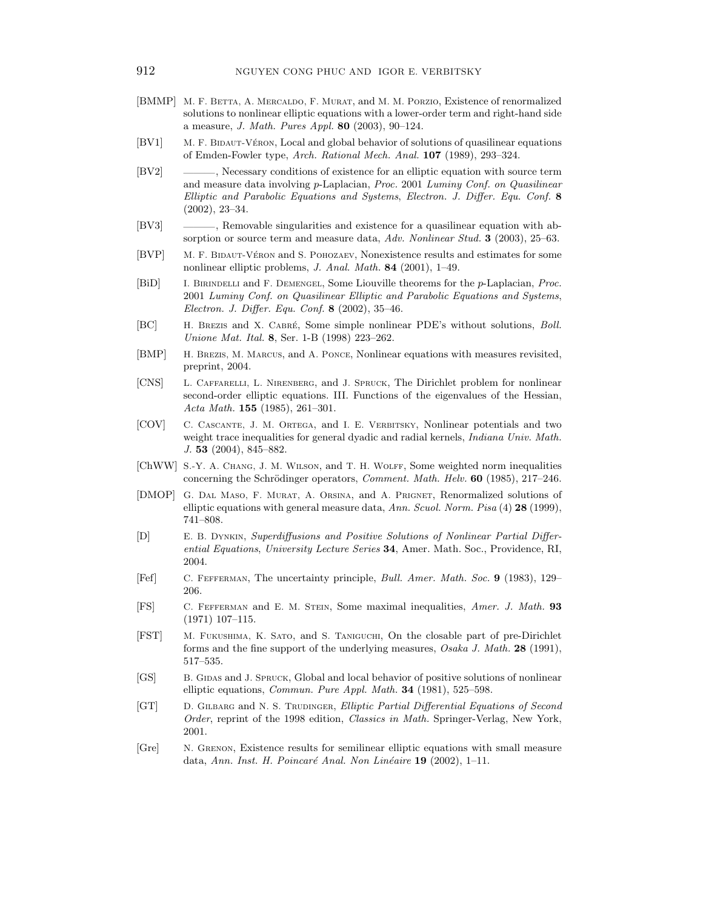[BMMP] M. F. Betta, A. Mercaldo, F. Murat, and M. M. Porzio, Existence of renormalized solutions to nonlinear elliptic equations with a lower-order term and right-hand side a measure, *J. Math. Pures Appl.* **80** (2003), 90–124.

[BV1] M. F. Bidaut-Véron, Local and global behavior of solutions of quasilinear equations of Emden-Fowler type, *Arch. Rational Mech. Anal.* **107** (1989), 293–324.

[BV2] ———, Necessary conditions of existence for an elliptic equation with source term and measure data involving $p$-Laplacian, *Proc.* 2001 *Luminy Conf. on Quasilinear Elliptic and Parabolic Equations and Systems*, *Electron. J. Differ. Equ. Conf.* **8** (2002), 23–34.

[BV3] ———, Removable singularities and existence for a quasilinear equation with absorption or source term and measure data, *Adv. Nonlinear Stud.* **3** (2003), 25–63.

[BVP] M. F. Bidaut-Véron and S. Pohozaev, Nonexistence results and estimates for some nonlinear elliptic problems, *J. Anal. Math.* **84** (2001), 1–49.

[BiD] I. Birindelli and F. Demengel, Some Liouville theorems for the $p$-Laplacian, *Proc.* 2001 *Luminy Conf. on Quasilinear Elliptic and Parabolic Equations and Systems*, *Electron. J. Differ. Equ. Conf.* **8** (2002), 35–46.

[BC] H. Brezis and X. Cabré, Some simple nonlinear PDE's without solutions, *Boll. Unione Mat. Ital.* **8**, Ser. 1-B (1998) 223–262.

[BMP] H. Brezis, M. Marcus, and A. Ponce, Nonlinear equations with measures revisited, preprint, 2004.

[CNS] L. Caffarelli, L. Nirenberg, and J. Spruck, The Dirichlet problem for nonlinear second-order elliptic equations. III. Functions of the eigenvalues of the Hessian, *Acta Math.* **155** (1985), 261–301.

[COV] C. Cascante, J. M. Ortega, and I. E. Verbitsky, Nonlinear potentials and two weight trace inequalities for general dyadic and radial kernels, *Indiana Univ. Math. J.* **53** (2004), 845–882.

[ChWW] S.-Y. A. Chang, J. M. Wilson, and T. H. Wolff, Some weighted norm inequalities concerning the Schrödinger operators, *Comment. Math. Helv.* **60** (1985), 217–246.

[DMOP] G. Dal Maso, F. Murat, A. Orsina, and A. Prignet, Renormalized solutions of elliptic equations with general measure data, *Ann. Scuol. Norm. Pisa* (4) **28** (1999), 741–808.

[D] E. B. Dynkin, *Superdiffusions and Positive Solutions of Nonlinear Partial Differential Equations*, *University Lecture Series* **34**, Amer. Math. Soc., Providence, RI, 2004.

[Fef] C. Fefferman, The uncertainty principle, *Bull. Amer. Math. Soc.* **9** (1983), 129–206.

[FS] C. Fefferman and E. M. Stein, Some maximal inequalities, *Amer. J. Math.* **93** (1971) 107–115.

[FST] M. Fukushima, K. Sato, and S. Taniguchi, On the closable part of pre-Dirichlet forms and the fine support of the underlying measures, *Osaka J. Math.* **28** (1991), 517–535.

[GS] B. Gidas and J. Spruck, Global and local behavior of positive solutions of nonlinear elliptic equations, *Commun. Pure Appl. Math.* **34** (1981), 525–598.

[GT] D. Gilbarg and N. S. Trudinger, *Elliptic Partial Differential Equations of Second Order*, reprint of the 1998 edition, *Classics in Math.* Springer-Verlag, New York, 2001.

[Gre] N. Grenon, Existence results for semilinear elliptic equations with small measure data, *Ann. Inst. H. Poincaré Anal. Non Linéaire* **19** (2002), 1–11.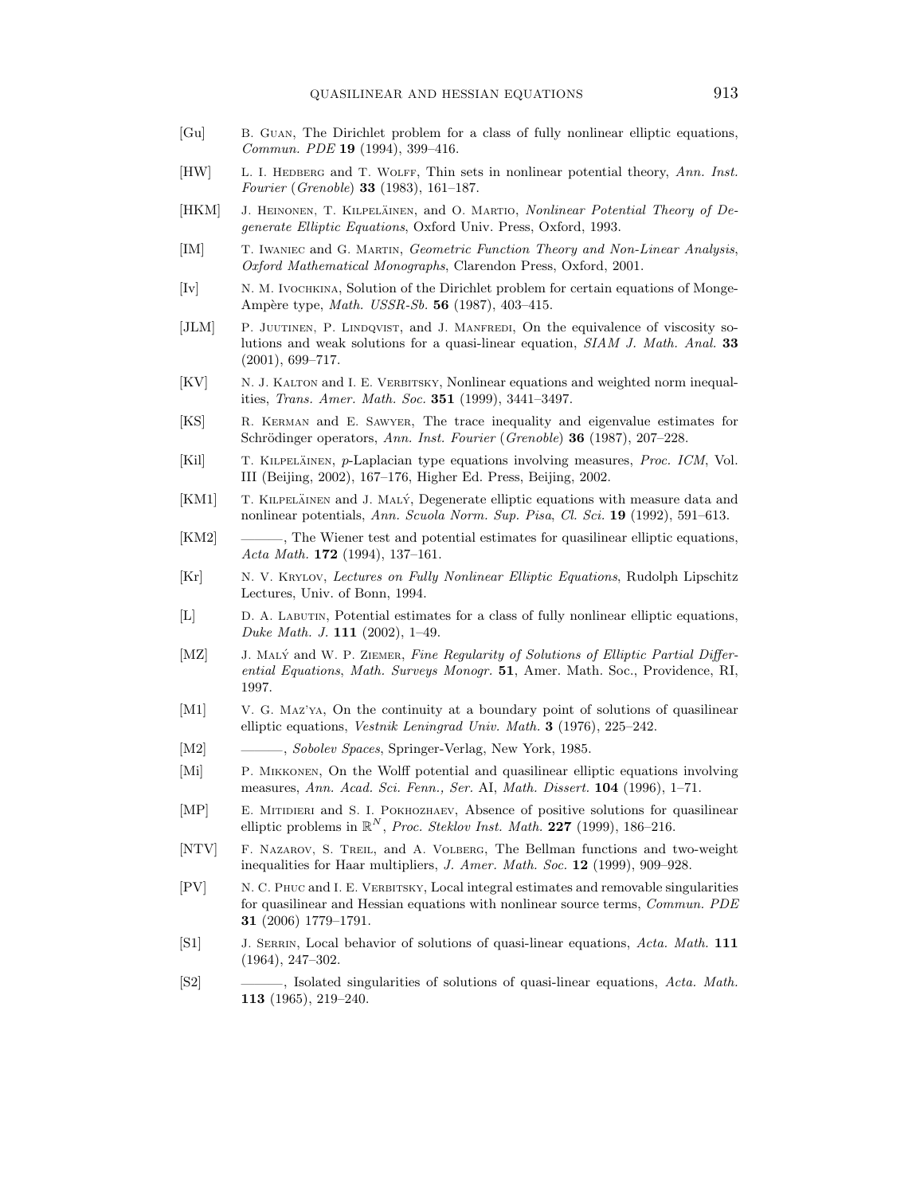[Gu] B. Guan, The Dirichlet problem for a class of fully nonlinear elliptic equations, *Commun. PDE* **19** (1994), 399–416.

[HW] L. I. Hedberg and T. Wolff, Thin sets in nonlinear potential theory, *Ann. Inst. Fourier* (*Grenoble*) **33** (1983), 161–187.

[HKM] J. Heinonen, T. Kilpeläinen, and O. Martio, *Nonlinear Potential Theory of Degenerate Elliptic Equations*, Oxford Univ. Press, Oxford, 1993.

[IM] T. Iwaniec and G. Martin, *Geometric Function Theory and Non-Linear Analysis*, *Oxford Mathematical Monographs*, Clarendon Press, Oxford, 2001.

[Iv] N. M. Ivochkina, Solution of the Dirichlet problem for certain equations of Monge-Ampère type, *Math. USSR-Sb.* **56** (1987), 403–415.

[JLM] P. Juutinen, P. Lindqvist, and J. Manfredi, On the equivalence of viscosity solutions and weak solutions for a quasi-linear equation, *SIAM J. Math. Anal.* **33** (2001), 699–717.

[KV] N. J. Kalton and I. E. Verbitsky, Nonlinear equations and weighted norm inequalities, *Trans. Amer. Math. Soc.* **351** (1999), 3441–3497.

[KS] R. Kerman and E. Sawyer, The trace inequality and eigenvalue estimates for Schrödinger operators, *Ann. Inst. Fourier* (*Grenoble*) **36** (1987), 207–228.

[Kil] T. Kilpeläinen, $p$-Laplacian type equations involving measures, *Proc. ICM*, Vol. III (Beijing, 2002), 167–176, Higher Ed. Press, Beijing, 2002.

[KM1] T. Kilpeläinen and J. Malý, Degenerate elliptic equations with measure data and nonlinear potentials, *Ann. Scuola Norm. Sup. Pisa*, *Cl. Sci.* **19** (1992), 591–613.

[KM2] ———, The Wiener test and potential estimates for quasilinear elliptic equations, *Acta Math.* **172** (1994), 137–161.

[Kr] N. V. Krylov, *Lectures on Fully Nonlinear Elliptic Equations*, Rudolph Lipschitz Lectures, Univ. of Bonn, 1994.

[L] D. A. Labutin, Potential estimates for a class of fully nonlinear elliptic equations, *Duke Math. J.* **111** (2002), 1–49.

[MZ] J. Malý and W. P. Ziemer, *Fine Regularity of Solutions of Elliptic Partial Differential Equations*, *Math. Surveys Monogr.* **51**, Amer. Math. Soc., Providence, RI, 1997.

[M1] V. G. Maz'ya, On the continuity at a boundary point of solutions of quasilinear elliptic equations, *Vestnik Leningrad Univ. Math.* **3** (1976), 225–242.

[M2] ———, *Sobolev Spaces*, Springer-Verlag, New York, 1985.

[Mi] P. Mikkonen, On the Wolff potential and quasilinear elliptic equations involving measures, *Ann. Acad. Sci. Fenn., Ser.* AI, *Math. Dissert.* **104** (1996), 1–71.

[MP] E. Mitidieri and S. I. Pokhozhaev, Absence of positive solutions for quasilinear elliptic problems in $\mathbb{R}^N$, *Proc. Steklov Inst. Math.* **227** (1999), 186–216.

[NTV] F. Nazarov, S. Treil, and A. Volberg, The Bellman functions and two-weight inequalities for Haar multipliers, *J. Amer. Math. Soc.* **12** (1999), 909–928.

[PV] N. C. Phuc and I. E. Verbitsky, Local integral estimates and removable singularities for quasilinear and Hessian equations with nonlinear source terms, *Commun. PDE* **31** (2006) 1779–1791.

[S1] J. Serrin, Local behavior of solutions of quasi-linear equations, *Acta. Math.* **111** (1964), 247–302.

[S2] ———, Isolated singularities of solutions of quasi-linear equations, *Acta. Math.* **113** (1965), 219–240.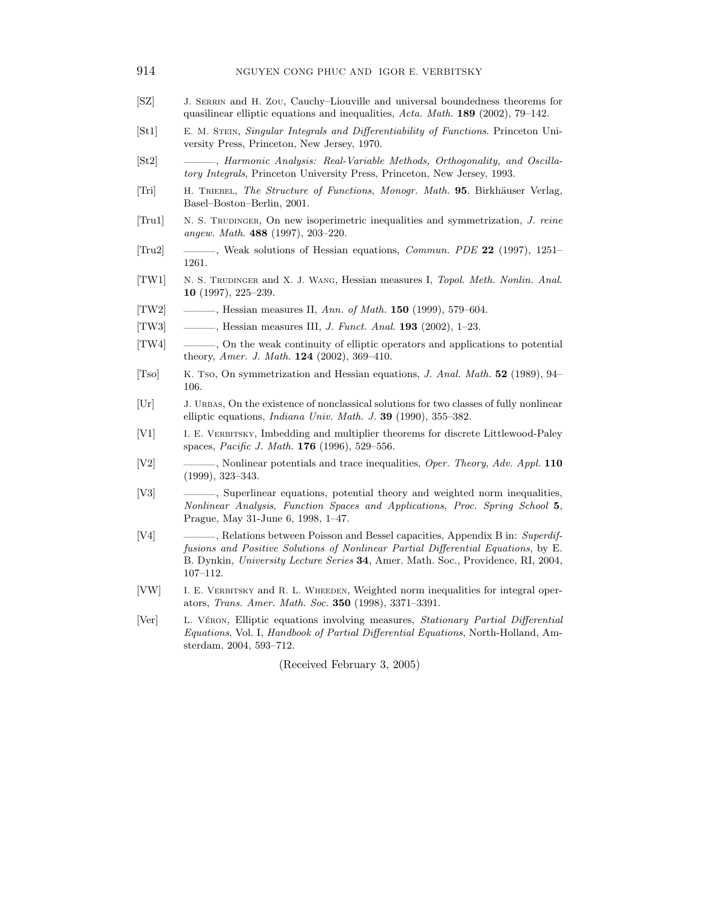[SZ] J. Serrin and H. Zou, Cauchy–Liouville and universal boundedness theorems for quasilinear elliptic equations and inequalities, *Acta. Math.* **189** (2002), 79–142.

[St1] E. M. Stein, *Singular Integrals and Differentiability of Functions*. Princeton University Press, Princeton, New Jersey, 1970.

[St2] ———, *Harmonic Analysis: Real-Variable Methods, Orthogonality, and Oscillatory Integrals*, Princeton University Press, Princeton, New Jersey, 1993.

[Tri] H. Triebel, *The Structure of Functions*, *Monogr. Math.* **95**. Birkhäuser Verlag, Basel–Boston–Berlin, 2001.

[Tru1] N. S. Trudinger, On new isoperimetric inequalities and symmetrization, *J. reine angew. Math.* **488** (1997), 203–220.

[Tru2] ———, Weak solutions of Hessian equations, *Commun. PDE* **22** (1997), 1251–1261.

[TW1] N. S. Trudinger and X. J. Wang, Hessian measures I, *Topol. Meth. Nonlin. Anal.* **10** (1997), 225–239.

[TW2] ———, Hessian measures II, *Ann. of Math.* **150** (1999), 579–604.

[TW3] ———, Hessian measures III, *J. Funct. Anal.* **193** (2002), 1–23.

[TW4] ———, On the weak continuity of elliptic operators and applications to potential theory, *Amer. J. Math.* **124** (2002), 369–410.

[Tso] K. Tso, On symmetrization and Hessian equations, *J. Anal. Math.* **52** (1989), 94–106.

[Ur] J. Urbas, On the existence of nonclassical solutions for two classes of fully nonlinear elliptic equations, *Indiana Univ. Math. J.* **39** (1990), 355–382.

[V1] I. E. Verbitsky, Imbedding and multiplier theorems for discrete Littlewood-Paley spaces, *Pacific J. Math.* **176** (1996), 529–556.

[V2] ———, Nonlinear potentials and trace inequalities, *Oper. Theory*, *Adv. Appl.* **110** (1999), 323–343.

[V3] ———, Superlinear equations, potential theory and weighted norm inequalities, *Nonlinear Analysis*, *Function Spaces and Applications*, *Proc. Spring School* **5**, Prague, May 31-June 6, 1998, 1–47.

[V4] ———, Relations between Poisson and Bessel capacities, Appendix B in: *Superdiffusions and Positive Solutions of Nonlinear Partial Differential Equations*, by E. B. Dynkin, *University Lecture Series* **34**, Amer. Math. Soc., Providence, RI, 2004, 107–112.

[VW] I. E. Verbitsky and R. L. Wheeden, Weighted norm inequalities for integral operators, *Trans. Amer. Math. Soc.* **350** (1998), 3371–3391.

[Ver] L. Véron, Elliptic equations involving measures, *Stationary Partial Differential Equations*, Vol. I, *Handbook of Partial Differential Equations*, North-Holland, Amsterdam, 2004, 593–712.

(Received February 3, 2005)